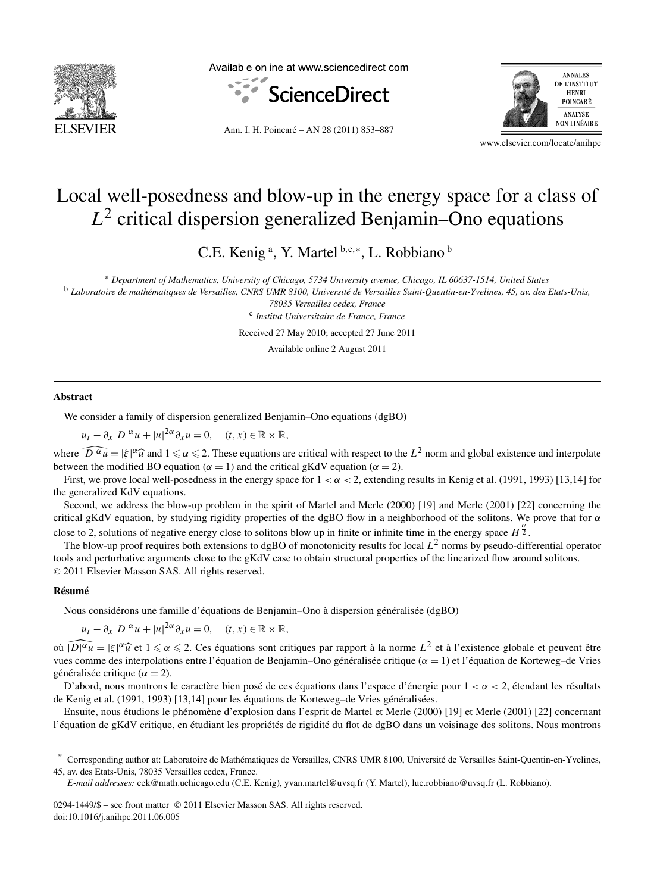# Local well-posedness and blow-up in the energy space for a class of $L^2$ critical dispersion generalized Benjamin–Ono equations

C.E. Kenig [a], Y. Martel [b,c,*], L. Robbiano [b]

[a] *Department of Mathematics, University of Chicago, 5734 University avenue, Chicago, IL 60637-1514, United States*

[b] *Laboratoire de mathématiques de Versailles, CNRS UMR 8100, Université de Versailles Saint-Quentin-en-Yvelines, 45, av. des Etats-Unis, 78035 Versailles cedex, France*

[c] *Institut Universitaire de France, France*

Received 27 May 2010; accepted 27 June 2011

Available online 2 August 2011

## Abstract

We consider a family of dispersion generalized Benjamin–Ono equations (dgBO)

$$u_t - \partial_x |D|^\alpha u + |u|^{2\alpha} \partial_x u = 0, \quad (t,x) \in \mathbb{R} \times \mathbb{R},$$

where $\widehat{|D|^\alpha u} = |\xi|^\alpha \widehat{u}$ and $1 \leqslant \alpha \leqslant 2$. These equations are critical with respect to the $L^2$ norm and global existence and interpolate between the modified BO equation ($\alpha = 1$) and the critical gKdV equation ($\alpha = 2$).

First, we prove local well-posedness in the energy space for $1 < \alpha < 2$, extending results in Kenig et al. (1991, 1993) [13,14] for the generalized KdV equations.

Second, we address the blow-up problem in the spirit of Martel and Merle (2000) [19] and Merle (2001) [22] concerning the critical gKdV equation, by studying rigidity properties of the dgBO flow in a neighborhood of the solitons. We prove that for $\alpha$ close to 2, solutions of negative energy close to solitons blow up in finite or infinite time in the energy space $H^{\frac{\alpha}{2}}$.

The blow-up proof requires both extensions to dgBO of monotonicity results for local $L^2$ norms by pseudo-differential operator tools and perturbative arguments close to the gKdV case to obtain structural properties of the linearized flow around solitons.

© 2011 Elsevier Masson SAS. All rights reserved.

## Résumé

Nous considérons une famille d'équations de Benjamin–Ono à dispersion généralisée (dgBO)

$$u_t - \partial_x |D|^\alpha u + |u|^{2\alpha} \partial_x u = 0, \quad (t,x) \in \mathbb{R} \times \mathbb{R},$$

où $\widehat{|D|^\alpha u} = |\xi|^\alpha \widehat{u}$ et $1 \leqslant \alpha \leqslant 2$. Ces équations sont critiques par rapport à la norme $L^2$ et à l'existence globale et peuvent être vues comme des interpolations entre l'équation de Benjamin–Ono généralisée critique ($\alpha = 1$) et l'équation de Korteweg–de Vries généralisée critique ($\alpha = 2$).

D'abord, nous montrons le caractère bien posé de ces équations dans l'espace d'énergie pour $1 < \alpha < 2$, étendant les résultats de Kenig et al. (1991, 1993) [13,14] pour les équations de Korteweg–de Vries généralisées.

Ensuite, nous étudions le phénomène d'explosion dans l'esprit de Martel et Merle (2000) [19] et Merle (2001) [22] concernant l'équation de gKdV critique, en étudiant les propriétés de rigidité du flot de dgBO dans un voisinage des solitons. Nous montrons

---

* Corresponding author at: Laboratoire de Mathématiques de Versailles, CNRS UMR 8100, Université de Versailles Saint-Quentin-en-Yvelines, 45, av. des Etats-Unis, 78035 Versailles cedex, France.

*E-mail addresses:* cek@math.uchicago.edu (C.E. Kenig), yvan.martel@uvsq.fr (Y. Martel), luc.robbiano@uvsq.fr (L. Robbiano).

0294-1449/$ – see front matter © 2011 Elsevier Masson SAS. All rights reserved.
doi:10.1016/j.anihpc.2011.06.005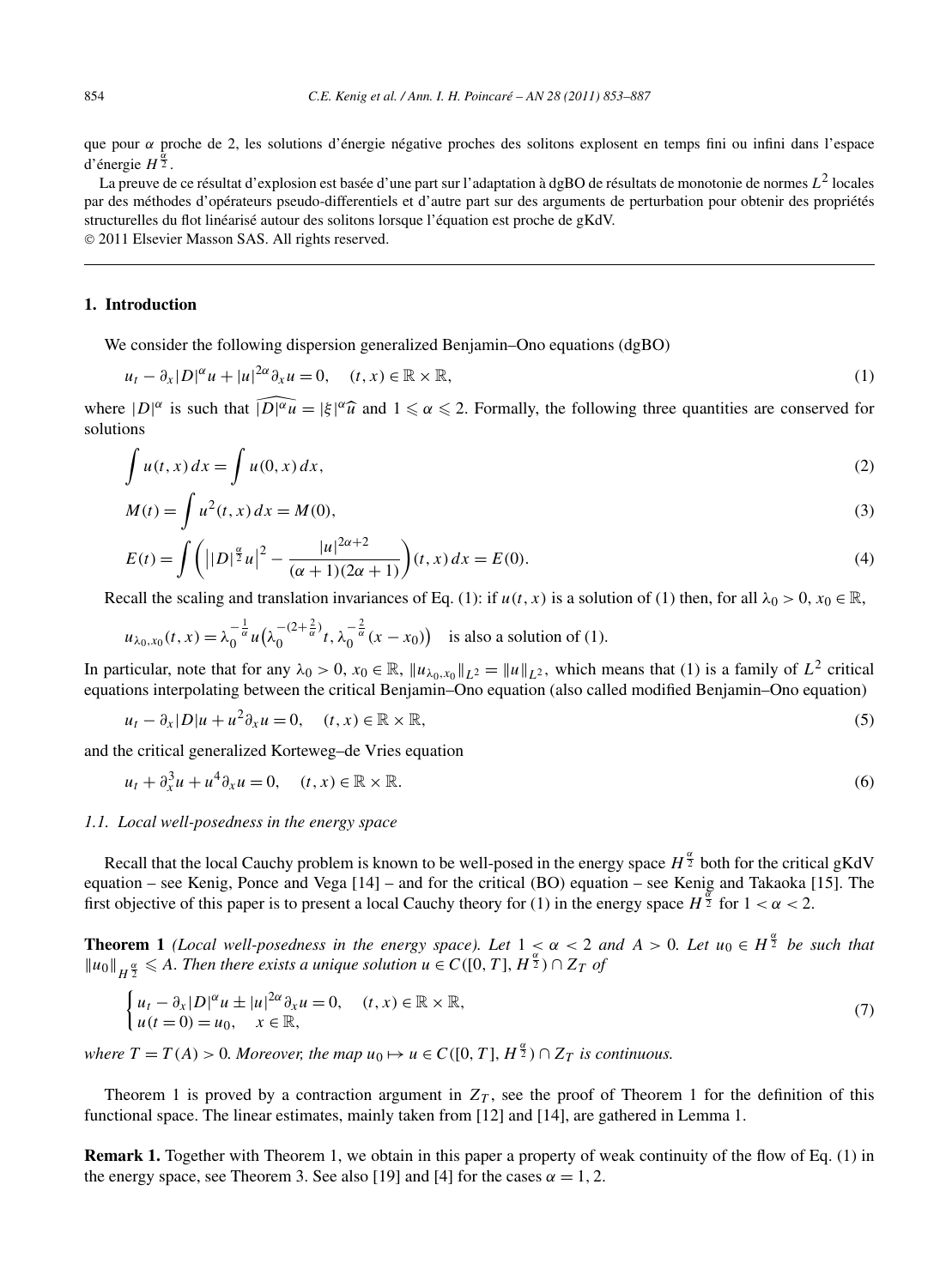que pour $\alpha$ proche de 2, les solutions d'énergie négative proches des solitons explosent en temps fini ou infini dans l'espace d'énergie $H^{\frac{\alpha}{2}}$.

La preuve de ce résultat d'explosion est basée d'une part sur l'adaptation à dgBO de résultats de monotonie de normes $L^2$ locales par des méthodes d'opérateurs pseudo-differentiels et d'autre part sur des arguments de perturbation pour obtenir des propriétés structurelles du flot linéarisé autour des solitons lorsque l'équation est proche de gKdV.

© 2011 Elsevier Masson SAS. All rights reserved.

---

## 1. Introduction

We consider the following dispersion generalized Benjamin–Ono equations (dgBO)

$$u_t - \partial_x |D|^\alpha u + |u|^{2\alpha}\partial_x u = 0, \quad (t,x) \in \mathbb{R}\times\mathbb{R}, \tag{1}$$

where $|D|^\alpha$ is such that $\widehat{|D|^\alpha u} = |\xi|^\alpha \widehat{u}$ and $1 \leqslant \alpha \leqslant 2$. Formally, the following three quantities are conserved for solutions

$$\int u(t,x)\,dx = \int u(0,x)\,dx, \tag{2}$$

$$M(t) = \int u^2(t,x)\,dx = M(0), \tag{3}$$

$$E(t) = \int \left( \left| |D|^{\frac{\alpha}{2}} u \right|^2 - \frac{|u|^{2\alpha+2}}{(\alpha+1)(2\alpha+1)} \right)(t,x)\,dx = E(0). \tag{4}$$

Recall the scaling and translation invariances of Eq. (1): if $u(t,x)$ is a solution of (1) then, for all $\lambda_0 > 0$, $x_0 \in \mathbb{R}$,

$$u_{\lambda_0,x_0}(t,x) = \lambda_0^{-\frac{1}{\alpha}} u\big(\lambda_0^{-(2+\frac{2}{\alpha})} t, \lambda_0^{-\frac{2}{\alpha}}(x - x_0)\big) \quad \text{is also a solution of (1).}$$

In particular, note that for any $\lambda_0 > 0$, $x_0 \in \mathbb{R}$, $\|u_{\lambda_0,x_0}\|_{L^2} = \|u\|_{L^2}$, which means that (1) is a family of $L^2$ critical equations interpolating between the critical Benjamin–Ono equation (also called modified Benjamin–Ono equation)

$$u_t - \partial_x |D| u + u^2 \partial_x u = 0, \quad (t,x) \in \mathbb{R}\times\mathbb{R}, \tag{5}$$

and the critical generalized Korteweg–de Vries equation

$$u_t + \partial_x^3 u + u^4 \partial_x u = 0, \quad (t,x) \in \mathbb{R}\times\mathbb{R}. \tag{6}$$

### 1.1. Local well-posedness in the energy space

Recall that the local Cauchy problem is known to be well-posed in the energy space $H^{\frac{\alpha}{2}}$ both for the critical gKdV equation – see Kenig, Ponce and Vega [14] – and for the critical (BO) equation – see Kenig and Takaoka [15]. The first objective of this paper is to present a local Cauchy theory for (1) in the energy space $H^{\frac{\alpha}{2}}$ for $1 < \alpha < 2$.

**Theorem 1** *(Local well-posedness in the energy space). Let $1 < \alpha < 2$ and $A > 0$. Let $u_0 \in H^{\frac{\alpha}{2}}$ be such that $\|u_0\|_{H^{\frac{\alpha}{2}}} \leqslant A$. Then there exists a unique solution $u \in C([0,T], H^{\frac{\alpha}{2}}) \cap Z_T$ of*

$$\begin{cases} u_t - \partial_x |D|^\alpha u \pm |u|^{2\alpha}\partial_x u = 0, & (t,x) \in \mathbb{R}\times\mathbb{R}, \\ u(t=0) = u_0, & x \in \mathbb{R}, \end{cases} \tag{7}$$

*where $T = T(A) > 0$. Moreover, the map $u_0 \mapsto u \in C([0,T], H^{\frac{\alpha}{2}}) \cap Z_T$ is continuous.*

Theorem 1 is proved by a contraction argument in $Z_T$, see the proof of Theorem 1 for the definition of this functional space. The linear estimates, mainly taken from [12] and [14], are gathered in Lemma 1.

**Remark 1.** Together with Theorem 1, we obtain in this paper a property of weak continuity of the flow of Eq. (1) in the energy space, see Theorem 3. See also [19] and [4] for the cases $\alpha = 1, 2$.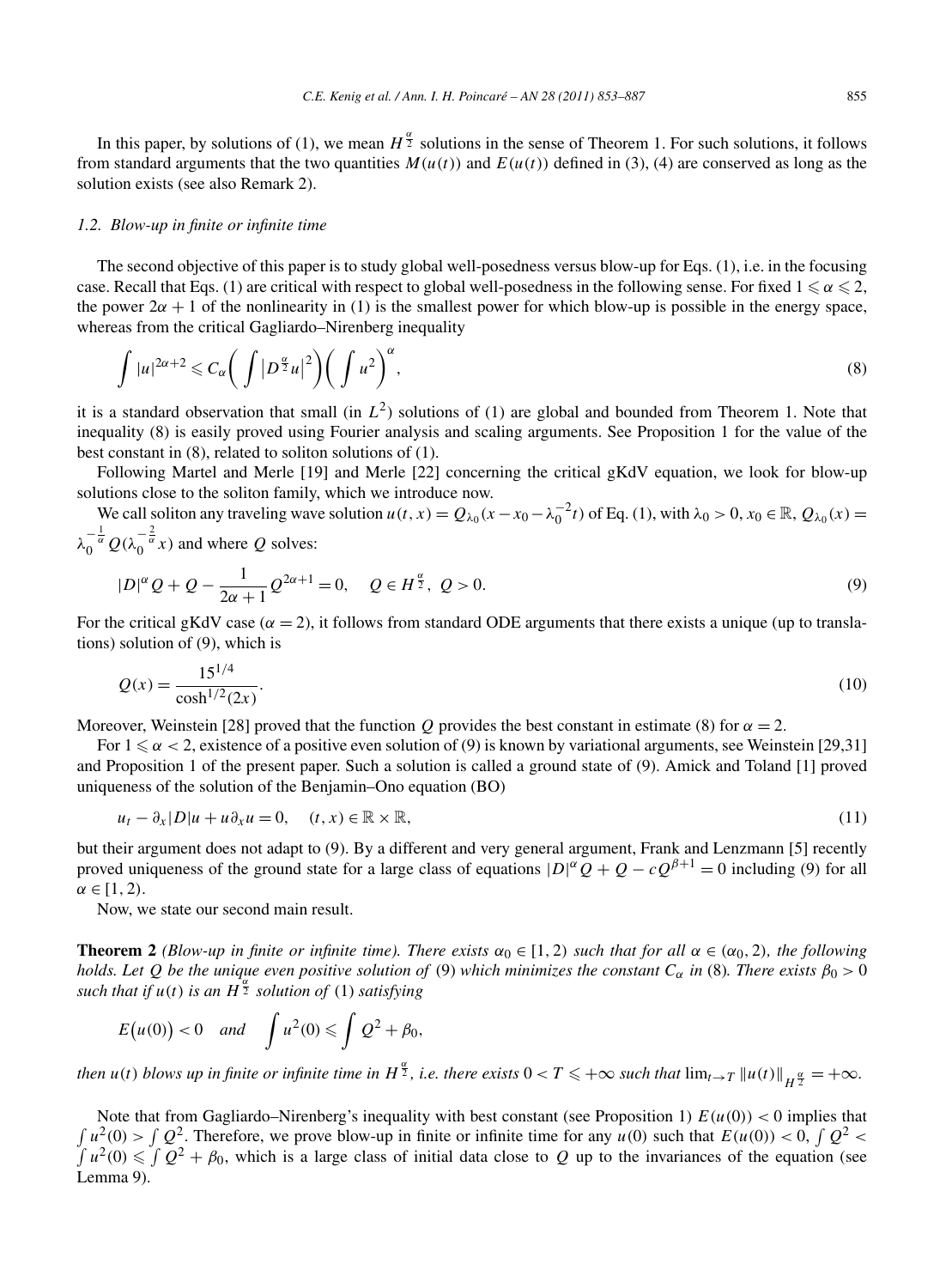In this paper, by solutions of (1), we mean $H^{\frac{\alpha}{2}}$ solutions in the sense of Theorem 1. For such solutions, it follows from standard arguments that the two quantities $M(u(t))$ and $E(u(t))$ defined in (3), (4) are conserved as long as the solution exists (see also Remark 2).

### 1.2. Blow-up in finite or infinite time

The second objective of this paper is to study global well-posedness versus blow-up for Eqs. (1), i.e. in the focusing case. Recall that Eqs. (1) are critical with respect to global well-posedness in the following sense. For fixed $1 \leqslant \alpha \leqslant 2$, the power $2\alpha + 1$ of the nonlinearity in (1) is the smallest power for which blow-up is possible in the energy space, whereas from the critical Gagliardo–Nirenberg inequality

$$\int |u|^{2\alpha+2} \leqslant C_\alpha \left( \int \left|D^{\frac{\alpha}{2}} u\right|^2 \right) \left( \int u^2 \right)^{\alpha}, \tag{8}$$

it is a standard observation that small (in $L^2$) solutions of (1) are global and bounded from Theorem 1. Note that inequality (8) is easily proved using Fourier analysis and scaling arguments. See Proposition 1 for the value of the best constant in (8), related to soliton solutions of (1).

Following Martel and Merle [19] and Merle [22] concerning the critical gKdV equation, we look for blow-up solutions close to the soliton family, which we introduce now.

We call soliton any traveling wave solution $u(t,x) = Q_{\lambda_0}(x - x_0 - \lambda_0^{-2} t)$ of Eq. (1), with $\lambda_0 > 0$, $x_0 \in \mathbb{R}$, $Q_{\lambda_0}(x) = \lambda_0^{-\frac{1}{\alpha}} Q(\lambda_0^{-\frac{2}{\alpha}} x)$ and where $Q$ solves:

$$|D|^\alpha Q + Q - \frac{1}{2\alpha + 1} Q^{2\alpha+1} = 0, \quad Q \in H^{\frac{\alpha}{2}},\ Q > 0. \tag{9}$$

For the critical gKdV case ($\alpha = 2$), it follows from standard ODE arguments that there exists a unique (up to translations) solution of (9), which is

$$Q(x) = \frac{15^{1/4}}{\cosh^{1/2}(2x)}. \tag{10}$$

Moreover, Weinstein [28] proved that the function $Q$ provides the best constant in estimate (8) for $\alpha = 2$.

For $1 \leqslant \alpha < 2$, existence of a positive even solution of (9) is known by variational arguments, see Weinstein [29,31] and Proposition 1 of the present paper. Such a solution is called a ground state of (9). Amick and Toland [1] proved uniqueness of the solution of the Benjamin–Ono equation (BO)

$$u_t - \partial_x |D| u + u \partial_x u = 0, \quad (t,x) \in \mathbb{R} \times \mathbb{R}, \tag{11}$$

but their argument does not adapt to (9). By a different and very general argument, Frank and Lenzmann [5] recently proved uniqueness of the ground state for a large class of equations $|D|^\alpha Q + Q - cQ^{\beta+1} = 0$ including (9) for all $\alpha \in [1, 2)$.

Now, we state our second main result.

**Theorem 2** *(Blow-up in finite or infinite time). There exists $\alpha_0 \in [1, 2)$ such that for all $\alpha \in (\alpha_0, 2)$, the following holds. Let $Q$ be the unique even positive solution of (9) which minimizes the constant $C_\alpha$ in (8). There exists $\beta_0 > 0$ such that if $u(t)$ is an $H^{\frac{\alpha}{2}}$ solution of (1) satisfying*

$$E(u(0)) < 0 \quad \text{and} \quad \int u^2(0) \leqslant \int Q^2 + \beta_0,$$

*then $u(t)$ blows up in finite or infinite time in $H^{\frac{\alpha}{2}}$, i.e. there exists $0 < T \leqslant +\infty$ such that $\lim_{t \to T} \|u(t)\|_{H^{\frac{\alpha}{2}}} = +\infty$.*

Note that from Gagliardo–Nirenberg's inequality with best constant (see Proposition 1) $E(u(0)) < 0$ implies that $\int u^2(0) > \int Q^2$. Therefore, we prove blow-up in finite or infinite time for any $u(0)$ such that $E(u(0)) < 0$, $\int Q^2 < \int u^2(0) \leqslant \int Q^2 + \beta_0$, which is a large class of initial data close to $Q$ up to the invariances of the equation (see Lemma 9).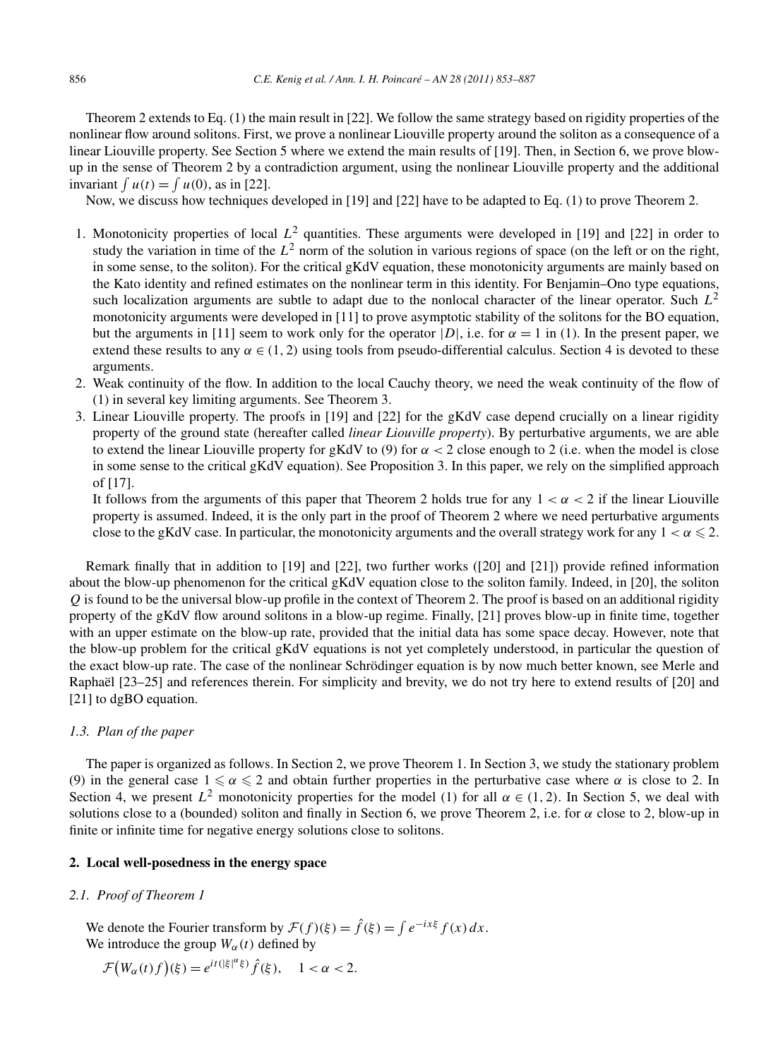Theorem 2 extends to Eq. (1) the main result in [22]. We follow the same strategy based on rigidity properties of the nonlinear flow around solitons. First, we prove a nonlinear Liouville property around the soliton as a consequence of a linear Liouville property. See Section 5 where we extend the main results of [19]. Then, in Section 6, we prove blow-up in the sense of Theorem 2 by a contradiction argument, using the nonlinear Liouville property and the additional invariant $\int u(t) = \int u(0)$, as in [22].

Now, we discuss how techniques developed in [19] and [22] have to be adapted to Eq. (1) to prove Theorem 2.

1. Monotonicity properties of local $L^2$ quantities. These arguments were developed in [19] and [22] in order to study the variation in time of the $L^2$ norm of the solution in various regions of space (on the left or on the right, in some sense, to the soliton). For the critical gKdV equation, these monotonicity arguments are mainly based on the Kato identity and refined estimates on the nonlinear term in this identity. For Benjamin–Ono type equations, such localization arguments are subtle to adapt due to the nonlocal character of the linear operator. Such $L^2$ monotonicity arguments were developed in [11] to prove asymptotic stability of the solitons for the BO equation, but the arguments in [11] seem to work only for the operator $|D|$, i.e. for $\alpha = 1$ in (1). In the present paper, we extend these results to any $\alpha \in (1, 2)$ using tools from pseudo-differential calculus. Section 4 is devoted to these arguments.
2. Weak continuity of the flow. In addition to the local Cauchy theory, we need the weak continuity of the flow of (1) in several key limiting arguments. See Theorem 3.
3. Linear Liouville property. The proofs in [19] and [22] for the gKdV case depend crucially on a linear rigidity property of the ground state (hereafter called *linear Liouville property*). By perturbative arguments, we are able to extend the linear Liouville property for gKdV to (9) for $\alpha < 2$ close enough to 2 (i.e. when the model is close in some sense to the critical gKdV equation). See Proposition 3. In this paper, we rely on the simplified approach of [17].

   It follows from the arguments of this paper that Theorem 2 holds true for any $1 < \alpha < 2$ if the linear Liouville property is assumed. Indeed, it is the only part in the proof of Theorem 2 where we need perturbative arguments close to the gKdV case. In particular, the monotonicity arguments and the overall strategy work for any $1 < \alpha \leqslant 2$.

Remark finally that in addition to [19] and [22], two further works ([20] and [21]) provide refined information about the blow-up phenomenon for the critical gKdV equation close to the soliton family. Indeed, in [20], the soliton $Q$ is found to be the universal blow-up profile in the context of Theorem 2. The proof is based on an additional rigidity property of the gKdV flow around solitons in a blow-up regime. Finally, [21] proves blow-up in finite time, together with an upper estimate on the blow-up rate, provided that the initial data has some space decay. However, note that the blow-up problem for the critical gKdV equations is not yet completely understood, in particular the question of the exact blow-up rate. The case of the nonlinear Schrödinger equation is by now much better known, see Merle and Raphaël [23–25] and references therein. For simplicity and brevity, we do not try here to extend results of [20] and [21] to dgBO equation.

### 1.3. Plan of the paper

The paper is organized as follows. In Section 2, we prove Theorem 1. In Section 3, we study the stationary problem (9) in the general case $1 \leqslant \alpha \leqslant 2$ and obtain further properties in the perturbative case where $\alpha$ is close to 2. In Section 4, we present $L^2$ monotonicity properties for the model (1) for all $\alpha \in (1, 2)$. In Section 5, we deal with solutions close to a (bounded) soliton and finally in Section 6, we prove Theorem 2, i.e. for $\alpha$ close to 2, blow-up in finite or infinite time for negative energy solutions close to solitons.

## 2. Local well-posedness in the energy space

### 2.1. Proof of Theorem 1

We denote the Fourier transform by $\mathcal{F}(f)(\xi) = \hat{f}(\xi) = \int e^{-ix\xi} f(x)\,dx$.

We introduce the group $W_\alpha(t)$ defined by

$$\mathcal{F}\big(W_\alpha(t) f\big)(\xi) = e^{it(|\xi|^\alpha \xi)} \hat{f}(\xi), \quad 1 < \alpha < 2.$$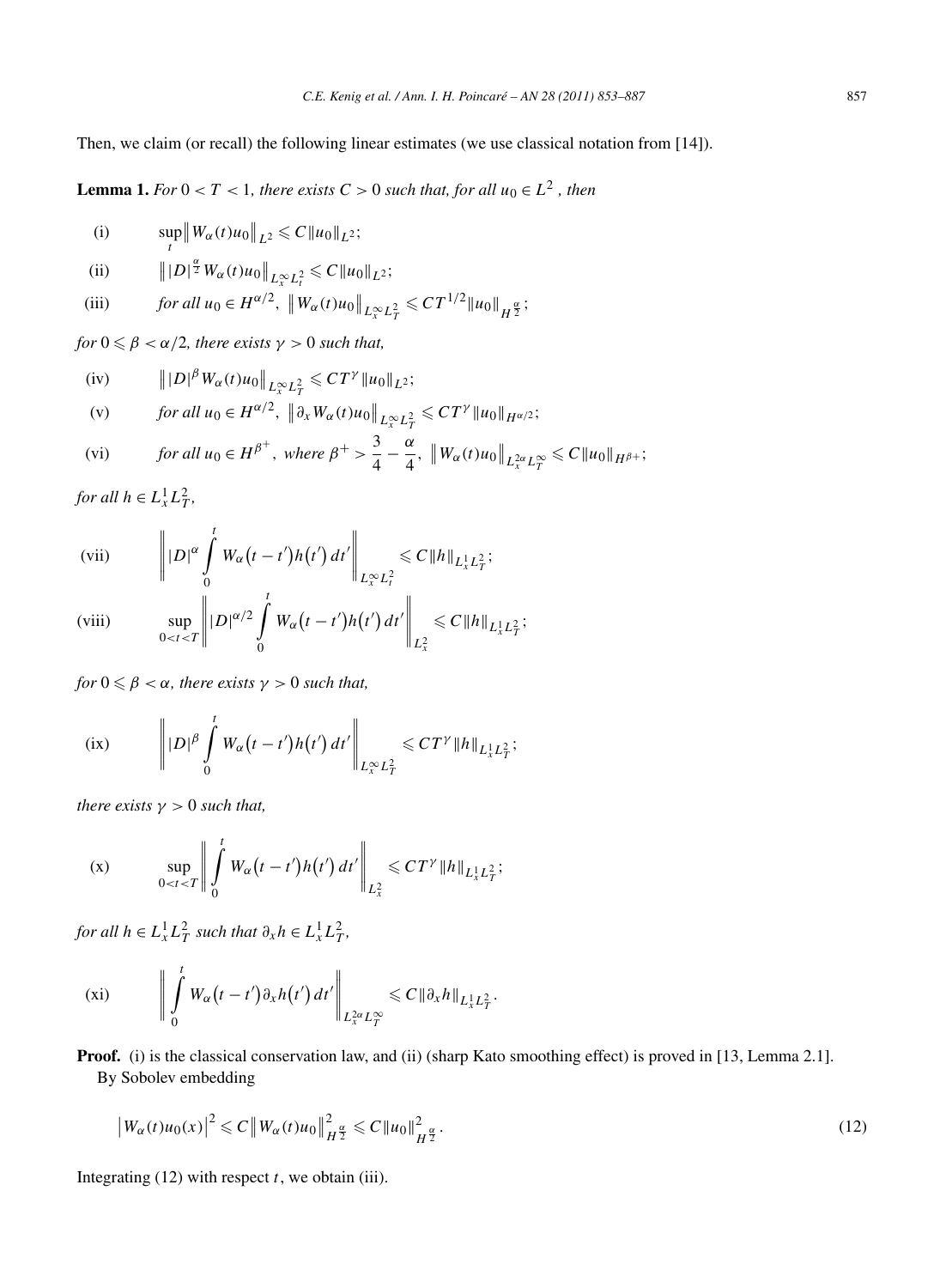Then, we claim (or recall) the following linear estimates (we use classical notation from [14]).

**Lemma 1.** *For $0 < T < 1$, there exists $C > 0$ such that, for all $u_0 \in L^2$ , then*

(i) $$\sup_t \left\| W_\alpha(t) u_0 \right\|_{L^2} \leqslant C \|u_0\|_{L^2};$$

(ii) $$\left\| |D|^{\frac{\alpha}{2}} W_\alpha(t) u_0 \right\|_{L_x^\infty L_t^2} \leqslant C \|u_0\|_{L^2};$$

(iii) *for all $u_0 \in H^{\alpha/2}$,* $$\left\| W_\alpha(t) u_0 \right\|_{L_x^\infty L_T^2} \leqslant C T^{1/2} \|u_0\|_{H^{\frac{\alpha}{2}}};$$

*for $0 \leqslant \beta < \alpha/2$, there exists $\gamma > 0$ such that,*

(iv) $$\left\| |D|^{\beta} W_\alpha(t) u_0 \right\|_{L_x^\infty L_T^2} \leqslant C T^{\gamma} \|u_0\|_{L^2};$$

(v) *for all $u_0 \in H^{\alpha/2}$,* $$\left\| \partial_x W_\alpha(t) u_0 \right\|_{L_x^\infty L_T^2} \leqslant C T^{\gamma} \|u_0\|_{H^{\alpha/2}};$$

(vi) *for all $u_0 \in H^{\beta^+}$, where $\beta^+ > \frac{3}{4} - \frac{\alpha}{4}$,* $$\left\| W_\alpha(t) u_0 \right\|_{L_x^{2\alpha} L_T^\infty} \leqslant C \|u_0\|_{H^{\beta+}};$$

*for all $h \in L_x^1 L_T^2$,*

(vii) $$\left\| |D|^{\alpha} \int_0^t W_\alpha(t - t') h(t') \, dt' \right\|_{L_x^\infty L_t^2} \leqslant C \|h\|_{L_x^1 L_T^2};$$

(viii) $$\sup_{0<t<T} \left\| |D|^{\alpha/2} \int_0^t W_\alpha(t - t') h(t') \, dt' \right\|_{L_x^2} \leqslant C \|h\|_{L_x^1 L_T^2};$$

*for $0 \leqslant \beta < \alpha$, there exists $\gamma > 0$ such that,*

(ix) $$\left\| |D|^{\beta} \int_0^t W_\alpha(t - t') h(t') \, dt' \right\|_{L_x^\infty L_T^2} \leqslant C T^{\gamma} \|h\|_{L_x^1 L_T^2};$$

*there exists $\gamma > 0$ such that,*

(x) $$\sup_{0<t<T} \left\| \int_0^t W_\alpha(t - t') h(t') \, dt' \right\|_{L_x^2} \leqslant C T^{\gamma} \|h\|_{L_x^1 L_T^2};$$

*for all $h \in L_x^1 L_T^2$ such that $\partial_x h \in L_x^1 L_T^2$,*

(xi) $$\left\| \int_0^t W_\alpha(t - t') \partial_x h(t') \, dt' \right\|_{L_x^{2\alpha} L_T^\infty} \leqslant C \|\partial_x h\|_{L_x^1 L_T^2}.$$

**Proof.** (i) is the classical conservation law, and (ii) (sharp Kato smoothing effect) is proved in [13, Lemma 2.1].

By Sobolev embedding

$$\left| W_\alpha(t) u_0(x) \right|^2 \leqslant C \left\| W_\alpha(t) u_0 \right\|_{H^{\frac{\alpha}{2}}}^2 \leqslant C \|u_0\|_{H^{\frac{\alpha}{2}}}^2. \tag{12}$$

Integrating (12) with respect $t$, we obtain (iii).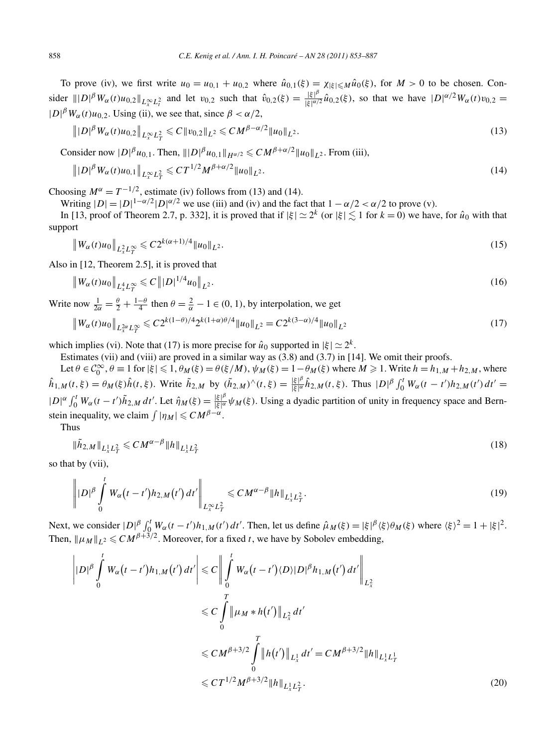To prove (iv), we first write $u_0 = u_{0,1} + u_{0,2}$ where $\hat{u}_{0,1}(\xi) = \chi_{|\xi| \leqslant M} \hat{u}_0(\xi)$, for $M > 0$ to be chosen. Consider $\| |D|^\beta W_\alpha(t) u_{0,2} \|_{L^\infty_x L^2_t}$ and let $v_{0,2}$ such that $\hat{v}_{0,2}(\xi) = \frac{|\xi|^\beta}{|\xi|^{\alpha/2}} \hat{u}_{0,2}(\xi)$, so that we have $|D|^{\alpha/2} W_\alpha(t) v_{0,2} = |D|^\beta W_\alpha(t) u_{0,2}$. Using (ii), we see that, since $\beta < \alpha/2$,

$$\big\| |D|^\beta W_\alpha(t) u_{0,2} \big\|_{L^\infty_x L^2_T} \leqslant C \|v_{0,2}\|_{L^2} \leqslant C M^{\beta - \alpha/2} \|u_0\|_{L^2}. \tag{13}$$

Consider now $|D|^\beta u_{0,1}$. Then, $\| |D|^\beta u_{0,1} \|_{H^{\alpha/2}} \leqslant C M^{\beta + \alpha/2} \|u_0\|_{L^2}$. From (iii),

$$\big\| |D|^\beta W_\alpha(t) u_{0,1} \big\|_{L^\infty_x L^2_T} \leqslant C T^{1/2} M^{\beta + \alpha/2} \|u_0\|_{L^2}. \tag{14}$$

Choosing $M^\alpha = T^{-1/2}$, estimate (iv) follows from (13) and (14).

Writing $|D| = |D|^{1-\alpha/2} |D|^{\alpha/2}$ we use (iii) and (iv) and the fact that $1 - \alpha/2 < \alpha/2$ to prove (v).

In [13, proof of Theorem 2.7, p. 332], it is proved that if $|\xi| \simeq 2^k$ (or $|\xi| \lesssim 1$ for $k = 0$) we have, for $\hat{u}_0$ with that support

$$\big\| W_\alpha(t) u_0 \big\|_{L^2_x L^\infty_T} \leqslant C 2^{k(\alpha+1)/4} \|u_0\|_{L^2}. \tag{15}$$

Also in [12, Theorem 2.5], it is proved that

$$\big\| W_\alpha(t) u_0 \big\|_{L^4_x L^\infty_T} \leqslant C \big\| |D|^{1/4} u_0 \big\|_{L^2}. \tag{16}$$

Write now $\frac{1}{2\alpha} = \frac{\theta}{2} + \frac{1-\theta}{4}$ then $\theta = \frac{2}{\alpha} - 1 \in (0,1)$, by interpolation, we get

$$\big\| W_\alpha(t) u_0 \big\|_{L^{2\alpha}_x L^\infty_T} \leqslant C 2^{k(1-\theta)/4} 2^{k(1+\alpha)\theta/4} \|u_0\|_{L^2} = C 2^{k(3-\alpha)/4} \|u_0\|_{L^2} \tag{17}$$

which implies (vi). Note that (17) is more precise for $\hat{u}_0$ supported in $|\xi| \simeq 2^k$.

Estimates (vii) and (viii) are proved in a similar way as (3.8) and (3.7) in [14]. We omit their proofs.

Let $\theta \in \mathcal{C}^\infty_0$, $\theta \equiv 1$ for $|\xi| \leqslant 1$, $\theta_M(\xi) = \theta(\xi/M)$, $\psi_M(\xi) = 1 - \theta_M(\xi)$ where $M \geqslant 1$. Write $h = h_{1,M} + h_{2,M}$, where $\hat{h}_{1,M}(t,\xi) = \theta_M(\xi) \hat{h}(t,\xi)$. Write $\tilde{h}_{2,M}$ by $(\tilde{h}_{2,M})^\wedge(t,\xi) = \frac{|\xi|^\beta}{|\xi|^\alpha} \hat{h}_{2,M}(t,\xi)$. Thus $|D|^\beta \int_0^t W_\alpha(t-t') h_{2,M}(t')\,dt' = |D|^\alpha \int_0^t W_\alpha(t-t') \tilde{h}_{2,M}\,dt'$. Let $\hat{\eta}_M(\xi) = \frac{|\xi|^\beta}{|\xi|^\alpha} \psi_M(\xi)$. Using a dyadic partition of unity in frequency space and Bernstein inequality, we claim $\int |\eta_M| \leqslant C M^{\beta - \alpha}$.

Thus

$$\|\tilde{h}_{2,M}\|_{L^1_x L^2_T} \leqslant C M^{\alpha - \beta} \|h\|_{L^1_x L^2_T} \tag{18}$$

so that by (vii),

$$\left\| |D|^\beta \int_0^t W_\alpha(t-t') h_{2,M}(t')\,dt' \right\|_{L^\infty_x L^2_T} \leqslant C M^{\alpha - \beta} \|h\|_{L^1_x L^2_T}. \tag{19}$$

Next, we consider $|D|^\beta \int_0^t W_\alpha(t-t') h_{1,M}(t')\,dt'$. Then, let us define $\hat{\mu}_M(\xi) = |\xi|^\beta \langle \xi \rangle \theta_M(\xi)$ where $\langle \xi \rangle^2 = 1 + |\xi|^2$. Then, $\|\mu_M\|_{L^2} \leqslant C M^{\beta + 3/2}$. Moreover, for a fixed $t$, we have by Sobolev embedding,

$$\begin{aligned}
\left| |D|^\beta \int_0^t W_\alpha(t-t') h_{1,M}(t')\,dt' \right| &\leqslant C \left\| \int_0^t W_\alpha(t-t') \langle D \rangle |D|^\beta h_{1,M}(t')\,dt' \right\|_{L^2_x} \\
&\leqslant C \int_0^T \big\| \mu_M * h(t') \big\|_{L^2_x}\,dt' \\
&\leqslant C M^{\beta + 3/2} \int_0^T \big\| h(t') \big\|_{L^1_x}\,dt' = C M^{\beta + 3/2} \|h\|_{L^1_x L^1_T} \\
&\leqslant C T^{1/2} M^{\beta + 3/2} \|h\|_{L^1_x L^2_T}.
\end{aligned} \tag{20}$$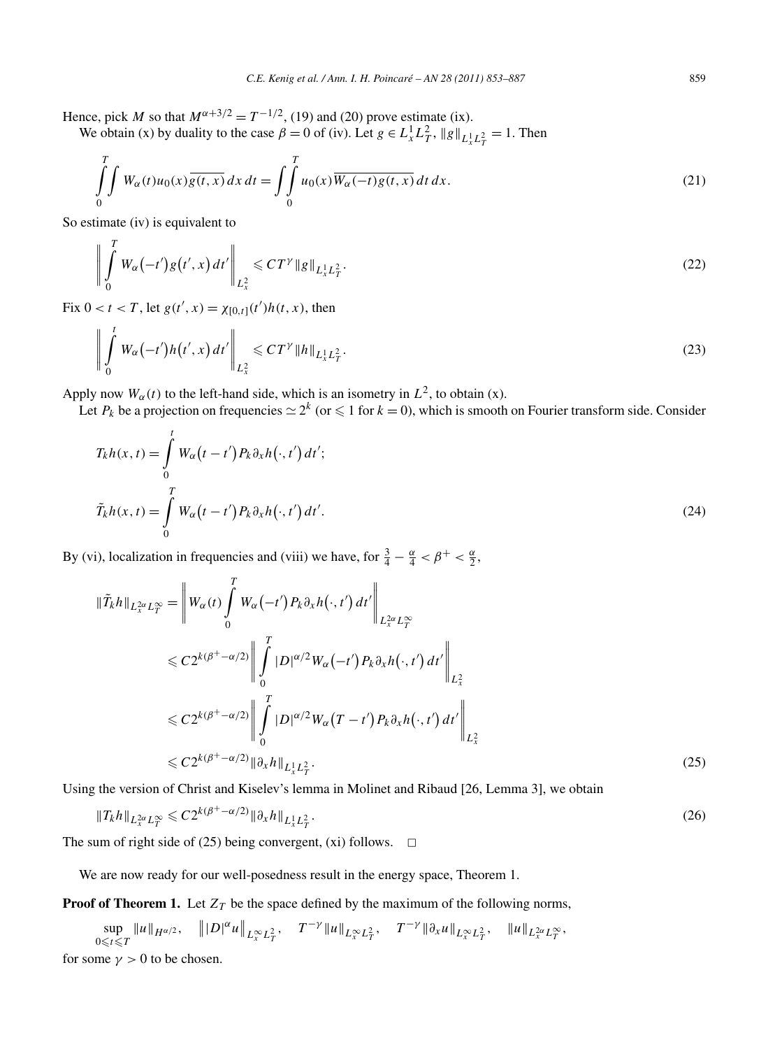Hence, pick $M$ so that $M^{\alpha+3/2} = T^{-1/2}$, (19) and (20) prove estimate (ix).

We obtain (x) by duality to the case $\beta = 0$ of (iv). Let $g \in L^1_x L^2_T$, $\|g\|_{L^1_x L^2_T} = 1$. Then

$$\int_0^T \int W_\alpha(t) u_0(x) \overline{g(t,x)}\, dx\, dt = \int \int_0^T u_0(x) \overline{W_\alpha(-t) g(t,x)}\, dt\, dx. \tag{21}$$

So estimate (iv) is equivalent to

$$\left\| \int_0^T W_\alpha(-t') g(t', x)\, dt' \right\|_{L^2_x} \leqslant C T^\gamma \|g\|_{L^1_x L^2_T}. \tag{22}$$

Fix $0 < t < T$, let $g(t', x) = \chi_{[0,t]}(t') h(t, x)$, then

$$\left\| \int_0^t W_\alpha(-t') h(t', x)\, dt' \right\|_{L^2_x} \leqslant C T^\gamma \|h\|_{L^1_x L^2_T}. \tag{23}$$

Apply now $W_\alpha(t)$ to the left-hand side, which is an isometry in $L^2$, to obtain (x).

Let $P_k$ be a projection on frequencies $\simeq 2^k$ (or $\leqslant 1$ for $k = 0$), which is smooth on Fourier transform side. Consider

$$\begin{aligned} T_k h(x,t) &= \int_0^t W_\alpha(t - t') P_k \partial_x h(\cdot, t')\, dt'; \\ \tilde{T}_k h(x,t) &= \int_0^T W_\alpha(t - t') P_k \partial_x h(\cdot, t')\, dt'. \end{aligned} \tag{24}$$

By (vi), localization in frequencies and (viii) we have, for $\frac{3}{4} - \frac{\alpha}{4} < \beta^+ < \frac{\alpha}{2}$,

$$\begin{aligned} \|\tilde{T}_k h\|_{L^{2\alpha}_x L^\infty_T} &= \left\| W_\alpha(t) \int_0^T W_\alpha(-t') P_k \partial_x h(\cdot, t')\, dt' \right\|_{L^{2\alpha}_x L^\infty_T} \\ &\leqslant C 2^{k(\beta^+ - \alpha/2)} \left\| \int_0^T |D|^{\alpha/2} W_\alpha(-t') P_k \partial_x h(\cdot, t')\, dt' \right\|_{L^2_x} \\ &\leqslant C 2^{k(\beta^+ - \alpha/2)} \left\| \int_0^T |D|^{\alpha/2} W_\alpha(T - t') P_k \partial_x h(\cdot, t')\, dt' \right\|_{L^2_x} \\ &\leqslant C 2^{k(\beta^+ - \alpha/2)} \|\partial_x h\|_{L^1_x L^2_T}. \end{aligned} \tag{25}$$

Using the version of Christ and Kiselev's lemma in Molinet and Ribaud [26, Lemma 3], we obtain

$$\|T_k h\|_{L^{2\alpha}_x L^\infty_T} \leqslant C 2^{k(\beta^+ - \alpha/2)} \|\partial_x h\|_{L^1_x L^2_T}. \tag{26}$$

The sum of right side of (25) being convergent, (xi) follows. $\square$

We are now ready for our well-posedness result in the energy space, Theorem 1.

**Proof of Theorem 1.** Let $Z_T$ be the space defined by the maximum of the following norms,

$$\sup_{0 \leqslant t \leqslant T} \|u\|_{H^{\alpha/2}}, \quad \left\| |D|^\alpha u \right\|_{L^\infty_x L^2_T}, \quad T^{-\gamma} \|u\|_{L^\infty_x L^2_T}, \quad T^{-\gamma} \|\partial_x u\|_{L^\infty_x L^2_T}, \quad \|u\|_{L^{2\alpha}_x L^\infty_T},$$

for some $\gamma > 0$ to be chosen.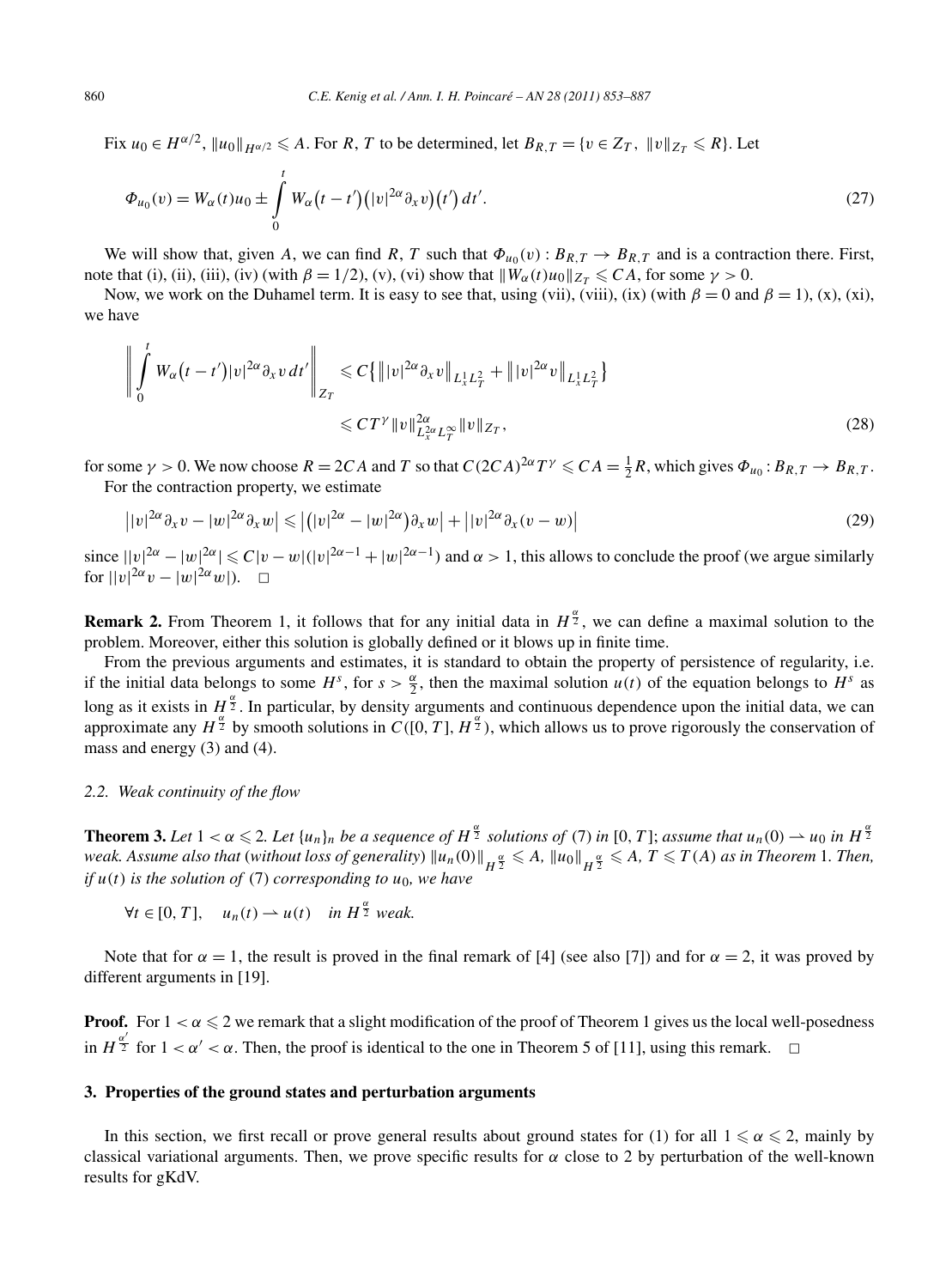Fix $u_0 \in H^{\alpha/2}$, $\|u_0\|_{H^{\alpha/2}} \leqslant A$. For $R$, $T$ to be determined, let $B_{R,T} = \{v \in Z_T,\ \|v\|_{Z_T} \leqslant R\}$. Let

$$\Phi_{u_0}(v) = W_\alpha(t)u_0 \pm \int_0^t W_\alpha\big(t-t'\big)\big(|v|^{2\alpha}\partial_x v\big)\big(t'\big)\,dt'. \tag{27}$$

We will show that, given $A$, we can find $R$, $T$ such that $\Phi_{u_0}(v) : B_{R,T} \to B_{R,T}$ and is a contraction there. First, note that (i), (ii), (iii), (iv) (with $\beta = 1/2$), (v), (vi) show that $\|W_\alpha(t)u_0\|_{Z_T} \leqslant CA$, for some $\gamma > 0$.

Now, we work on the Duhamel term. It is easy to see that, using (vii), (viii), (ix) (with $\beta = 0$ and $\beta = 1$), (x), (xi), we have

$$\begin{aligned}\left\| \int_0^t W_\alpha\big(t-t'\big)|v|^{2\alpha}\partial_x v\,dt' \right\|_{Z_T} &\leqslant C\big\{ \big\||v|^{2\alpha}\partial_x v\big\|_{L^1_x L^2_T} + \big\||v|^{2\alpha} v\big\|_{L^1_x L^2_T} \big\} \\ &\leqslant CT^\gamma \|v\|^{2\alpha}_{L^{2\alpha}_x L^\infty_T} \|v\|_{Z_T},\end{aligned} \tag{28}$$

for some $\gamma > 0$. We now choose $R = 2CA$ and $T$ so that $C(2CA)^{2\alpha}T^\gamma \leqslant CA = \frac{1}{2}R$, which gives $\Phi_{u_0} : B_{R,T} \to B_{R,T}$.

For the contraction property, we estimate

$$\big||v|^{2\alpha}\partial_x v - |w|^{2\alpha}\partial_x w\big| \leqslant \big|\big(|v|^{2\alpha} - |w|^{2\alpha}\big)\partial_x w\big| + \big||v|^{2\alpha}\partial_x(v-w)\big| \tag{29}$$

since $||v|^{2\alpha} - |w|^{2\alpha}| \leqslant C|v-w|(|v|^{2\alpha-1} + |w|^{2\alpha-1})$ and $\alpha > 1$, this allows to conclude the proof (we argue similarly for $||v|^{2\alpha}v - |w|^{2\alpha}w|$). $\square$

**Remark 2.** From Theorem 1, it follows that for any initial data in $H^{\frac{\alpha}{2}}$, we can define a maximal solution to the problem. Moreover, either this solution is globally defined or it blows up in finite time.

From the previous arguments and estimates, it is standard to obtain the property of persistence of regularity, i.e. if the initial data belongs to some $H^s$, for $s > \frac{\alpha}{2}$, then the maximal solution $u(t)$ of the equation belongs to $H^s$ as long as it exists in $H^{\frac{\alpha}{2}}$. In particular, by density arguments and continuous dependence upon the initial data, we can approximate any $H^{\frac{\alpha}{2}}$ by smooth solutions in $C([0,T], H^{\frac{\alpha}{2}})$, which allows us to prove rigorously the conservation of mass and energy (3) and (4).

### 2.2. Weak continuity of the flow

**Theorem 3.** *Let $1 < \alpha \leqslant 2$. Let $\{u_n\}_n$ be a sequence of $H^{\frac{\alpha}{2}}$ solutions of (7) in $[0,T]$; assume that $u_n(0) \rightharpoonup u_0$ in $H^{\frac{\alpha}{2}}$ weak. Assume also that (without loss of generality) $\|u_n(0)\|_{H^{\frac{\alpha}{2}}} \leqslant A$, $\|u_0\|_{H^{\frac{\alpha}{2}}} \leqslant A$, $T \leqslant T(A)$ as in Theorem 1. Then, if $u(t)$ is the solution of (7) corresponding to $u_0$, we have*

$$\forall t \in [0,T], \quad u_n(t) \rightharpoonup u(t) \quad \textit{in } H^{\frac{\alpha}{2}} \textit{ weak.}$$

Note that for $\alpha = 1$, the result is proved in the final remark of [4] (see also [7]) and for $\alpha = 2$, it was proved by different arguments in [19].

**Proof.** For $1 < \alpha \leqslant 2$ we remark that a slight modification of the proof of Theorem 1 gives us the local well-posedness in $H^{\frac{\alpha'}{2}}$ for $1 < \alpha' < \alpha$. Then, the proof is identical to the one in Theorem 5 of [11], using this remark. $\square$

## 3. Properties of the ground states and perturbation arguments

In this section, we first recall or prove general results about ground states for (1) for all $1 \leqslant \alpha \leqslant 2$, mainly by classical variational arguments. Then, we prove specific results for $\alpha$ close to 2 by perturbation of the well-known results for gKdV.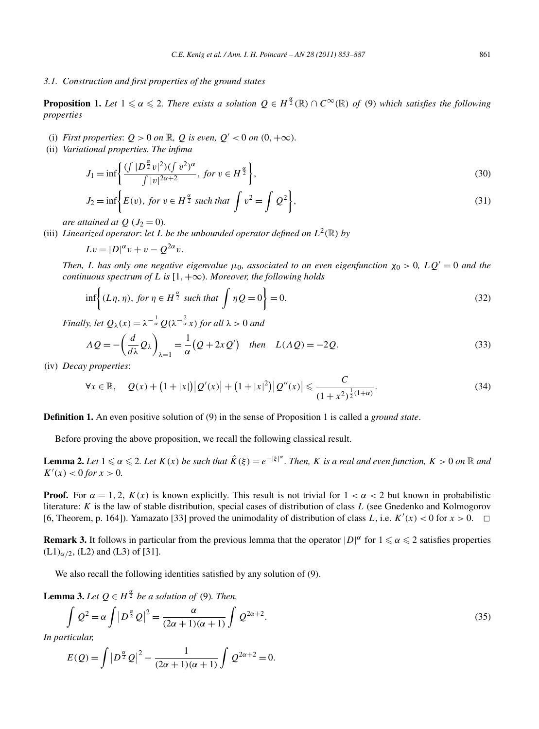### 3.1. Construction and first properties of the ground states

**Proposition 1.** *Let $1 \leqslant \alpha \leqslant 2$. There exists a solution $Q \in H^{\frac{\alpha}{2}}(\mathbb{R}) \cap C^{\infty}(\mathbb{R})$ of* (9) *which satisfies the following properties*

(i) *First properties*: $Q > 0$ *on* $\mathbb{R}$, $Q$ *is even*, $Q' < 0$ *on* $(0, +\infty)$.

(ii) *Variational properties. The infima*

$$J_1 = \inf\left\{ \frac{(\int |D^{\frac{\alpha}{2}} v|^2)(\int v^2)^{\alpha}}{\int |v|^{2\alpha+2}},\ \text{for } v \in H^{\frac{\alpha}{2}} \right\}, \tag{30}$$

$$J_2 = \inf\left\{ E(v),\ \text{for } v \in H^{\frac{\alpha}{2}} \text{ such that } \int v^2 = \int Q^2 \right\}, \tag{31}$$

*are attained at* $Q$ ($J_2 = 0$).

(iii) *Linearized operator*: *let* $L$ *be the unbounded operator defined on* $L^2(\mathbb{R})$ *by*

$$Lv = |D|^{\alpha} v + v - Q^{2\alpha} v.$$

*Then, $L$ has only one negative eigenvalue $\mu_0$, associated to an even eigenfunction $\chi_0 > 0$, $LQ' = 0$ and the continuous spectrum of $L$ is $[1, +\infty)$. Moreover, the following holds*

$$\inf\left\{ (L\eta, \eta),\ \text{for } \eta \in H^{\frac{\alpha}{2}} \text{ such that } \int \eta Q = 0 \right\} = 0. \tag{32}$$

*Finally, let $Q_\lambda(x) = \lambda^{-\frac{1}{\alpha}} Q(\lambda^{-\frac{2}{\alpha}} x)$ for all $\lambda > 0$ and*

$$\Lambda Q = -\left( \frac{d}{d\lambda} Q_\lambda \right)_{\lambda=1} = \frac{1}{\alpha}\left(Q + 2xQ'\right) \quad \text{then} \quad L(\Lambda Q) = -2Q. \tag{33}$$

(iv) *Decay properties*:

$$\forall x \in \mathbb{R}, \quad Q(x) + \left(1 + |x|\right)\left|Q'(x)\right| + \left(1 + |x|^2\right)\left|Q''(x)\right| \leqslant \frac{C}{(1 + x^2)^{\frac{1}{2}(1+\alpha)}}. \tag{34}$$

**Definition 1.** An even positive solution of (9) in the sense of Proposition 1 is called a *ground state*.

Before proving the above proposition, we recall the following classical result.

**Lemma 2.** *Let $1 \leqslant \alpha \leqslant 2$. Let $K(x)$ be such that $\hat{K}(\xi) = e^{-|\xi|^{\alpha}}$. Then, $K$ is a real and even function, $K > 0$ on $\mathbb{R}$ and $K'(x) < 0$ for $x > 0$.*

**Proof.** For $\alpha = 1, 2$, $K(x)$ is known explicitly. This result is not trivial for $1 < \alpha < 2$ but known in probabilistic literature: $K$ is the law of stable distribution, special cases of distribution of class $L$ (see Gnedenko and Kolmogorov [6, Theorem, p. 164]). Yamazato [33] proved the unimodality of distribution of class $L$, i.e. $K'(x) < 0$ for $x > 0$. $\square$

**Remark 3.** It follows in particular from the previous lemma that the operator $|D|^{\alpha}$ for $1 \leqslant \alpha \leqslant 2$ satisfies properties $(\mathrm{L1})_{\alpha/2}$, (L2) and (L3) of [31].

We also recall the following identities satisfied by any solution of (9).

**Lemma 3.** *Let $Q \in H^{\frac{\alpha}{2}}$ be a solution of* (9). *Then,*

$$\int Q^2 = \alpha \int \left|D^{\frac{\alpha}{2}} Q\right|^2 = \frac{\alpha}{(2\alpha+1)(\alpha+1)} \int Q^{2\alpha+2}. \tag{35}$$

*In particular,*

$$E(Q) = \int \left|D^{\frac{\alpha}{2}} Q\right|^2 - \frac{1}{(2\alpha+1)(\alpha+1)} \int Q^{2\alpha+2} = 0.$$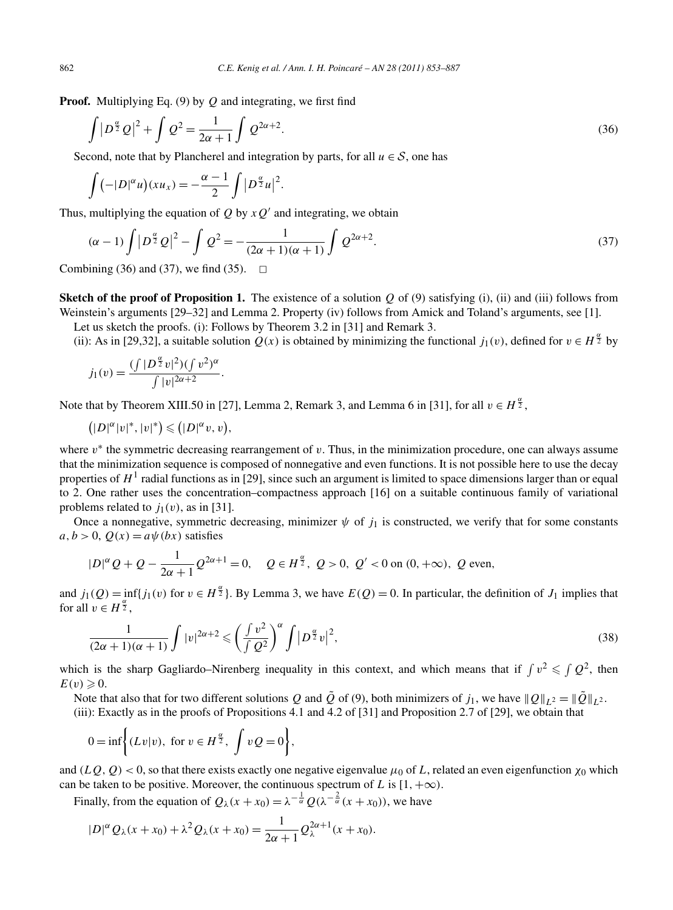**Proof.** Multiplying Eq. (9) by $Q$ and integrating, we first find

$$\int \left|D^{\frac{\alpha}{2}} Q\right|^2 + \int Q^2 = \frac{1}{2\alpha+1} \int Q^{2\alpha+2}. \tag{36}$$

Second, note that by Plancherel and integration by parts, for all $u \in \mathcal{S}$, one has

$$\int \left(-|D|^{\alpha} u\right)(x u_x) = -\frac{\alpha-1}{2} \int \left|D^{\frac{\alpha}{2}} u\right|^2.$$

Thus, multiplying the equation of $Q$ by $xQ'$ and integrating, we obtain

$$(\alpha-1) \int \left|D^{\frac{\alpha}{2}} Q\right|^2 - \int Q^2 = -\frac{1}{(2\alpha+1)(\alpha+1)} \int Q^{2\alpha+2}. \tag{37}$$

Combining (36) and (37), we find (35). $\square$

**Sketch of the proof of Proposition 1.** The existence of a solution $Q$ of (9) satisfying (i), (ii) and (iii) follows from Weinstein's arguments [29–32] and Lemma 2. Property (iv) follows from Amick and Toland's arguments, see [1].

Let us sketch the proofs. (i): Follows by Theorem 3.2 in [31] and Remark 3.

(ii): As in [29,32], a suitable solution $Q(x)$ is obtained by minimizing the functional $j_1(v)$, defined for $v \in H^{\frac{\alpha}{2}}$ by

$$j_1(v) = \frac{(\int |D^{\frac{\alpha}{2}} v|^2)(\int v^2)^{\alpha}}{\int |v|^{2\alpha+2}}.$$

Note that by Theorem XIII.50 in [27], Lemma 2, Remark 3, and Lemma 6 in [31], for all $v \in H^{\frac{\alpha}{2}}$,

$$\left(|D|^{\alpha} |v|^*, |v|^*\right) \leqslant \left(|D|^{\alpha} v, v\right),$$

where $v^*$ the symmetric decreasing rearrangement of $v$. Thus, in the minimization procedure, one can always assume that the minimization sequence is composed of nonnegative and even functions. It is not possible here to use the decay properties of $H^1$ radial functions as in [29], since such an argument is limited to space dimensions larger than or equal to 2. One rather uses the concentration–compactness approach [16] on a suitable continuous family of variational problems related to $j_1(v)$, as in [31].

Once a nonnegative, symmetric decreasing, minimizer $\psi$ of $j_1$ is constructed, we verify that for some constants $a, b > 0$, $Q(x) = a\psi(bx)$ satisfies

$$|D|^{\alpha} Q + Q - \frac{1}{2\alpha+1} Q^{2\alpha+1} = 0, \quad Q \in H^{\frac{\alpha}{2}},\ Q > 0,\ Q' < 0 \text{ on } (0, +\infty),\ Q \text{ even},$$

and $j_1(Q) = \inf\{j_1(v) \text{ for } v \in H^{\frac{\alpha}{2}}\}$. By Lemma 3, we have $E(Q) = 0$. In particular, the definition of $J_1$ implies that for all $v \in H^{\frac{\alpha}{2}}$,

$$\frac{1}{(2\alpha+1)(\alpha+1)} \int |v|^{2\alpha+2} \leqslant \left(\frac{\int v^2}{\int Q^2}\right)^{\alpha} \int \left|D^{\frac{\alpha}{2}} v\right|^2, \tag{38}$$

which is the sharp Gagliardo–Nirenberg inequality in this context, and which means that if $\int v^2 \leqslant \int Q^2$, then $E(v) \geqslant 0$.

Note that also that for two different solutions $Q$ and $\tilde{Q}$ of (9), both minimizers of $j_1$, we have $\|Q\|_{L^2} = \|\tilde{Q}\|_{L^2}$.

(iii): Exactly as in the proofs of Propositions 4.1 and 4.2 of [31] and Proposition 2.7 of [29], we obtain that

$$0 = \inf\left\{(Lv|v), \text{ for } v \in H^{\frac{\alpha}{2}},\ \int vQ = 0\right\},$$

and $(LQ, Q) < 0$, so that there exists exactly one negative eigenvalue $\mu_0$ of $L$, related an even eigenfunction $\chi_0$ which can be taken to be positive. Moreover, the continuous spectrum of $L$ is $[1, +\infty)$.

Finally, from the equation of $Q_\lambda(x + x_0) = \lambda^{-\frac{1}{\alpha}} Q(\lambda^{-\frac{2}{\alpha}}(x + x_0))$, we have

$$|D|^{\alpha} Q_\lambda(x + x_0) + \lambda^2 Q_\lambda(x + x_0) = \frac{1}{2\alpha+1} Q_\lambda^{2\alpha+1}(x + x_0).$$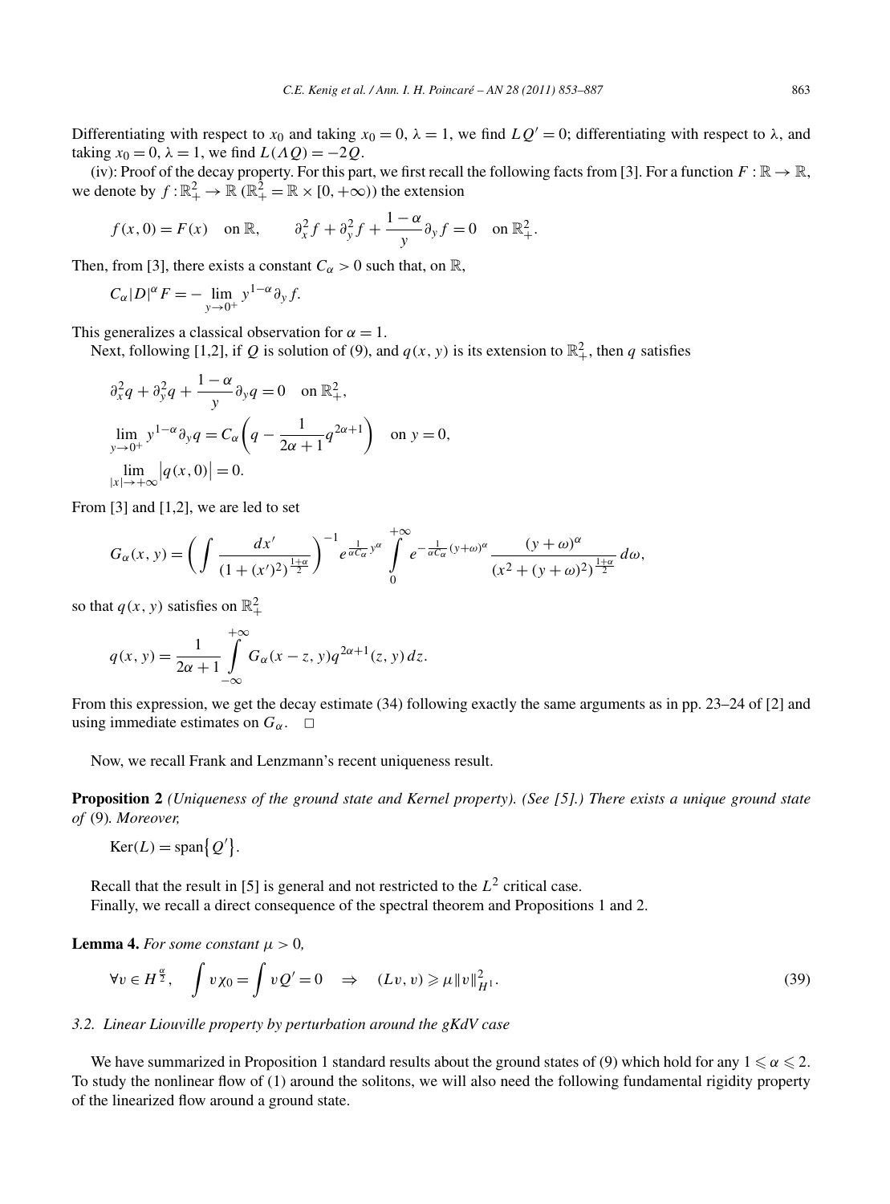Differentiating with respect to $x_0$ and taking $x_0 = 0$, $\lambda = 1$, we find $LQ' = 0$; differentiating with respect to $\lambda$, and taking $x_0 = 0$, $\lambda = 1$, we find $L(\Lambda Q) = -2Q$.

(iv): Proof of the decay property. For this part, we first recall the following facts from [3]. For a function $F : \mathbb{R} \to \mathbb{R}$, we denote by $f : \mathbb{R}^2_+ \to \mathbb{R}$ ($\mathbb{R}^2_+ = \mathbb{R} \times [0, +\infty)$) the extension

$$f(x, 0) = F(x) \quad \text{on } \mathbb{R}, \qquad \partial_x^2 f + \partial_y^2 f + \frac{1-\alpha}{y}\partial_y f = 0 \quad \text{on } \mathbb{R}^2_+.$$

Then, from [3], there exists a constant $C_\alpha > 0$ such that, on $\mathbb{R}$,

$$C_\alpha |D|^\alpha F = -\lim_{y \to 0^+} y^{1-\alpha}\partial_y f.$$

This generalizes a classical observation for $\alpha = 1$.

Next, following [1,2], if $Q$ is solution of (9), and $q(x, y)$ is its extension to $\mathbb{R}^2_+$, then $q$ satisfies

$$\partial_x^2 q + \partial_y^2 q + \frac{1-\alpha}{y}\partial_y q = 0 \quad \text{on } \mathbb{R}^2_+,$$
$$\lim_{y \to 0^+} y^{1-\alpha}\partial_y q = C_\alpha\left(q - \frac{1}{2\alpha+1}q^{2\alpha+1}\right) \quad \text{on } y = 0,$$
$$\lim_{|x| \to +\infty}\left|q(x, 0)\right| = 0.$$

From [3] and [1,2], we are led to set

$$G_\alpha(x, y) = \left(\int \frac{dx'}{(1+(x')^2)^{\frac{1+\alpha}{2}}}\right)^{-1} e^{\frac{1}{\alpha C_\alpha}y^\alpha}\int_0^{+\infty} e^{-\frac{1}{\alpha C_\alpha}(y+\omega)^\alpha}\frac{(y+\omega)^\alpha}{(x^2+(y+\omega)^2)^{\frac{1+\alpha}{2}}}\,d\omega,$$

so that $q(x, y)$ satisfies on $\mathbb{R}^2_+$

$$q(x, y) = \frac{1}{2\alpha+1}\int_{-\infty}^{+\infty} G_\alpha(x-z, y)q^{2\alpha+1}(z, y)\,dz.$$

From this expression, we get the decay estimate (34) following exactly the same arguments as in pp. 23–24 of [2] and using immediate estimates on $G_\alpha$. $\square$

Now, we recall Frank and Lenzmann's recent uniqueness result.

**Proposition 2** *(Uniqueness of the ground state and Kernel property). (See [5].) There exists a unique ground state of* (9)*. Moreover,*

$$\operatorname{Ker}(L) = \operatorname{span}\{Q'\}.$$

Recall that the result in [5] is general and not restricted to the $L^2$ critical case.

Finally, we recall a direct consequence of the spectral theorem and Propositions 1 and 2.

**Lemma 4.** *For some constant $\mu > 0$,*

$$\forall v \in H^{\frac{\alpha}{2}}, \quad \int v\chi_0 = \int vQ' = 0 \quad \Rightarrow \quad (Lv, v) \geqslant \mu\|v\|^2_{H^1}. \tag{39}$$

### *3.2. Linear Liouville property by perturbation around the gKdV case*

We have summarized in Proposition 1 standard results about the ground states of (9) which hold for any $1 \leqslant \alpha \leqslant 2$. To study the nonlinear flow of (1) around the solitons, we will also need the following fundamental rigidity property of the linearized flow around a ground state.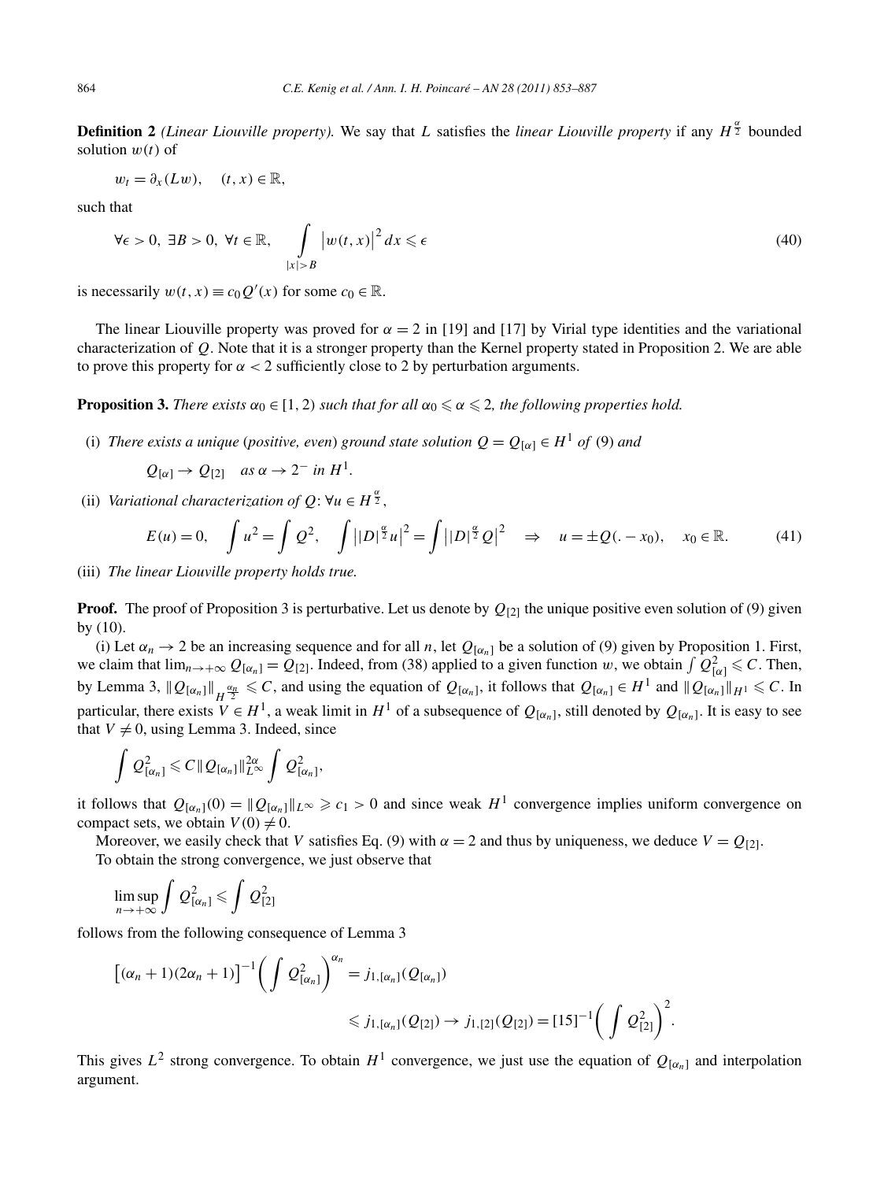**Definition 2** *(Linear Liouville property).* We say that $L$ satisfies the *linear Liouville property* if any $H^{\frac{\alpha}{2}}$ bounded solution $w(t)$ of

$$w_t = \partial_x(Lw), \quad (t,x) \in \mathbb{R},$$

such that

$$\forall \epsilon > 0,\ \exists B > 0,\ \forall t \in \mathbb{R}, \quad \int_{|x|>B} \left|w(t,x)\right|^2 dx \leqslant \epsilon \tag{40}$$

is necessarily $w(t,x) \equiv c_0 Q'(x)$ for some $c_0 \in \mathbb{R}$.

The linear Liouville property was proved for $\alpha = 2$ in [19] and [17] by Virial type identities and the variational characterization of $Q$. Note that it is a stronger property than the Kernel property stated in Proposition 2. We are able to prove this property for $\alpha < 2$ sufficiently close to 2 by perturbation arguments.

**Proposition 3.** *There exists $\alpha_0 \in [1,2)$ such that for all $\alpha_0 \leqslant \alpha \leqslant 2$, the following properties hold.*

(i) *There exists a unique (positive, even) ground state solution $Q = Q_{[\alpha]} \in H^1$ of (9) and*

$$Q_{[\alpha]} \to Q_{[2]} \quad \text{as } \alpha \to 2^- \text{ in } H^1.$$

(ii) *Variational characterization of $Q$: $\forall u \in H^{\frac{\alpha}{2}}$,*

$$E(u) = 0, \quad \int u^2 = \int Q^2, \quad \int \left||D|^{\frac{\alpha}{2}} u\right|^2 = \int \left||D|^{\frac{\alpha}{2}} Q\right|^2 \quad \Rightarrow \quad u = \pm Q(.-x_0), \quad x_0 \in \mathbb{R}. \tag{41}$$

(iii) *The linear Liouville property holds true.*

**Proof.** The proof of Proposition 3 is perturbative. Let us denote by $Q_{[2]}$ the unique positive even solution of (9) given by (10).

(i) Let $\alpha_n \to 2$ be an increasing sequence and for all $n$, let $Q_{[\alpha_n]}$ be a solution of (9) given by Proposition 1. First, we claim that $\lim_{n\to+\infty} Q_{[\alpha_n]} = Q_{[2]}$. Indeed, from (38) applied to a given function $w$, we obtain $\int Q_{[\alpha]}^2 \leqslant C$. Then, by Lemma 3, $\|Q_{[\alpha_n]}\|_{H^{\frac{\alpha_n}{2}}} \leqslant C$, and using the equation of $Q_{[\alpha_n]}$, it follows that $Q_{[\alpha_n]} \in H^1$ and $\|Q_{[\alpha_n]}\|_{H^1} \leqslant C$. In particular, there exists $V \in H^1$, a weak limit in $H^1$ of a subsequence of $Q_{[\alpha_n]}$, still denoted by $Q_{[\alpha_n]}$. It is easy to see that $V \neq 0$, using Lemma 3. Indeed, since

$$\int Q_{[\alpha_n]}^2 \leqslant C \|Q_{[\alpha_n]}\|_{L^\infty}^{2\alpha} \int Q_{[\alpha_n]}^2,$$

it follows that $Q_{[\alpha_n]}(0) = \|Q_{[\alpha_n]}\|_{L^\infty} \geqslant c_1 > 0$ and since weak $H^1$ convergence implies uniform convergence on compact sets, we obtain $V(0) \neq 0$.

Moreover, we easily check that $V$ satisfies Eq. (9) with $\alpha = 2$ and thus by uniqueness, we deduce $V = Q_{[2]}$.

To obtain the strong convergence, we just observe that

$$\limsup_{n\to+\infty} \int Q_{[\alpha_n]}^2 \leqslant \int Q_{[2]}^2$$

follows from the following consequence of Lemma 3

$$\begin{aligned}\left[(\alpha_n+1)(2\alpha_n+1)\right]^{-1}\left(\int Q_{[\alpha_n]}^2\right)^{\alpha_n} &= j_{1,[\alpha_n]}(Q_{[\alpha_n]}) \\ &\leqslant j_{1,[\alpha_n]}(Q_{[2]}) \to j_{1,[2]}(Q_{[2]}) = [15]^{-1}\left(\int Q_{[2]}^2\right)^2.\end{aligned}$$

This gives $L^2$ strong convergence. To obtain $H^1$ convergence, we just use the equation of $Q_{[\alpha_n]}$ and interpolation argument.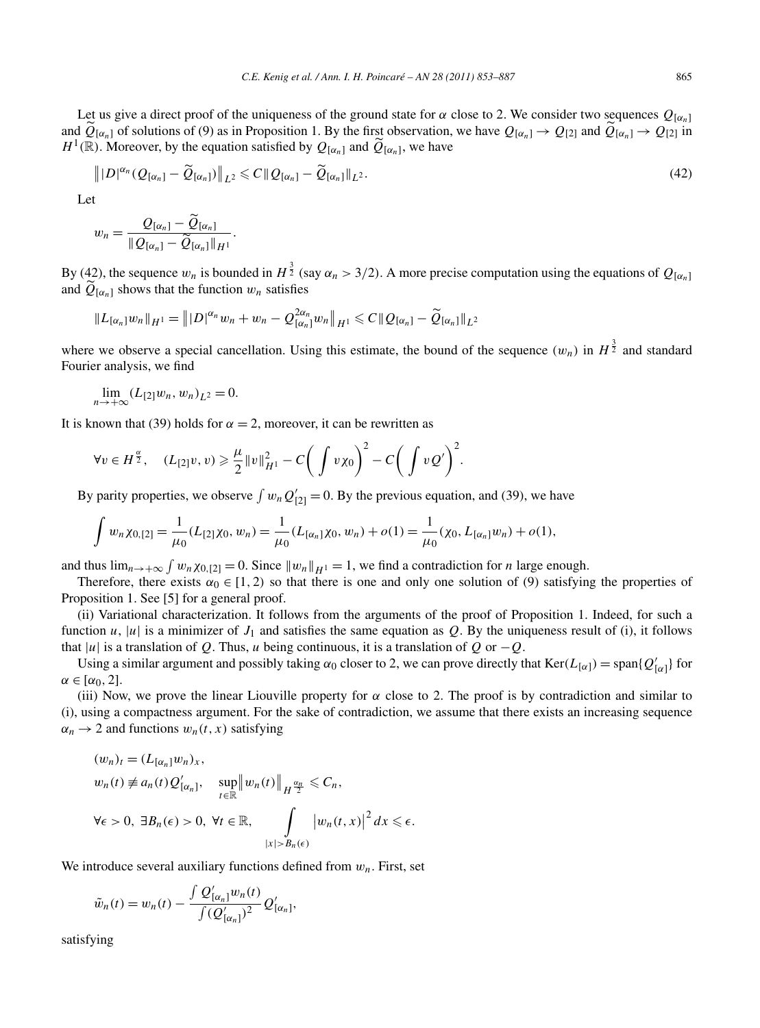Let us give a direct proof of the uniqueness of the ground state for $\alpha$ close to 2. We consider two sequences $Q_{[\alpha_n]}$ and $\widetilde{Q}_{[\alpha_n]}$ of solutions of (9) as in Proposition 1. By the first observation, we have $Q_{[\alpha_n]} \to Q_{[2]}$ and $\widetilde{Q}_{[\alpha_n]} \to Q_{[2]}$ in $H^1(\mathbb{R})$. Moreover, by the equation satisfied by $Q_{[\alpha_n]}$ and $\widetilde{Q}_{[\alpha_n]}$, we have

$$\big\| |D|^{\alpha_n}(Q_{[\alpha_n]} - \widetilde{Q}_{[\alpha_n]})\big\|_{L^2} \leqslant C\|Q_{[\alpha_n]} - \widetilde{Q}_{[\alpha_n]}\|_{L^2}. \tag{42}$$

Let

$$w_n = \frac{Q_{[\alpha_n]} - \widetilde{Q}_{[\alpha_n]}}{\|Q_{[\alpha_n]} - \widetilde{Q}_{[\alpha_n]}\|_{H^1}}.$$

By (42), the sequence $w_n$ is bounded in $H^{\frac{3}{2}}$ (say $\alpha_n > 3/2$). A more precise computation using the equations of $Q_{[\alpha_n]}$ and $\widetilde{Q}_{[\alpha_n]}$ shows that the function $w_n$ satisfies

$$\|L_{[\alpha_n]}w_n\|_{H^1} = \big\| |D|^{\alpha_n} w_n + w_n - Q_{[\alpha_n]}^{2\alpha_n} w_n\big\|_{H^1} \leqslant C\|Q_{[\alpha_n]} - \widetilde{Q}_{[\alpha_n]}\|_{L^2}$$

where we observe a special cancellation. Using this estimate, the bound of the sequence $(w_n)$ in $H^{\frac{3}{2}}$ and standard Fourier analysis, we find

$$\lim_{n\to+\infty}(L_{[2]}w_n, w_n)_{L^2} = 0.$$

It is known that (39) holds for $\alpha = 2$, moreover, it can be rewritten as

$$\forall v \in H^{\frac{\alpha}{2}}, \quad (L_{[2]}v, v) \geqslant \frac{\mu}{2}\|v\|_{H^1}^2 - C\left(\int v\chi_0\right)^2 - C\left(\int vQ'\right)^2.$$

By parity properties, we observe $\int w_n Q'_{[2]} = 0$. By the previous equation, and (39), we have

$$\int w_n \chi_{0,[2]} = \frac{1}{\mu_0}(L_{[2]}\chi_0, w_n) = \frac{1}{\mu_0}(L_{[\alpha_n]}\chi_0, w_n) + o(1) = \frac{1}{\mu_0}(\chi_0, L_{[\alpha_n]}w_n) + o(1),$$

and thus $\lim_{n\to+\infty}\int w_n\chi_{0,[2]} = 0$. Since $\|w_n\|_{H^1} = 1$, we find a contradiction for $n$ large enough.

Therefore, there exists $\alpha_0 \in [1, 2)$ so that there is one and only one solution of (9) satisfying the properties of Proposition 1. See [5] for a general proof.

(ii) Variational characterization. It follows from the arguments of the proof of Proposition 1. Indeed, for such a function $u$, $|u|$ is a minimizer of $J_1$ and satisfies the same equation as $Q$. By the uniqueness result of (i), it follows that $|u|$ is a translation of $Q$. Thus, $u$ being continuous, it is a translation of $Q$ or $-Q$.

Using a similar argument and possibly taking $\alpha_0$ closer to 2, we can prove directly that $\mathrm{Ker}(L_{[\alpha]}) = \mathrm{span}\{Q'_{[\alpha]}\}$ for $\alpha \in [\alpha_0, 2]$.

(iii) Now, we prove the linear Liouville property for $\alpha$ close to 2. The proof is by contradiction and similar to (i), using a compactness argument. For the sake of contradiction, we assume that there exists an increasing sequence $\alpha_n \to 2$ and functions $w_n(t, x)$ satisfying

$$(w_n)_t = (L_{[\alpha_n]}w_n)_x,$$

$$w_n(t) \not\equiv a_n(t)Q'_{[\alpha_n]}, \quad \sup_{t\in\mathbb{R}}\big\|w_n(t)\big\|_{H^{\frac{\alpha_n}{2}}} \leqslant C_n,$$

$$\forall \epsilon > 0,\ \exists B_n(\epsilon) > 0,\ \forall t \in \mathbb{R}, \quad \int\limits_{|x|>B_n(\epsilon)} \big|w_n(t, x)\big|^2\,dx \leqslant \epsilon.$$

We introduce several auxiliary functions defined from $w_n$. First, set

$$\tilde{w}_n(t) = w_n(t) - \frac{\int Q'_{[\alpha_n]}w_n(t)}{\int (Q'_{[\alpha_n]})^2}Q'_{[\alpha_n]},$$

satisfying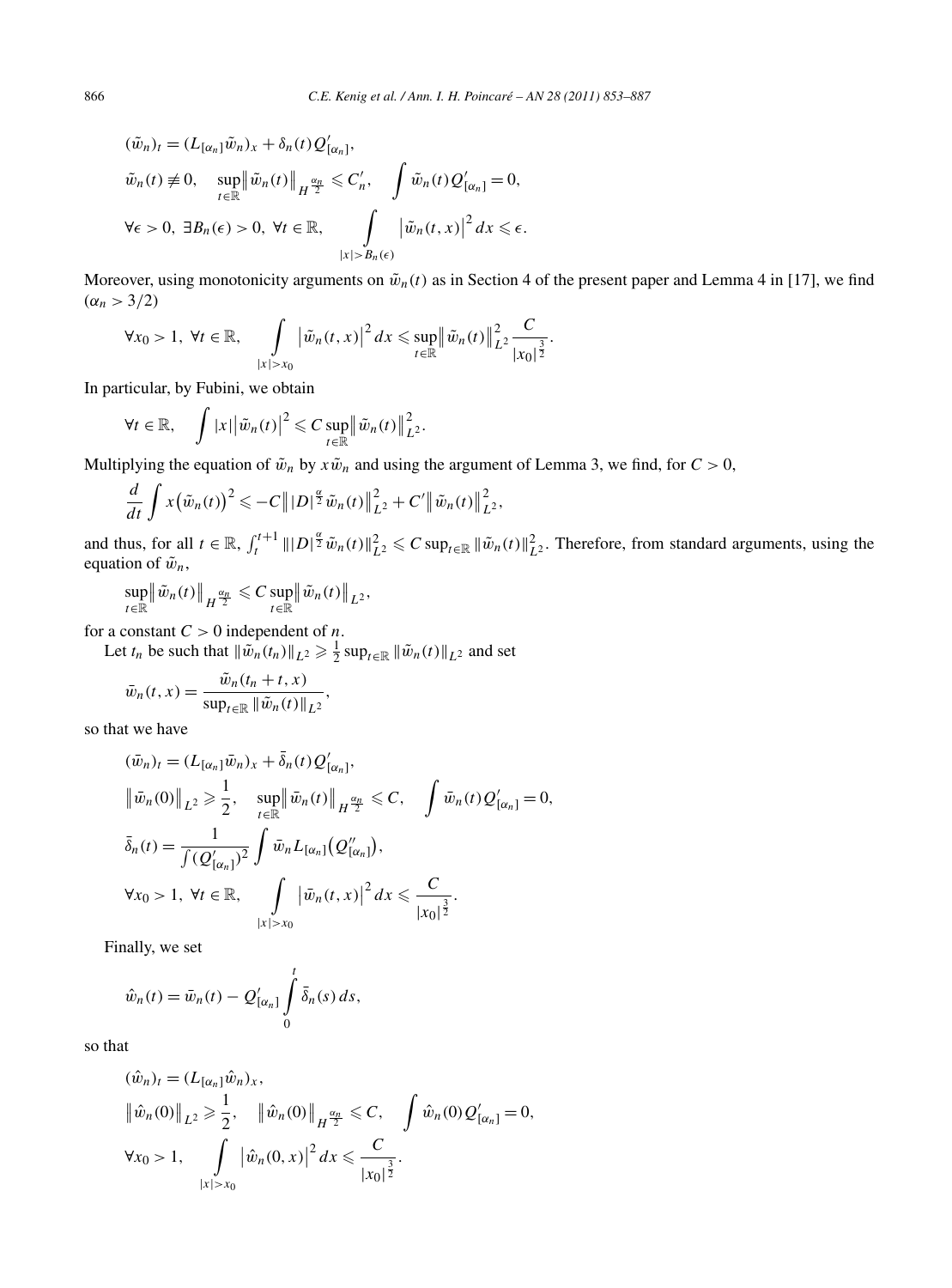$$
\begin{aligned}
&(\tilde{w}_n)_t = (L_{[\alpha_n]}\tilde{w}_n)_x + \delta_n(t) Q'_{[\alpha_n]}, \\
&\tilde{w}_n(t) \not\equiv 0, \quad \sup_{t\in\mathbb{R}} \big\|\tilde{w}_n(t)\big\|_{H^{\frac{\alpha_n}{2}}} \leqslant C'_n, \quad \int \tilde{w}_n(t) Q'_{[\alpha_n]} = 0, \\
&\forall \epsilon > 0,\ \exists B_n(\epsilon) > 0,\ \forall t \in \mathbb{R}, \qquad \int_{|x|>B_n(\epsilon)} \big|\tilde{w}_n(t,x)\big|^2\,dx \leqslant \epsilon.
\end{aligned}
$$

Moreover, using monotonicity arguments on $\tilde{w}_n(t)$ as in Section 4 of the present paper and Lemma 4 in [17], we find ($\alpha_n > 3/2$)

$$
\forall x_0 > 1,\ \forall t \in \mathbb{R}, \qquad \int_{|x|>x_0} \big|\tilde{w}_n(t,x)\big|^2\,dx \leqslant \sup_{t\in\mathbb{R}} \big\|\tilde{w}_n(t)\big\|_{L^2}^2 \frac{C}{|x_0|^{\frac{3}{2}}}.
$$

In particular, by Fubini, we obtain

$$
\forall t \in \mathbb{R}, \quad \int |x| \big|\tilde{w}_n(t)\big|^2 \leqslant C \sup_{t\in\mathbb{R}} \big\|\tilde{w}_n(t)\big\|_{L^2}^2.
$$

Multiplying the equation of $\tilde{w}_n$ by $x\tilde{w}_n$ and using the argument of Lemma 3, we find, for $C > 0$,

$$
\frac{d}{dt}\int x\big(\tilde{w}_n(t)\big)^2 \leqslant -C\big\||D|^{\frac{\alpha}{2}}\tilde{w}_n(t)\big\|_{L^2}^2 + C'\big\|\tilde{w}_n(t)\big\|_{L^2}^2,
$$

and thus, for all $t \in \mathbb{R}$, $\int_t^{t+1} \||D|^{\frac{\alpha}{2}}\tilde{w}_n(t)\|_{L^2}^2 \leqslant C \sup_{t\in\mathbb{R}} \|\tilde{w}_n(t)\|_{L^2}^2$. Therefore, from standard arguments, using the equation of $\tilde{w}_n$,

$$
\sup_{t\in\mathbb{R}} \big\|\tilde{w}_n(t)\big\|_{H^{\frac{\alpha_n}{2}}} \leqslant C \sup_{t\in\mathbb{R}} \big\|\tilde{w}_n(t)\big\|_{L^2},
$$

for a constant $C > 0$ independent of $n$.

Let $t_n$ be such that $\|\tilde{w}_n(t_n)\|_{L^2} \geqslant \frac{1}{2}\sup_{t\in\mathbb{R}} \|\tilde{w}_n(t)\|_{L^2}$ and set

$$
\bar{w}_n(t,x) = \frac{\tilde{w}_n(t_n + t, x)}{\sup_{t\in\mathbb{R}} \|\tilde{w}_n(t)\|_{L^2}},
$$

so that we have

$$
\begin{aligned}
&(\bar{w}_n)_t = (L_{[\alpha_n]}\bar{w}_n)_x + \bar{\delta}_n(t) Q'_{[\alpha_n]}, \\
&\big\|\bar{w}_n(0)\big\|_{L^2} \geqslant \frac{1}{2}, \quad \sup_{t\in\mathbb{R}} \big\|\bar{w}_n(t)\big\|_{H^{\frac{\alpha_n}{2}}} \leqslant C, \quad \int \bar{w}_n(t) Q'_{[\alpha_n]} = 0, \\
&\bar{\delta}_n(t) = \frac{1}{\int (Q'_{[\alpha_n]})^2} \int \bar{w}_n L_{[\alpha_n]}\big(Q''_{[\alpha_n]}\big), \\
&\forall x_0 > 1,\ \forall t \in \mathbb{R}, \qquad \int_{|x|>x_0} \big|\bar{w}_n(t,x)\big|^2\,dx \leqslant \frac{C}{|x_0|^{\frac{3}{2}}}.
\end{aligned}
$$

Finally, we set

$$
\hat{w}_n(t) = \bar{w}_n(t) - Q'_{[\alpha_n]} \int_0^t \bar{\delta}_n(s)\,ds,
$$

so that

$$
\begin{aligned}
&(\hat{w}_n)_t = (L_{[\alpha_n]}\hat{w}_n)_x, \\
&\big\|\hat{w}_n(0)\big\|_{L^2} \geqslant \frac{1}{2}, \quad \big\|\hat{w}_n(0)\big\|_{H^{\frac{\alpha_n}{2}}} \leqslant C, \quad \int \hat{w}_n(0) Q'_{[\alpha_n]} = 0, \\
&\forall x_0 > 1, \qquad \int_{|x|>x_0} \big|\hat{w}_n(0,x)\big|^2\,dx \leqslant \frac{C}{|x_0|^{\frac{3}{2}}}.
\end{aligned}
$$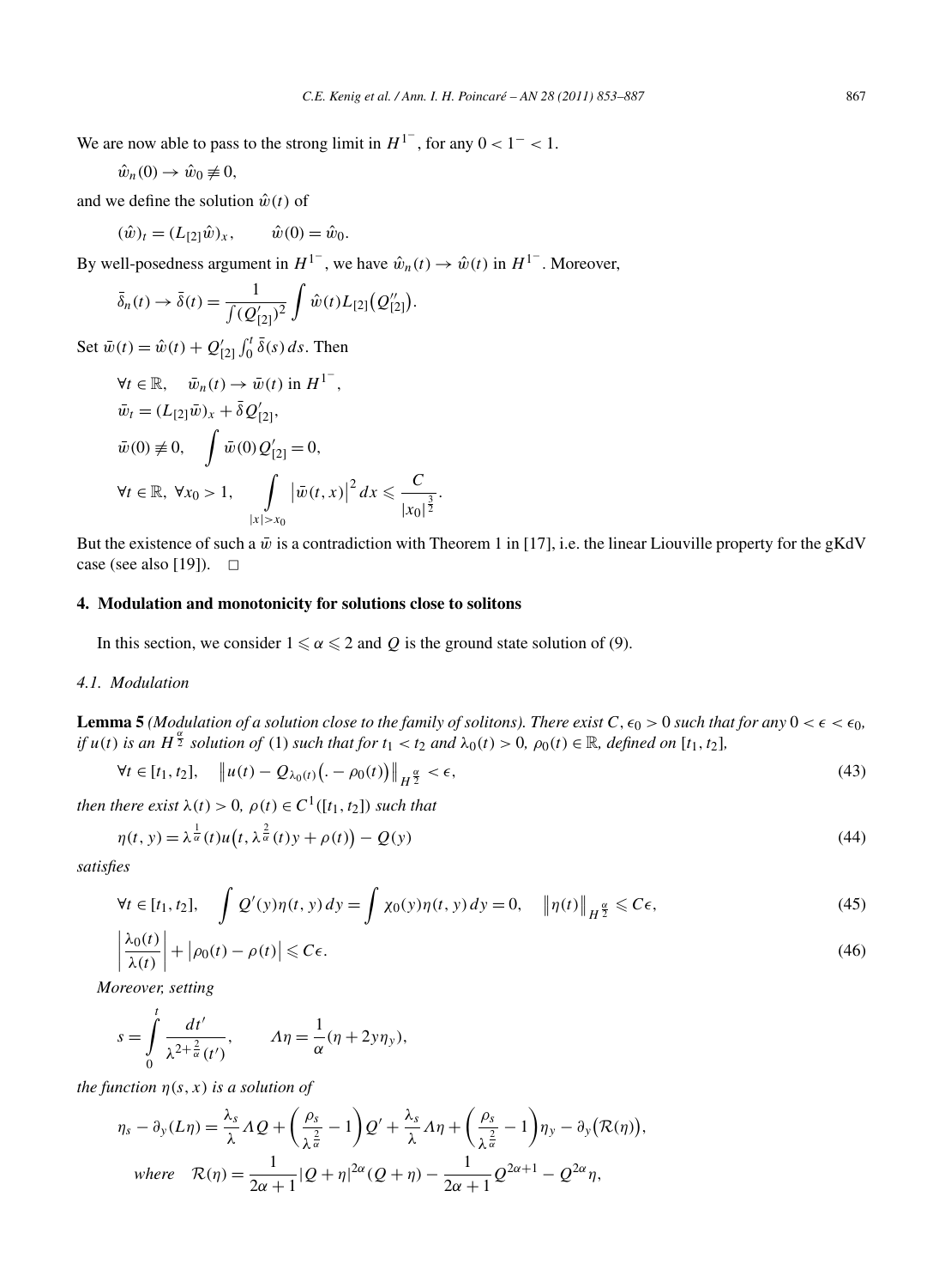We are now able to pass to the strong limit in $H^{1^-}$, for any $0 < 1^- < 1$.

$$\hat{w}_n(0) \to \hat{w}_0 \not\equiv 0,$$

and we define the solution $\hat{w}(t)$ of

$$(\hat{w})_t = (L_{[2]}\hat{w})_x, \qquad \hat{w}(0) = \hat{w}_0.$$

By well-posedness argument in $H^{1^-}$, we have $\hat{w}_n(t) \to \hat{w}(t)$ in $H^{1^-}$. Moreover,

$$\bar{\delta}_n(t) \to \bar{\delta}(t) = \frac{1}{\int (Q'_{[2]})^2} \int \hat{w}(t) L_{[2]}\big(Q''_{[2]}\big).$$

Set $\bar{w}(t) = \hat{w}(t) + Q'_{[2]} \int_0^t \bar{\delta}(s)\,ds$. Then

$$\begin{aligned}
&\forall t \in \mathbb{R}, \quad \bar{w}_n(t) \to \bar{w}(t) \text{ in } H^{1^-},\\
&\bar{w}_t = (L_{[2]}\bar{w})_x + \bar{\delta} Q'_{[2]},\\
&\bar{w}(0) \not\equiv 0, \quad \int \bar{w}(0) Q'_{[2]} = 0,\\
&\forall t \in \mathbb{R},\ \forall x_0 > 1, \quad \int_{|x|>x_0} \big|\bar{w}(t,x)\big|^2\,dx \leqslant \frac{C}{|x_0|^{\frac{3}{2}}}.
\end{aligned}$$

But the existence of such a $\bar{w}$ is a contradiction with Theorem 1 in [17], i.e. the linear Liouville property for the gKdV case (see also [19]). $\square$

## 4. Modulation and monotonicity for solutions close to solitons

In this section, we consider $1 \leqslant \alpha \leqslant 2$ and $Q$ is the ground state solution of (9).

### 4.1. Modulation

**Lemma 5** *(Modulation of a solution close to the family of solitons). There exist $C, \epsilon_0 > 0$ such that for any $0 < \epsilon < \epsilon_0$, if $u(t)$ is an $H^{\frac{\alpha}{2}}$ solution of* (1) *such that for $t_1 < t_2$ and $\lambda_0(t) > 0$, $\rho_0(t) \in \mathbb{R}$, defined on $[t_1, t_2]$,*

$$\forall t \in [t_1, t_2], \quad \big\| u(t) - Q_{\lambda_0(t)}\big(. - \rho_0(t)\big)\big\|_{H^{\frac{\alpha}{2}}} < \epsilon, \tag{43}$$

*then there exist $\lambda(t) > 0$, $\rho(t) \in C^1([t_1, t_2])$ such that*

$$\eta(t, y) = \lambda^{\frac{1}{\alpha}}(t) u\big(t, \lambda^{\frac{2}{\alpha}}(t) y + \rho(t)\big) - Q(y) \tag{44}$$

*satisfies*

$$\forall t \in [t_1, t_2], \quad \int Q'(y)\eta(t, y)\,dy = \int \chi_0(y)\eta(t, y)\,dy = 0, \quad \big\|\eta(t)\big\|_{H^{\frac{\alpha}{2}}} \leqslant C\epsilon, \tag{45}$$

$$\left|\frac{\lambda_0(t)}{\lambda(t)}\right| + \big|\rho_0(t) - \rho(t)\big| \leqslant C\epsilon. \tag{46}$$

*Moreover, setting*

$$s = \int_0^t \frac{dt'}{\lambda^{2+\frac{2}{\alpha}}(t')}, \qquad \Lambda\eta = \frac{1}{\alpha}(\eta + 2y\eta_y),$$

*the function $\eta(s, x)$ is a solution of*

$$\eta_s - \partial_y(L\eta) = \frac{\lambda_s}{\lambda}\Lambda Q + \left(\frac{\rho_s}{\lambda^{\frac{2}{\alpha}}} - 1\right) Q' + \frac{\lambda_s}{\lambda}\Lambda\eta + \left(\frac{\rho_s}{\lambda^{\frac{2}{\alpha}}} - 1\right)\eta_y - \partial_y\big(\mathcal{R}(\eta)\big),$$

$$\text{where} \quad \mathcal{R}(\eta) = \frac{1}{2\alpha+1}|Q+\eta|^{2\alpha}(Q+\eta) - \frac{1}{2\alpha+1}Q^{2\alpha+1} - Q^{2\alpha}\eta,$$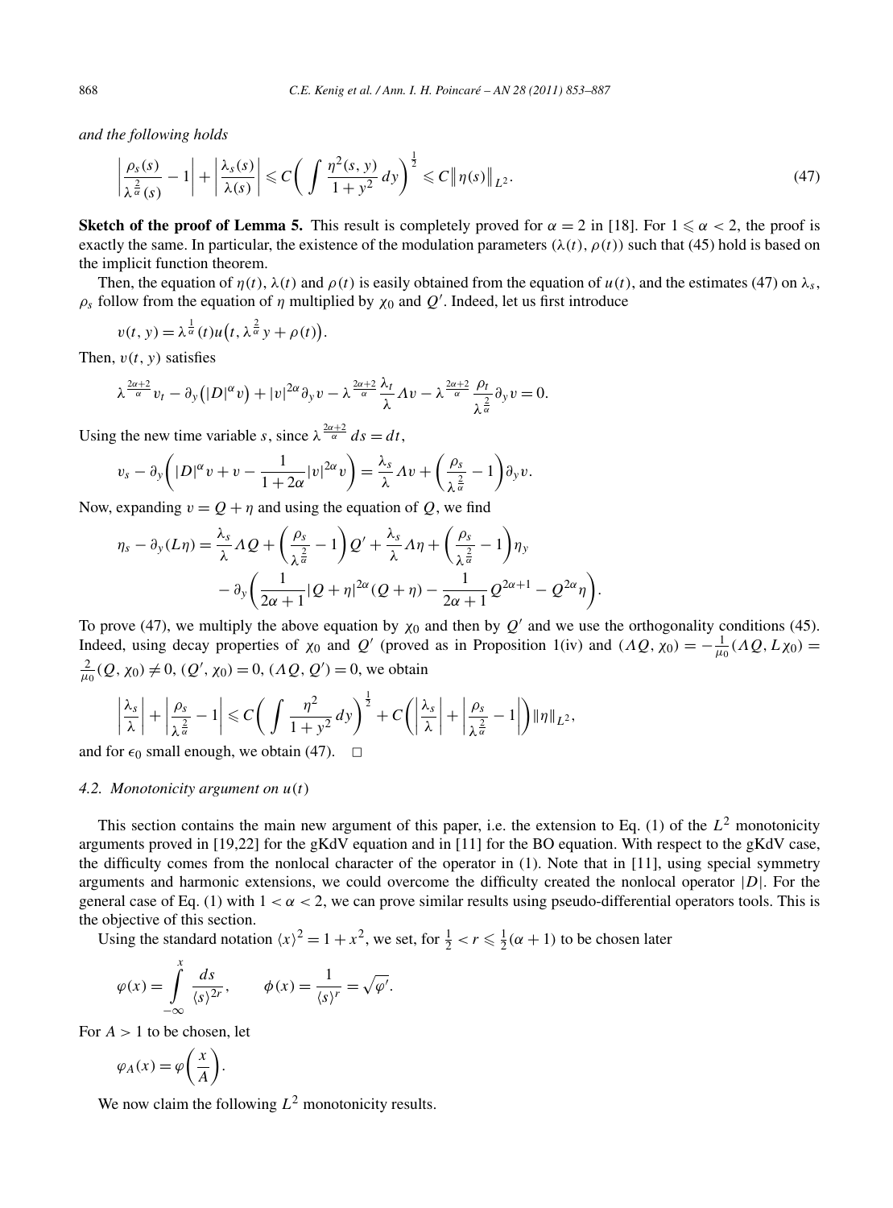*and the following holds*

$$\left|\frac{\rho_s(s)}{\lambda^{\frac{2}{\alpha}}(s)}-1\right|+\left|\frac{\lambda_s(s)}{\lambda(s)}\right|\leqslant C\left(\int\frac{\eta^2(s,y)}{1+y^2}\,dy\right)^{\frac{1}{2}}\leqslant C\left\|\eta(s)\right\|_{L^2}. \tag{47}$$

**Sketch of the proof of Lemma 5.** This result is completely proved for $\alpha=2$ in [18]. For $1\leqslant\alpha<2$, the proof is exactly the same. In particular, the existence of the modulation parameters $(\lambda(t),\rho(t))$ such that (45) hold is based on the implicit function theorem.

Then, the equation of $\eta(t)$, $\lambda(t)$ and $\rho(t)$ is easily obtained from the equation of $u(t)$, and the estimates (47) on $\lambda_s$, $\rho_s$ follow from the equation of $\eta$ multiplied by $\chi_0$ and $Q'$. Indeed, let us first introduce

$$v(t,y)=\lambda^{\frac{1}{\alpha}}(t)u\big(t,\lambda^{\frac{2}{\alpha}}y+\rho(t)\big).$$

Then, $v(t,y)$ satisfies

$$\lambda^{\frac{2\alpha+2}{\alpha}}v_t-\partial_y\big(|D|^\alpha v\big)+|v|^{2\alpha}\partial_y v-\lambda^{\frac{2\alpha+2}{\alpha}}\frac{\lambda_t}{\lambda}\Lambda v-\lambda^{\frac{2\alpha+2}{\alpha}}\frac{\rho_t}{\lambda^{\frac{2}{\alpha}}}\partial_y v=0.$$

Using the new time variable $s$, since $\lambda^{\frac{2\alpha+2}{\alpha}}\,ds=dt$,

$$v_s-\partial_y\left(|D|^\alpha v+v-\frac{1}{1+2\alpha}|v|^{2\alpha}v\right)=\frac{\lambda_s}{\lambda}\Lambda v+\left(\frac{\rho_s}{\lambda^{\frac{2}{\alpha}}}-1\right)\partial_y v.$$

Now, expanding $v=Q+\eta$ and using the equation of $Q$, we find

$$\begin{aligned}\eta_s-\partial_y(L\eta)=&\frac{\lambda_s}{\lambda}\Lambda Q+\left(\frac{\rho_s}{\lambda^{\frac{2}{\alpha}}}-1\right)Q'+\frac{\lambda_s}{\lambda}\Lambda\eta+\left(\frac{\rho_s}{\lambda^{\frac{2}{\alpha}}}-1\right)\eta_y\\&-\partial_y\left(\frac{1}{2\alpha+1}|Q+\eta|^{2\alpha}(Q+\eta)-\frac{1}{2\alpha+1}Q^{2\alpha+1}-Q^{2\alpha}\eta\right).\end{aligned}$$

To prove (47), we multiply the above equation by $\chi_0$ and then by $Q'$ and we use the orthogonality conditions (45). Indeed, using decay properties of $\chi_0$ and $Q'$ (proved as in Proposition 1(iv) and $(\Lambda Q,\chi_0)=-\frac{1}{\mu_0}(\Lambda Q,L\chi_0)=\frac{2}{\mu_0}(Q,\chi_0)\neq 0$, $(Q',\chi_0)=0$, $(\Lambda Q,Q')=0$, we obtain

$$\left|\frac{\lambda_s}{\lambda}\right|+\left|\frac{\rho_s}{\lambda^{\frac{2}{\alpha}}}-1\right|\leqslant C\left(\int\frac{\eta^2}{1+y^2}\,dy\right)^{\frac{1}{2}}+C\left(\left|\frac{\lambda_s}{\lambda}\right|+\left|\frac{\rho_s}{\lambda^{\frac{2}{\alpha}}}-1\right|\right)\|\eta\|_{L^2},$$

and for $\epsilon_0$ small enough, we obtain (47). $\square$

### 4.2. *Monotonicity argument on $u(t)$*

This section contains the main new argument of this paper, i.e. the extension to Eq. (1) of the $L^2$ monotonicity arguments proved in [19,22] for the gKdV equation and in [11] for the BO equation. With respect to the gKdV case, the difficulty comes from the nonlocal character of the operator in (1). Note that in [11], using special symmetry arguments and harmonic extensions, we could overcome the difficulty created the nonlocal operator $|D|$. For the general case of Eq. (1) with $1<\alpha<2$, we can prove similar results using pseudo-differential operators tools. This is the objective of this section.

Using the standard notation $\langle x\rangle^2=1+x^2$, we set, for $\frac{1}{2}<r\leqslant\frac{1}{2}(\alpha+1)$ to be chosen later

$$\varphi(x)=\int_{-\infty}^{x}\frac{ds}{\langle s\rangle^{2r}},\qquad \phi(x)=\frac{1}{\langle s\rangle^{r}}=\sqrt{\varphi'}.$$

For $A>1$ to be chosen, let

$$\varphi_A(x)=\varphi\left(\frac{x}{A}\right).$$

We now claim the following $L^2$ monotonicity results.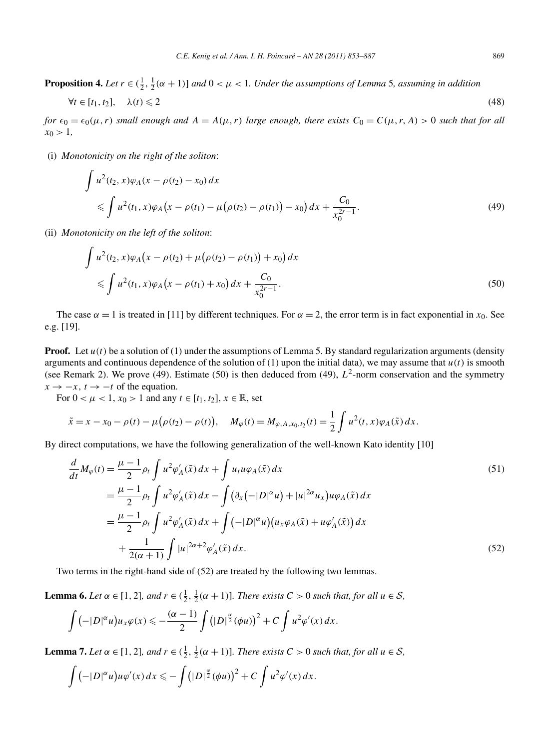**Proposition 4.** *Let $r \in (\frac{1}{2}, \frac{1}{2}(\alpha+1)]$ and $0 < \mu < 1$. Under the assumptions of Lemma* 5*, assuming in addition*

$$\forall t \in [t_1, t_2], \quad \lambda(t) \leqslant 2 \tag{48}$$

*for $\epsilon_0 = \epsilon_0(\mu, r)$ small enough and $A = A(\mu, r)$ large enough, there exists $C_0 = C(\mu, r, A) > 0$ such that for all $x_0 > 1$,*

(i) *Monotonicity on the right of the soliton*:

$$\begin{aligned}
&\int u^2(t_2, x)\varphi_A(x - \rho(t_2) - x_0)\,dx \\
&\quad \leqslant \int u^2(t_1, x)\varphi_A\big(x - \rho(t_1) - \mu\big(\rho(t_2) - \rho(t_1)\big) - x_0\big)\,dx + \frac{C_0}{x_0^{2r-1}}.
\end{aligned} \tag{49}$$

(ii) *Monotonicity on the left of the soliton*:

$$\begin{aligned}
&\int u^2(t_2, x)\varphi_A\big(x - \rho(t_2) + \mu\big(\rho(t_2) - \rho(t_1)\big) + x_0\big)\,dx \\
&\quad \leqslant \int u^2(t_1, x)\varphi_A\big(x - \rho(t_1) + x_0\big)\,dx + \frac{C_0}{x_0^{2r-1}}.
\end{aligned} \tag{50}$$

The case $\alpha = 1$ is treated in [11] by different techniques. For $\alpha = 2$, the error term is in fact exponential in $x_0$. See e.g. [19].

**Proof.** Let $u(t)$ be a solution of (1) under the assumptions of Lemma 5. By standard regularization arguments (density arguments and continuous dependence of the solution of (1) upon the initial data), we may assume that $u(t)$ is smooth (see Remark 2). We prove (49). Estimate (50) is then deduced from (49), $L^2$-norm conservation and the symmetry $x \to -x$, $t \to -t$ of the equation.

For $0 < \mu < 1$, $x_0 > 1$ and any $t \in [t_1, t_2]$, $x \in \mathbb{R}$, set

$$\tilde{x} = x - x_0 - \rho(t) - \mu\big(\rho(t_2) - \rho(t)\big), \quad M_\varphi(t) = M_{\varphi, A, x_0, t_2}(t) = \frac{1}{2}\int u^2(t, x)\varphi_A(\tilde{x})\,dx.$$

By direct computations, we have the following generalization of the well-known Kato identity [10]

$$\begin{aligned}
\frac{d}{dt}M_\varphi(t) &= \frac{\mu - 1}{2}\rho_t \int u^2 \varphi_A'(\tilde{x})\,dx + \int u_t u \varphi_A(\tilde{x})\,dx \qquad (51)\\
&= \frac{\mu - 1}{2}\rho_t \int u^2 \varphi_A'(\tilde{x})\,dx - \int \big(\partial_x\big(-|D|^\alpha u\big) + |u|^{2\alpha}u_x\big)u\varphi_A(\tilde{x})\,dx \\
&= \frac{\mu - 1}{2}\rho_t \int u^2 \varphi_A'(\tilde{x})\,dx + \int \big(-|D|^\alpha u\big)\big(u_x\varphi_A(\tilde{x}) + u\varphi_A'(\tilde{x})\big)\,dx \\
&\quad + \frac{1}{2(\alpha+1)}\int |u|^{2\alpha+2}\varphi_A'(\tilde{x})\,dx. \qquad (52)
\end{aligned}$$

Two terms in the right-hand side of (52) are treated by the following two lemmas.

**Lemma 6.** *Let $\alpha \in [1, 2]$, and $r \in (\frac{1}{2}, \frac{1}{2}(\alpha+1)]$. There exists $C > 0$ such that, for all $u \in \mathcal{S}$,*

$$\int \big(-|D|^\alpha u\big)u_x\varphi(x) \leqslant -\frac{(\alpha-1)}{2}\int \big(|D|^{\frac{\alpha}{2}}(\phi u)\big)^2 + C\int u^2\varphi'(x)\,dx.$$

**Lemma 7.** *Let $\alpha \in [1, 2]$, and $r \in (\frac{1}{2}, \frac{1}{2}(\alpha+1)]$. There exists $C > 0$ such that, for all $u \in \mathcal{S}$,*

$$\int \big(-|D|^\alpha u\big)u\varphi'(x)\,dx \leqslant -\int \big(|D|^{\frac{\alpha}{2}}(\phi u)\big)^2 + C\int u^2\varphi'(x)\,dx.$$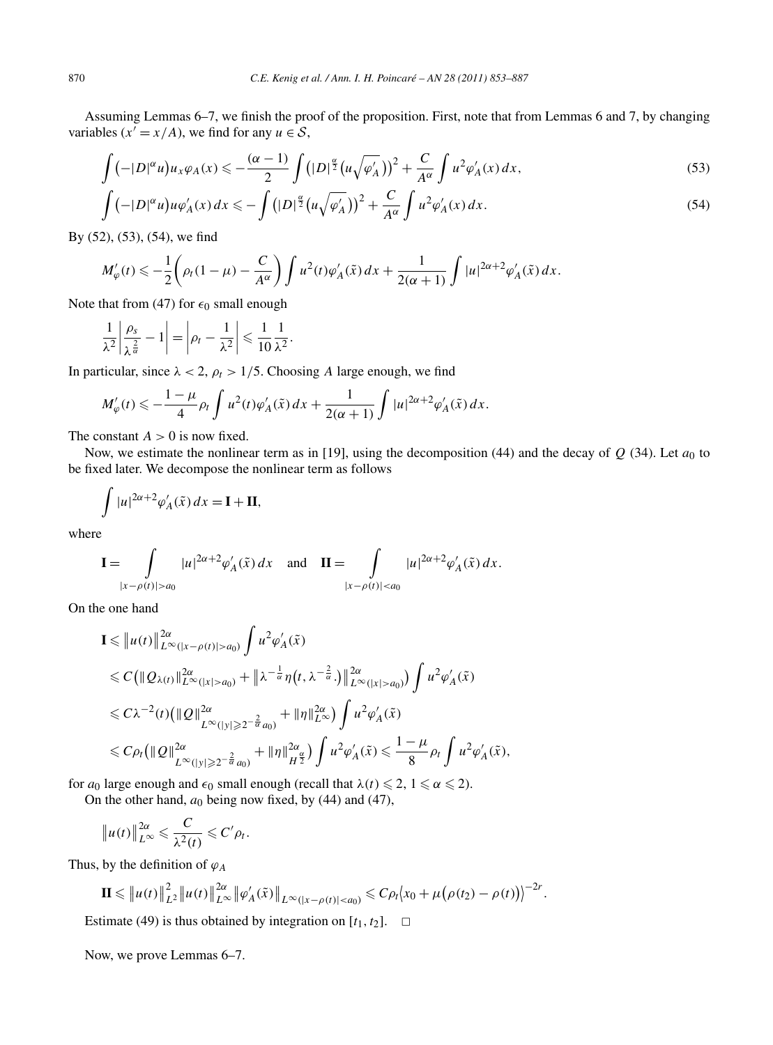Assuming Lemmas 6–7, we finish the proof of the proposition. First, note that from Lemmas 6 and 7, by changing variables ($x' = x/A$), we find for any $u \in \mathcal{S}$,

$$\int \left(-|D|^{\alpha} u\right) u_x \varphi_A(x) \leqslant -\frac{(\alpha-1)}{2} \int \left(|D|^{\frac{\alpha}{2}}\left(u\sqrt{\varphi_A'}\right)\right)^2 + \frac{C}{A^{\alpha}} \int u^2 \varphi_A'(x)\,dx, \tag{53}$$

$$\int \left(-|D|^{\alpha} u\right) u \varphi_A'(x)\,dx \leqslant -\int \left(|D|^{\frac{\alpha}{2}}\left(u\sqrt{\varphi_A'}\right)\right)^2 + \frac{C}{A^{\alpha}} \int u^2 \varphi_A'(x)\,dx. \tag{54}$$

By (52), (53), (54), we find

$$M_{\varphi}'(t) \leqslant -\frac{1}{2}\left(\rho_t(1-\mu) - \frac{C}{A^{\alpha}}\right) \int u^2(t)\varphi_A'(\tilde{x})\,dx + \frac{1}{2(\alpha+1)} \int |u|^{2\alpha+2} \varphi_A'(\tilde{x})\,dx.$$

Note that from (47) for $\epsilon_0$ small enough

$$\frac{1}{\lambda^2}\left|\frac{\rho_s}{\lambda^{\frac{2}{\alpha}}} - 1\right| = \left|\rho_t - \frac{1}{\lambda^2}\right| \leqslant \frac{1}{10}\frac{1}{\lambda^2}.$$

In particular, since $\lambda < 2$, $\rho_t > 1/5$. Choosing $A$ large enough, we find

$$M_{\varphi}'(t) \leqslant -\frac{1-\mu}{4}\rho_t \int u^2(t)\varphi_A'(\tilde{x})\,dx + \frac{1}{2(\alpha+1)} \int |u|^{2\alpha+2} \varphi_A'(\tilde{x})\,dx.$$

The constant $A > 0$ is now fixed.

Now, we estimate the nonlinear term as in [19], using the decomposition (44) and the decay of $Q$ (34). Let $a_0$ to be fixed later. We decompose the nonlinear term as follows

$$\int |u|^{2\alpha+2} \varphi_A'(\tilde{x})\,dx = \mathbf{I} + \mathbf{II},$$

where

$$\mathbf{I} = \int_{|x-\rho(t)|>a_0} |u|^{2\alpha+2} \varphi_A'(\tilde{x})\,dx \quad \text{and} \quad \mathbf{II} = \int_{|x-\rho(t)|<a_0} |u|^{2\alpha+2} \varphi_A'(\tilde{x})\,dx.$$

On the one hand

$$\begin{aligned}
\mathbf{I} &\leqslant \left\|u(t)\right\|_{L^{\infty}(|x-\rho(t)|>a_0)}^{2\alpha} \int u^2 \varphi_A'(\tilde{x}) \\
&\leqslant C\left(\|Q_{\lambda(t)}\|_{L^{\infty}(|x|>a_0)}^{2\alpha} + \left\|\lambda^{-\frac{1}{\alpha}}\eta\left(t, \lambda^{-\frac{2}{\alpha}}.\right)\right\|_{L^{\infty}(|x|>a_0)}^{2\alpha}\right) \int u^2 \varphi_A'(\tilde{x}) \\
&\leqslant C\lambda^{-2}(t)\left(\|Q\|_{L^{\infty}(|y|\geqslant 2^{-\frac{2}{\alpha}}a_0)}^{2\alpha} + \|\eta\|_{L^{\infty}}^{2\alpha}\right) \int u^2 \varphi_A'(\tilde{x}) \\
&\leqslant C\rho_t\left(\|Q\|_{L^{\infty}(|y|\geqslant 2^{-\frac{2}{\alpha}}a_0)}^{2\alpha} + \|\eta\|_{H^{\frac{\alpha}{2}}}^{2\alpha}\right) \int u^2 \varphi_A'(\tilde{x}) \leqslant \frac{1-\mu}{8}\rho_t \int u^2 \varphi_A'(\tilde{x}),
\end{aligned}$$

for $a_0$ large enough and $\epsilon_0$ small enough (recall that $\lambda(t) \leqslant 2$, $1 \leqslant \alpha \leqslant 2$).

On the other hand, $a_0$ being now fixed, by (44) and (47),

$$\left\|u(t)\right\|_{L^{\infty}}^{2\alpha} \leqslant \frac{C}{\lambda^2(t)} \leqslant C'\rho_t.$$

Thus, by the definition of $\varphi_A$

$$\mathbf{II} \leqslant \left\|u(t)\right\|_{L^2}^2 \left\|u(t)\right\|_{L^{\infty}}^{2\alpha} \left\|\varphi_A'(\tilde{x})\right\|_{L^{\infty}(|x-\rho(t)|<a_0)} \leqslant C\rho_t\left\langle x_0 + \mu\left(\rho(t_2) - \rho(t)\right)\right\rangle^{-2r}.$$

Estimate (49) is thus obtained by integration on $[t_1, t_2]$. $\square$

Now, we prove Lemmas 6–7.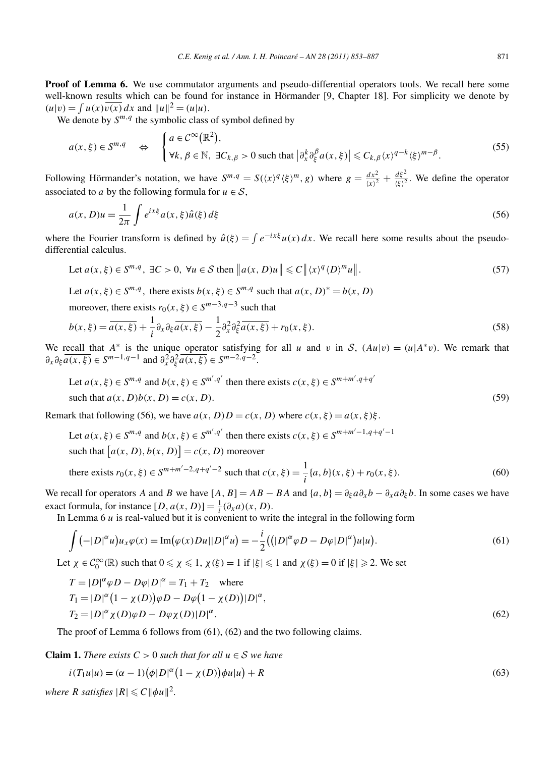**Proof of Lemma 6.** We use commutator arguments and pseudo-differential operators tools. We recall here some well-known results which can be found for instance in Hörmander [9, Chapter 18]. For simplicity we denote by $(u|v) = \int u(x)\overline{v(x)}\,dx$ and $\|u\|^2 = (u|u)$.

We denote by $S^{m,q}$ the symbolic class of symbol defined by

$$a(x,\xi) \in S^{m,q} \quad \Leftrightarrow \quad \begin{cases} a \in \mathcal{C}^\infty(\mathbb{R}^2), \\ \forall k, \beta \in \mathbb{N},\ \exists C_{k,\beta} > 0 \text{ such that } \left|\partial_x^k \partial_\xi^\beta a(x,\xi)\right| \leqslant C_{k,\beta} \langle x\rangle^{q-k} \langle \xi\rangle^{m-\beta}. \end{cases} \tag{55}$$

Following Hörmander's notation, we have $S^{m,q} = S(\langle x\rangle^q \langle \xi\rangle^m, g)$ where $g = \frac{dx^2}{\langle x\rangle^2} + \frac{d\xi^2}{\langle \xi\rangle^2}$. We define the operator associated to $a$ by the following formula for $u \in \mathcal{S}$,

$$a(x,D)u = \frac{1}{2\pi}\int e^{ix\xi} a(x,\xi)\hat{u}(\xi)\,d\xi \tag{56}$$

where the Fourier transform is defined by $\hat{u}(\xi) = \int e^{-ix\xi}u(x)\,dx$. We recall here some results about the pseudo-differential calculus.

$$\text{Let } a(x,\xi) \in S^{m,q},\ \exists C > 0,\ \forall u \in \mathcal{S} \text{ then } \left\|a(x,D)u\right\| \leqslant C\left\|\langle x\rangle^q \langle D\rangle^m u\right\|. \tag{57}$$

$$\begin{aligned} &\text{Let } a(x,\xi) \in S^{m,q}, \text{ there exists } b(x,\xi) \in S^{m,q} \text{ such that } a(x,D)^* = b(x,D) \\ &\text{moreover, there exists } r_0(x,\xi) \in S^{m-3,q-3} \text{ such that} \\ &b(x,\xi) = \overline{a(x,\xi)} + \frac{1}{i}\partial_x\partial_\xi\overline{a(x,\xi)} - \frac{1}{2}\partial_x^2\partial_\xi^2\overline{a(x,\xi)} + r_0(x,\xi). \end{aligned} \tag{58}$$

We recall that $A^*$ is the unique operator satisfying for all $u$ and $v$ in $\mathcal{S}$, $(Au|v) = (u|A^*v)$. We remark that $\partial_x\partial_\xi\overline{a(x,\xi)} \in S^{m-1,q-1}$ and $\partial_x^2\partial_\xi^2\overline{a(x,\xi)} \in S^{m-2,q-2}$.

$$\begin{aligned} &\text{Let } a(x,\xi) \in S^{m,q} \text{ and } b(x,\xi) \in S^{m',q'} \text{ then there exists } c(x,\xi) \in S^{m+m',q+q'} \\ &\text{such that } a(x,D)b(x,D) = c(x,D). \end{aligned} \tag{59}$$

Remark that following (56), we have $a(x,D)D = c(x,D)$ where $c(x,\xi) = a(x,\xi)\xi$.

$$\begin{aligned} &\text{Let } a(x,\xi) \in S^{m,q} \text{ and } b(x,\xi) \in S^{m',q'} \text{ then there exists } c(x,\xi) \in S^{m+m'-1,q+q'-1} \\ &\text{such that } \left[a(x,D), b(x,D)\right] = c(x,D) \text{ moreover} \\ &\text{there exists } r_0(x,\xi) \in S^{m+m'-2,q+q'-2} \text{ such that } c(x,\xi) = \frac{1}{i}\{a,b\}(x,\xi) + r_0(x,\xi). \end{aligned} \tag{60}$$

We recall for operators $A$ and $B$ we have $[A,B] = AB - BA$ and $\{a,b\} = \partial_\xi a\partial_x b - \partial_x a\partial_\xi b$. In some cases we have exact formula, for instance $[D, a(x,D)] = \frac{1}{i}(\partial_x a)(x,D)$.

In Lemma 6 $u$ is real-valued but it is convenient to write the integral in the following form

$$\int \left(-|D|^\alpha u\right)u_x\varphi(x) = \operatorname{Im}\left(\varphi(x)Du\big||D|^\alpha u\right) = -\frac{i}{2}\left(\left(|D|^\alpha\varphi D - D\varphi|D|^\alpha\right)u\big|u\right). \tag{61}$$

Let $\chi \in \mathcal{C}_0^\infty(\mathbb{R})$ such that $0 \leqslant \chi \leqslant 1$, $\chi(\xi) = 1$ if $|\xi| \leqslant 1$ and $\chi(\xi) = 0$ if $|\xi| \geqslant 2$. We set

$$\begin{aligned} T &= |D|^\alpha\varphi D - D\varphi|D|^\alpha = T_1 + T_2 \quad \text{where} \\ T_1 &= |D|^\alpha\left(1-\chi(D)\right)\varphi D - D\varphi\left(1-\chi(D)\right)|D|^\alpha, \\ T_2 &= |D|^\alpha\chi(D)\varphi D - D\varphi\chi(D)|D|^\alpha. \end{aligned} \tag{62}$$

The proof of Lemma 6 follows from (61), (62) and the two following claims.

**Claim 1.** *There exists $C > 0$ such that for all $u \in \mathcal{S}$ we have*

$$i(T_1u|u) = (\alpha-1)\left(\phi|D|^\alpha\left(1-\chi(D)\right)\phi u\big|u\right) + R \tag{63}$$

*where $R$ satisfies $|R| \leqslant C\|\phi u\|^2$.*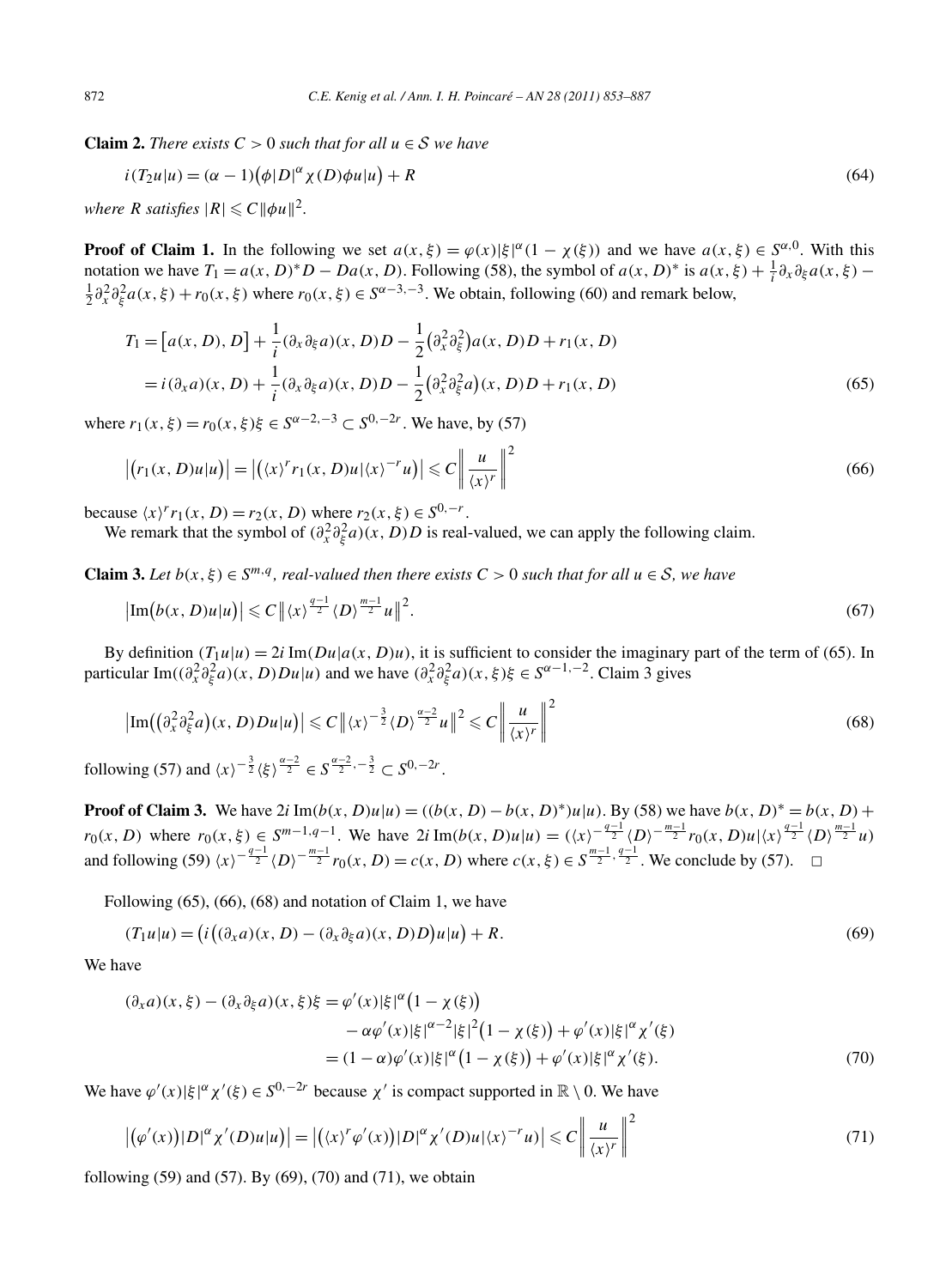**Claim 2.** *There exists $C > 0$ such that for all $u \in \mathcal{S}$ we have*

$$i(T_2 u|u) = (\alpha - 1)\big(\phi|D|^\alpha \chi(D)\phi u|u\big) + R \tag{64}$$

*where $R$ satisfies $|R| \leqslant C\|\phi u\|^2$.*

**Proof of Claim 1.** In the following we set $a(x,\xi) = \varphi(x)|\xi|^\alpha(1 - \chi(\xi))$ and we have $a(x,\xi) \in S^{\alpha,0}$. With this notation we have $T_1 = a(x,D)^* D - Da(x,D)$. Following (58), the symbol of $a(x,D)^*$ is $a(x,\xi) + \frac{1}{i}\partial_x\partial_\xi a(x,\xi) - \frac{1}{2}\partial_x^2\partial_\xi^2 a(x,\xi) + r_0(x,\xi)$ where $r_0(x,\xi) \in S^{\alpha-3,-3}$. We obtain, following (60) and remark below,

$$\begin{aligned}
T_1 &= \big[a(x,D), D\big] + \frac{1}{i}(\partial_x\partial_\xi a)(x,D)D - \frac{1}{2}\big(\partial_x^2\partial_\xi^2\big)a(x,D)D + r_1(x,D) \\
&= i(\partial_x a)(x,D) + \frac{1}{i}(\partial_x\partial_\xi a)(x,D)D - \frac{1}{2}\big(\partial_x^2\partial_\xi^2 a\big)(x,D)D + r_1(x,D)
\end{aligned} \tag{65}$$

where $r_1(x,\xi) = r_0(x,\xi)\xi \in S^{\alpha-2,-3} \subset S^{0,-2r}$. We have, by (57)

$$\big|\big(r_1(x,D)u|u\big)\big| = \big|\big(\langle x\rangle^r r_1(x,D)u|\langle x\rangle^{-r}u\big)\big| \leqslant C\left\|\frac{u}{\langle x\rangle^r}\right\|^2 \tag{66}$$

because $\langle x\rangle^r r_1(x,D) = r_2(x,D)$ where $r_2(x,\xi) \in S^{0,-r}$.

We remark that the symbol of $(\partial_x^2\partial_\xi^2 a)(x,D)D$ is real-valued, we can apply the following claim.

**Claim 3.** *Let $b(x,\xi) \in S^{m,q}$, real-valued then there exists $C > 0$ such that for all $u \in \mathcal{S}$, we have*

$$\big|\operatorname{Im}\big(b(x,D)u|u\big)\big| \leqslant C\big\|\langle x\rangle^{\frac{q-1}{2}}\langle D\rangle^{\frac{m-1}{2}}u\big\|^2. \tag{67}$$

By definition $(T_1 u|u) = 2i\operatorname{Im}(Du|a(x,D)u)$, it is sufficient to consider the imaginary part of the term of (65). In particular $\operatorname{Im}((\partial_x^2\partial_\xi^2 a)(x,D)Du|u)$ and we have $(\partial_x^2\partial_\xi^2 a)(x,\xi)\xi \in S^{\alpha-1,-2}$. Claim 3 gives

$$\big|\operatorname{Im}\big(\big(\partial_x^2\partial_\xi^2 a\big)(x,D)Du|u\big)\big| \leqslant C\big\|\langle x\rangle^{-\frac{3}{2}}\langle D\rangle^{\frac{\alpha-2}{2}}u\big\|^2 \leqslant C\left\|\frac{u}{\langle x\rangle^r}\right\|^2 \tag{68}$$

following (57) and $\langle x\rangle^{-\frac{3}{2}}\langle\xi\rangle^{\frac{\alpha-2}{2}} \in S^{\frac{\alpha-2}{2},-\frac{3}{2}} \subset S^{0,-2r}$.

**Proof of Claim 3.** We have $2i\operatorname{Im}(b(x,D)u|u) = ((b(x,D) - b(x,D)^*)u|u)$. By (58) we have $b(x,D)^* = b(x,D) + r_0(x,D)$ where $r_0(x,\xi) \in S^{m-1,q-1}$. We have $2i\operatorname{Im}(b(x,D)u|u) = (\langle x\rangle^{-\frac{q-1}{2}}\langle D\rangle^{-\frac{m-1}{2}}r_0(x,D)u|\langle x\rangle^{\frac{q-1}{2}}\langle D\rangle^{\frac{m-1}{2}}u)$ and following (59) $\langle x\rangle^{-\frac{q-1}{2}}\langle D\rangle^{-\frac{m-1}{2}}r_0(x,D) = c(x,D)$ where $c(x,\xi) \in S^{\frac{m-1}{2},\frac{q-1}{2}}$. We conclude by (57). $\square$

Following (65), (66), (68) and notation of Claim 1, we have

$$(T_1 u|u) = \big(i\big((\partial_x a)(x,D) - (\partial_x\partial_\xi a)(x,D)D\big)u|u\big) + R. \tag{69}$$

We have

$$\begin{aligned}
(\partial_x a)(x,\xi) - (\partial_x\partial_\xi a)(x,\xi)\xi &= \varphi'(x)|\xi|^\alpha\big(1 - \chi(\xi)\big) \\
&\quad - \alpha\varphi'(x)|\xi|^{\alpha-2}|\xi|^2\big(1 - \chi(\xi)\big) + \varphi'(x)|\xi|^\alpha\chi'(\xi) \\
&= (1 - \alpha)\varphi'(x)|\xi|^\alpha\big(1 - \chi(\xi)\big) + \varphi'(x)|\xi|^\alpha\chi'(\xi).
\end{aligned} \tag{70}$$

We have $\varphi'(x)|\xi|^\alpha\chi'(\xi) \in S^{0,-2r}$ because $\chi'$ is compact supported in $\mathbb{R} \setminus 0$. We have

$$\big|\big(\varphi'(x)\big)|D|^\alpha\chi'(D)u|u\big)\big| = \big|\big(\langle x\rangle^r\varphi'(x)\big)|D|^\alpha\chi'(D)u|\langle x\rangle^{-r}u\big)\big| \leqslant C\left\|\frac{u}{\langle x\rangle^r}\right\|^2 \tag{71}$$

following (59) and (57). By (69), (70) and (71), we obtain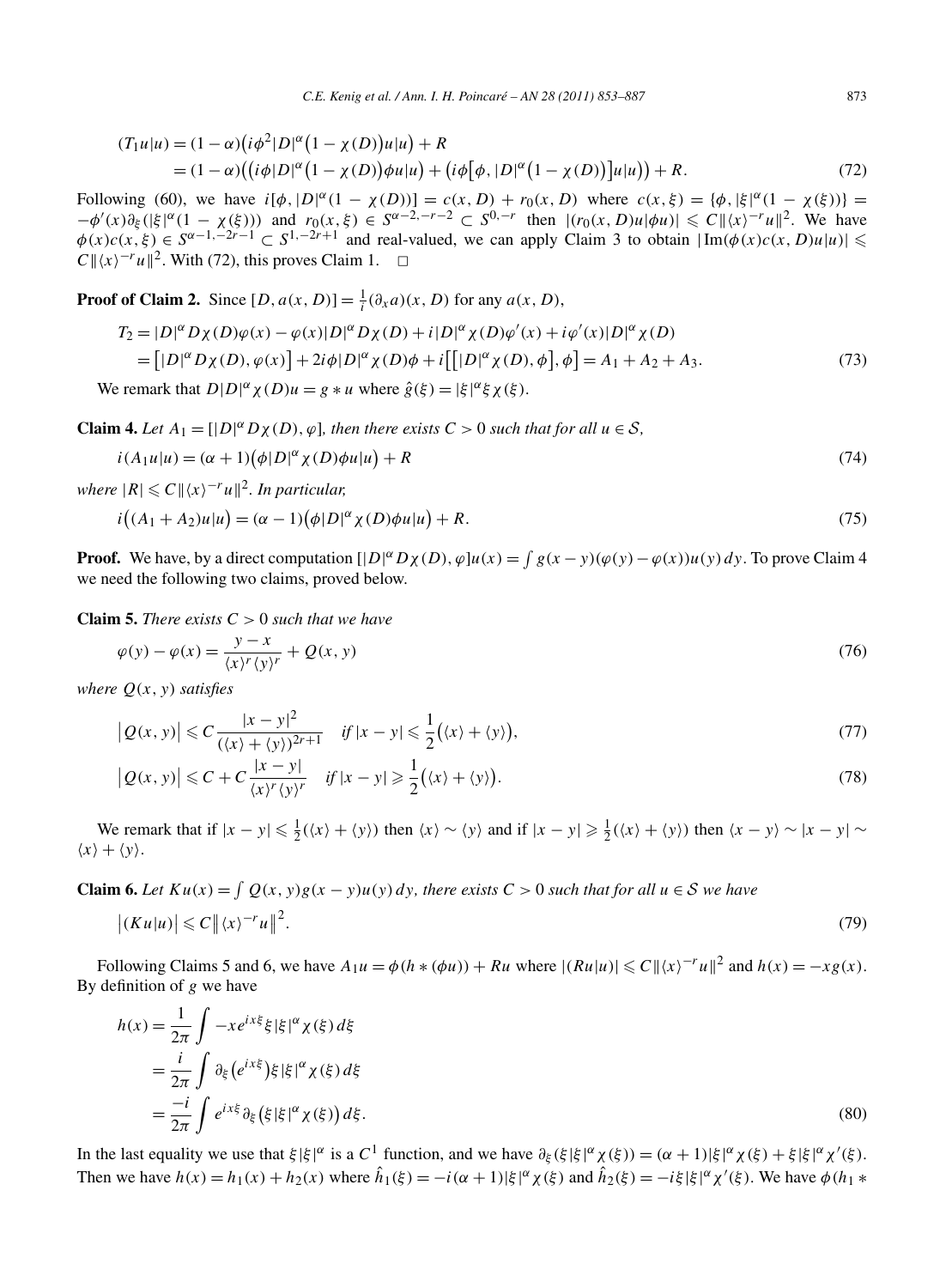$$
\begin{aligned}
(T_1 u|u) &= (1-\alpha)\big(i\phi^2|D|^\alpha\big(1-\chi(D)\big)u|u\big) + R \\
&= (1-\alpha)\big(\big(i\phi|D|^\alpha\big(1-\chi(D)\big)\phi u|u\big) + \big(i\phi\big[\phi, |D|^\alpha\big(1-\chi(D)\big)\big]u|u\big)\big) + R.
\end{aligned}
\tag{72}
$$

Following (60), we have $i[\phi, |D|^\alpha(1-\chi(D))] = c(x,D) + r_0(x,D)$ where $c(x,\xi) = \{\phi, |\xi|^\alpha(1-\chi(\xi))\} = -\phi'(x)\partial_\xi(|\xi|^\alpha(1-\chi(\xi)))$ and $r_0(x,\xi) \in S^{\alpha-2,-r-2} \subset S^{0,-r}$ then $|(r_0(x,D)u|\phi u)| \leqslant C\|\langle x\rangle^{-r}u\|^2$. We have $\phi(x)c(x,\xi) \in S^{\alpha-1,-2r-1} \subset S^{1,-2r+1}$ and real-valued, we can apply Claim 3 to obtain $|\mathrm{Im}(\phi(x)c(x,D)u|u)| \leqslant C\|\langle x\rangle^{-r}u\|^2$. With (72), this proves Claim 1. $\square$

**Proof of Claim 2.** Since $[D, a(x,D)] = \frac{1}{i}(\partial_x a)(x,D)$ for any $a(x,D)$,

$$
\begin{aligned}
T_2 &= |D|^\alpha D\chi(D)\varphi(x) - \varphi(x)|D|^\alpha D\chi(D) + i|D|^\alpha\chi(D)\varphi'(x) + i\varphi'(x)|D|^\alpha\chi(D) \\
&= \big[|D|^\alpha D\chi(D), \varphi(x)\big] + 2i\phi|D|^\alpha\chi(D)\phi + i\big[\big[|D|^\alpha\chi(D), \phi\big], \phi\big] = A_1 + A_2 + A_3.
\end{aligned}
\tag{73}
$$

We remark that $D|D|^\alpha\chi(D)u = g * u$ where $\hat{g}(\xi) = |\xi|^\alpha\xi\chi(\xi)$.

**Claim 4.** *Let $A_1 = [|D|^\alpha D\chi(D), \varphi]$, then there exists $C > 0$ such that for all $u \in \mathcal{S}$,*

$$
i(A_1 u|u) = (\alpha+1)\big(\phi|D|^\alpha\chi(D)\phi u|u\big) + R
\tag{74}
$$

*where $|R| \leqslant C\|\langle x\rangle^{-r}u\|^2$. In particular,*

$$
i\big((A_1 + A_2)u|u\big) = (\alpha-1)\big(\phi|D|^\alpha\chi(D)\phi u|u\big) + R.
\tag{75}
$$

**Proof.** We have, by a direct computation $[|D|^\alpha D\chi(D), \varphi]u(x) = \int g(x-y)(\varphi(y)-\varphi(x))u(y)\,dy$. To prove Claim 4 we need the following two claims, proved below.

**Claim 5.** *There exists $C > 0$ such that we have*

$$
\varphi(y) - \varphi(x) = \frac{y-x}{\langle x\rangle^r\langle y\rangle^r} + Q(x,y)
\tag{76}
$$

*where $Q(x,y)$ satisfies*

$$
\big|Q(x,y)\big| \leqslant C\frac{|x-y|^2}{(\langle x\rangle + \langle y\rangle)^{2r+1}} \quad \text{if } |x-y| \leqslant \frac{1}{2}\big(\langle x\rangle + \langle y\rangle\big),
\tag{77}
$$

$$
\big|Q(x,y)\big| \leqslant C + C\frac{|x-y|}{\langle x\rangle^r\langle y\rangle^r} \quad \text{if } |x-y| \geqslant \frac{1}{2}\big(\langle x\rangle + \langle y\rangle\big).
\tag{78}
$$

We remark that if $|x-y| \leqslant \frac{1}{2}(\langle x\rangle + \langle y\rangle)$ then $\langle x\rangle \sim \langle y\rangle$ and if $|x-y| \geqslant \frac{1}{2}(\langle x\rangle + \langle y\rangle)$ then $\langle x-y\rangle \sim |x-y| \sim \langle x\rangle + \langle y\rangle$.

**Claim 6.** *Let $Ku(x) = \int Q(x,y)g(x-y)u(y)\,dy$, there exists $C > 0$ such that for all $u \in \mathcal{S}$ we have*

$$
\big|(Ku|u)\big| \leqslant C\big\|\langle x\rangle^{-r}u\big\|^2.
\tag{79}
$$

Following Claims 5 and 6, we have $A_1 u = \phi(h * (\phi u)) + Ru$ where $|(Ru|u)| \leqslant C\|\langle x\rangle^{-r}u\|^2$ and $h(x) = -xg(x)$. By definition of $g$ we have

$$
\begin{aligned}
h(x) &= \frac{1}{2\pi}\int -xe^{ix\xi}\xi|\xi|^\alpha\chi(\xi)\,d\xi \\
&= \frac{i}{2\pi}\int \partial_\xi\big(e^{ix\xi}\big)\xi|\xi|^\alpha\chi(\xi)\,d\xi \\
&= \frac{-i}{2\pi}\int e^{ix\xi}\partial_\xi\big(\xi|\xi|^\alpha\chi(\xi)\big)\,d\xi.
\end{aligned}
\tag{80}
$$

In the last equality we use that $\xi|\xi|^\alpha$ is a $C^1$ function, and we have $\partial_\xi(\xi|\xi|^\alpha\chi(\xi)) = (\alpha+1)|\xi|^\alpha\chi(\xi) + \xi|\xi|^\alpha\chi'(\xi)$. Then we have $h(x) = h_1(x) + h_2(x)$ where $\hat{h}_1(\xi) = -i(\alpha+1)|\xi|^\alpha\chi(\xi)$ and $\hat{h}_2(\xi) = -i\xi|\xi|^\alpha\chi'(\xi)$. We have $\phi(h_1 *$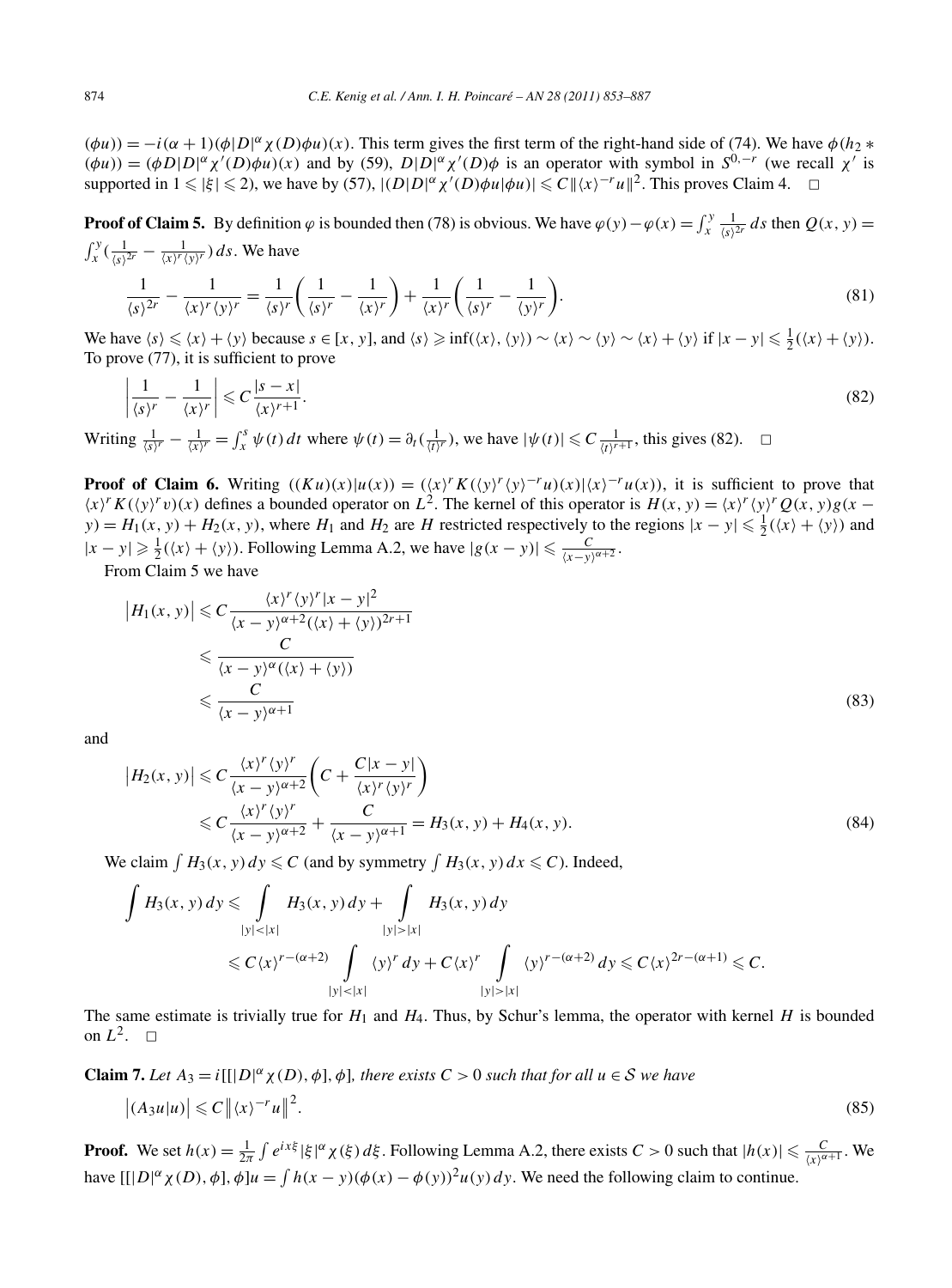$(\phi u)) = -i(\alpha+1)(\phi|D|^\alpha\chi(D)\phi u)(x)$. This term gives the first term of the right-hand side of (74). We have $\phi(h_2 * (\phi u)) = (\phi D|D|^\alpha\chi'(D)\phi u)(x)$ and by (59), $D|D|^\alpha\chi'(D)\phi$ is an operator with symbol in $S^{0,-r}$ (we recall $\chi'$ is supported in $1\leqslant|\xi|\leqslant 2$), we have by (57), $|(D|D|^\alpha\chi'(D)\phi u|\phi u)|\leqslant C\|\langle x\rangle^{-r}u\|^2$. This proves Claim 4. $\square$

**Proof of Claim 5.** By definition $\varphi$ is bounded then (78) is obvious. We have $\varphi(y)-\varphi(x)=\int_x^y\frac{1}{\langle s\rangle^{2r}}\,ds$ then $Q(x,y)=\int_x^y(\frac{1}{\langle s\rangle^{2r}}-\frac{1}{\langle x\rangle^r\langle y\rangle^r})\,ds$. We have

$$\frac{1}{\langle s\rangle^{2r}}-\frac{1}{\langle x\rangle^r\langle y\rangle^r}=\frac{1}{\langle s\rangle^r}\left(\frac{1}{\langle s\rangle^r}-\frac{1}{\langle x\rangle^r}\right)+\frac{1}{\langle x\rangle^r}\left(\frac{1}{\langle s\rangle^r}-\frac{1}{\langle y\rangle^r}\right). \tag{81}$$

We have $\langle s\rangle\leqslant\langle x\rangle+\langle y\rangle$ because $s\in[x,y]$, and $\langle s\rangle\geqslant\inf(\langle x\rangle,\langle y\rangle)\sim\langle x\rangle\sim\langle y\rangle\sim\langle x\rangle+\langle y\rangle$ if $|x-y|\leqslant\frac12(\langle x\rangle+\langle y\rangle)$. To prove (77), it is sufficient to prove

$$\left|\frac{1}{\langle s\rangle^r}-\frac{1}{\langle x\rangle^r}\right|\leqslant C\frac{|s-x|}{\langle x\rangle^{r+1}}. \tag{82}$$

Writing $\frac{1}{\langle s\rangle^r}-\frac{1}{\langle x\rangle^r}=\int_x^s\psi(t)\,dt$ where $\psi(t)=\partial_t(\frac{1}{\langle t\rangle^r})$, we have $|\psi(t)|\leqslant C\frac{1}{\langle t\rangle^{r+1}}$, this gives (82). $\square$

**Proof of Claim 6.** Writing $((Ku)(x)|u(x))=(\langle x\rangle^rK(\langle y\rangle^r\langle y\rangle^{-r}u)(x)|\langle x\rangle^{-r}u(x))$, it is sufficient to prove that $\langle x\rangle^rK(\langle y\rangle^rv)(x)$ defines a bounded operator on $L^2$. The kernel of this operator is $H(x,y)=\langle x\rangle^r\langle y\rangle^rQ(x,y)g(x-y)=H_1(x,y)+H_2(x,y)$, where $H_1$ and $H_2$ are $H$ restricted respectively to the regions $|x-y|\leqslant\frac12(\langle x\rangle+\langle y\rangle)$ and $|x-y|\geqslant\frac12(\langle x\rangle+\langle y\rangle)$. Following Lemma A.2, we have $|g(x-y)|\leqslant\frac{C}{\langle x-y\rangle^{\alpha+2}}$.

From Claim 5 we have

$$\begin{aligned}
|H_1(x,y)|&\leqslant C\frac{\langle x\rangle^r\langle y\rangle^r|x-y|^2}{\langle x-y\rangle^{\alpha+2}(\langle x\rangle+\langle y\rangle)^{2r+1}}\\
&\leqslant\frac{C}{\langle x-y\rangle^\alpha(\langle x\rangle+\langle y\rangle)}\\
&\leqslant\frac{C}{\langle x-y\rangle^{\alpha+1}}
\end{aligned}\tag{83}$$

and

$$\begin{aligned}
|H_2(x,y)|&\leqslant C\frac{\langle x\rangle^r\langle y\rangle^r}{\langle x-y\rangle^{\alpha+2}}\left(C+\frac{C|x-y|}{\langle x\rangle^r\langle y\rangle^r}\right)\\
&\leqslant C\frac{\langle x\rangle^r\langle y\rangle^r}{\langle x-y\rangle^{\alpha+2}}+\frac{C}{\langle x-y\rangle^{\alpha+1}}=H_3(x,y)+H_4(x,y).
\end{aligned}\tag{84}$$

We claim $\int H_3(x,y)\,dy\leqslant C$ (and by symmetry $\int H_3(x,y)\,dx\leqslant C$). Indeed,

$$\begin{aligned}
\int H_3(x,y)\,dy&\leqslant\int_{|y|<|x|}H_3(x,y)\,dy+\int_{|y|>|x|}H_3(x,y)\,dy\\
&\leqslant C\langle x\rangle^{r-(\alpha+2)}\int_{|y|<|x|}\langle y\rangle^r\,dy+C\langle x\rangle^r\int_{|y|>|x|}\langle y\rangle^{r-(\alpha+2)}\,dy\leqslant C\langle x\rangle^{2r-(\alpha+1)}\leqslant C.
\end{aligned}$$

The same estimate is trivially true for $H_1$ and $H_4$. Thus, by Schur's lemma, the operator with kernel $H$ is bounded on $L^2$. $\square$

**Claim 7.** *Let $A_3=i[[|D|^\alpha\chi(D),\phi],\phi]$, there exists $C>0$ such that for all $u\in\mathcal{S}$ we have*

$$|(A_3u|u)|\leqslant C\|\langle x\rangle^{-r}u\|^2. \tag{85}$$

**Proof.** We set $h(x)=\frac{1}{2\pi}\int e^{ix\xi}|\xi|^\alpha\chi(\xi)\,d\xi$. Following Lemma A.2, there exists $C>0$ such that $|h(x)|\leqslant\frac{C}{\langle x\rangle^{\alpha+1}}$. We have $[[|D|^\alpha\chi(D),\phi],\phi]u=\int h(x-y)(\phi(x)-\phi(y))^2u(y)\,dy$. We need the following claim to continue.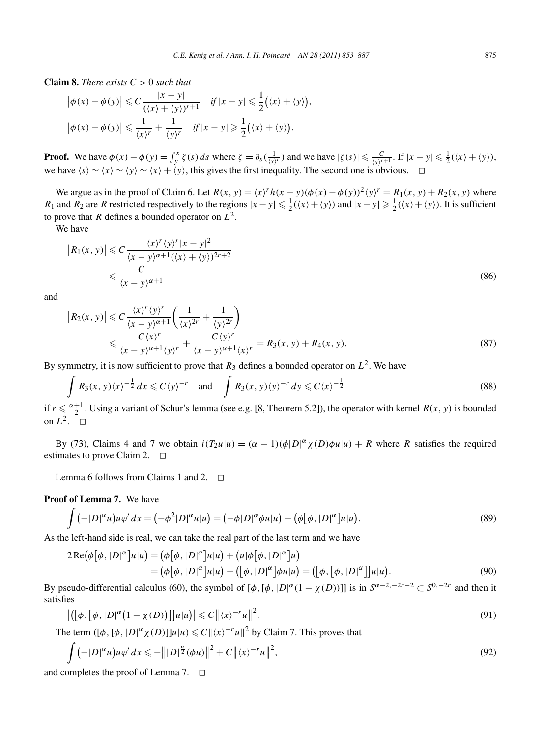**Claim 8.** *There exists* $C > 0$ *such that*

$$\left|\phi(x) - \phi(y)\right| \leqslant C \frac{|x-y|}{(\langle x\rangle + \langle y\rangle)^{r+1}} \quad \text{if } |x-y| \leqslant \frac{1}{2}\big(\langle x\rangle + \langle y\rangle\big),$$

$$\left|\phi(x) - \phi(y)\right| \leqslant \frac{1}{\langle x\rangle^r} + \frac{1}{\langle y\rangle^r} \quad \text{if } |x-y| \geqslant \frac{1}{2}\big(\langle x\rangle + \langle y\rangle\big).$$

**Proof.** We have $\phi(x) - \phi(y) = \int_y^x \zeta(s)\, ds$ where $\zeta = \partial_s(\frac{1}{\langle s\rangle^r})$ and we have $|\zeta(s)| \leqslant \frac{C}{\langle s\rangle^{r+1}}$. If $|x-y| \leqslant \frac{1}{2}(\langle x\rangle + \langle y\rangle)$, we have $\langle s\rangle \sim \langle x\rangle \sim \langle y\rangle \sim \langle x\rangle + \langle y\rangle$, this gives the first inequality. The second one is obvious. $\square$

We argue as in the proof of Claim 6. Let $R(x,y) = \langle x\rangle^r h(x-y)(\phi(x) - \phi(y))^2 \langle y\rangle^r = R_1(x,y) + R_2(x,y)$ where $R_1$ and $R_2$ are $R$ restricted respectively to the regions $|x-y| \leqslant \frac{1}{2}(\langle x\rangle + \langle y\rangle)$ and $|x-y| \geqslant \frac{1}{2}(\langle x\rangle + \langle y\rangle)$. It is sufficient to prove that $R$ defines a bounded operator on $L^2$.

We have

$$\begin{aligned}
\left|R_1(x,y)\right| &\leqslant C \frac{\langle x\rangle^r \langle y\rangle^r |x-y|^2}{\langle x-y\rangle^{\alpha+1}(\langle x\rangle + \langle y\rangle)^{2r+2}} \\
&\leqslant \frac{C}{\langle x-y\rangle^{\alpha+1}}
\end{aligned} \tag{86}$$

and

$$\begin{aligned}
\left|R_2(x,y)\right| &\leqslant C \frac{\langle x\rangle^r \langle y\rangle^r}{\langle x-y\rangle^{\alpha+1}} \left(\frac{1}{\langle x\rangle^{2r}} + \frac{1}{\langle y\rangle^{2r}}\right) \\
&\leqslant \frac{C\langle x\rangle^r}{\langle x-y\rangle^{\alpha+1}\langle y\rangle^r} + \frac{C\langle y\rangle^r}{\langle x-y\rangle^{\alpha+1}\langle x\rangle^r} = R_3(x,y) + R_4(x,y).
\end{aligned} \tag{87}$$

By symmetry, it is now sufficient to prove that $R_3$ defines a bounded operator on $L^2$. We have

$$\int R_3(x,y)\langle x\rangle^{-\frac{1}{2}}\, dx \leqslant C\langle y\rangle^{-r} \quad \text{and} \quad \int R_3(x,y)\langle y\rangle^{-r}\, dy \leqslant C\langle x\rangle^{-\frac{1}{2}} \tag{88}$$

if $r \leqslant \frac{\alpha+1}{2}$. Using a variant of Schur's lemma (see e.g. [8, Theorem 5.2]), the operator with kernel $R(x,y)$ is bounded on $L^2$. $\square$

By (73), Claims 4 and 7 we obtain $i(T_2 u|u) = (\alpha - 1)(\phi|D|^\alpha \chi(D)\phi u|u) + R$ where $R$ satisfies the required estimates to prove Claim 2. $\square$

Lemma 6 follows from Claims 1 and 2. $\square$

**Proof of Lemma 7.** We have

$$\int \big(-|D|^\alpha u\big) u\varphi'\, dx = \big(-\phi^2|D|^\alpha u|u\big) = \big(-\phi|D|^\alpha \phi u|u\big) - \big(\phi\big[\phi, |D|^\alpha\big]u|u\big). \tag{89}$$

As the left-hand side is real, we can take the real part of the last term and we have

$$\begin{aligned}
2\operatorname{Re}\big(\phi\big[\phi, |D|^\alpha\big]u|u\big) &= \big(\phi\big[\phi, |D|^\alpha\big]u|u\big) + \big(u|\phi\big[\phi, |D|^\alpha\big]u\big) \\
&= \big(\phi\big[\phi, |D|^\alpha\big]u|u\big) - \big(\big[\phi, |D|^\alpha\big]\phi u|u\big) = \big(\big[\phi, \big[\phi, |D|^\alpha\big]\big]u|u\big).
\end{aligned} \tag{90}$$

By pseudo-differential calculus (60), the symbol of $[\phi, [\phi, |D|^\alpha(1 - \chi(D))]]$ is in $S^{\alpha-2,-2r-2} \subset S^{0,-2r}$ and then it satisfies

$$\left|\big(\big[\phi, \big[\phi, |D|^\alpha\big(1 - \chi(D)\big)\big]\big]u|u\big)\right| \leqslant C\left\|\langle x\rangle^{-r}u\right\|^2. \tag{91}$$

The term $([\phi, [\phi, |D|^\alpha \chi(D)]]u|u) \leqslant C\|\langle x\rangle^{-r}u\|^2$ by Claim 7. This proves that

$$\int \big(-|D|^\alpha u\big)u\varphi'\, dx \leqslant -\left\||D|^{\frac{\alpha}{2}}(\phi u)\right\|^2 + C\left\|\langle x\rangle^{-r}u\right\|^2, \tag{92}$$

and completes the proof of Lemma 7. $\square$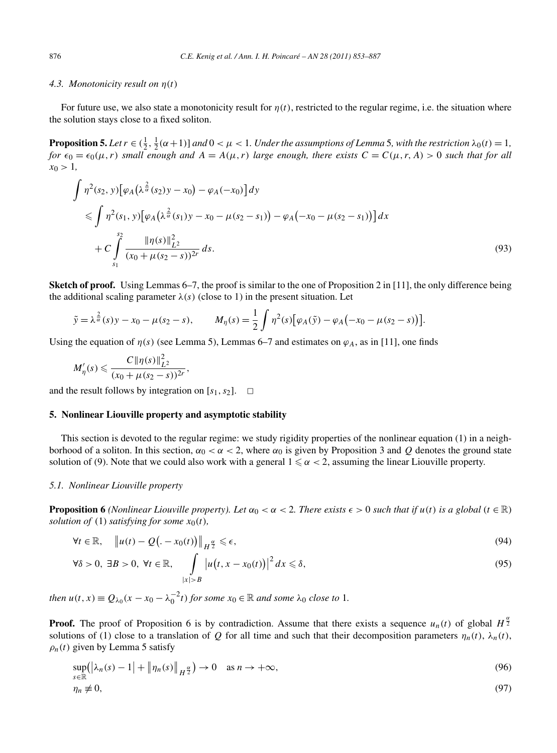### 4.3. Monotonicity result on $\eta(t)$

For future use, we also state a monotonicity result for $\eta(t)$, restricted to the regular regime, i.e. the situation where the solution stays close to a fixed soliton.

**Proposition 5.** *Let $r \in (\frac{1}{2}, \frac{1}{2}(\alpha+1)]$ and $0 < \mu < 1$. Under the assumptions of Lemma 5, with the restriction $\lambda_0(t) = 1$, for $\epsilon_0 = \epsilon_0(\mu, r)$ small enough and $A = A(\mu, r)$ large enough, there exists $C = C(\mu, r, A) > 0$ such that for all $x_0 > 1$,*

$$
\begin{aligned}
&\int \eta^2(s_2, y)\left[\varphi_A\left(\lambda^{\frac{2}{\alpha}}(s_2)y - x_0\right) - \varphi_A(-x_0)\right] dy \\
&\quad \leqslant \int \eta^2(s_1, y)\left[\varphi_A\left(\lambda^{\frac{2}{\alpha}}(s_1)y - x_0 - \mu(s_2 - s_1)\right) - \varphi_A\left(-x_0 - \mu(s_2 - s_1)\right)\right] dx \\
&\qquad + C\int_{s_1}^{s_2} \frac{\|\eta(s)\|_{L^2}^2}{(x_0 + \mu(s_2 - s))^{2r}}\, ds.
\end{aligned} \tag{93}
$$

**Sketch of proof.** Using Lemmas 6–7, the proof is similar to the one of Proposition 2 in [11], the only difference being the additional scaling parameter $\lambda(s)$ (close to 1) in the present situation. Let

$$
\tilde{y} = \lambda^{\frac{2}{\alpha}}(s)y - x_0 - \mu(s_2 - s), \qquad M_\eta(s) = \frac{1}{2}\int \eta^2(s)\left[\varphi_A(\tilde{y}) - \varphi_A\left(-x_0 - \mu(s_2 - s)\right)\right].
$$

Using the equation of $\eta(s)$ (see Lemma 5), Lemmas 6–7 and estimates on $\varphi_A$, as in [11], one finds

$$
M_\eta'(s) \leqslant \frac{C\|\eta(s)\|_{L^2}^2}{(x_0 + \mu(s_2 - s))^{2r}},
$$

and the result follows by integration on $[s_1, s_2]$. $\square$

## 5. Nonlinear Liouville property and asymptotic stability

This section is devoted to the regular regime: we study rigidity properties of the nonlinear equation (1) in a neighborhood of a soliton. In this section, $\alpha_0 < \alpha < 2$, where $\alpha_0$ is given by Proposition 3 and $Q$ denotes the ground state solution of (9). Note that we could also work with a general $1 \leqslant \alpha < 2$, assuming the linear Liouville property.

### 5.1. Nonlinear Liouville property

**Proposition 6** *(Nonlinear Liouville property). Let $\alpha_0 < \alpha < 2$. There exists $\epsilon > 0$ such that if $u(t)$ is a global ($t \in \mathbb{R}$) solution of* (1) *satisfying for some $x_0(t)$,*

$$
\forall t \in \mathbb{R}, \quad \left\|u(t) - Q\left(. - x_0(t)\right)\right\|_{H^{\frac{\alpha}{2}}} \leqslant \epsilon, \tag{94}
$$

$$
\forall \delta > 0,\ \exists B > 0,\ \forall t \in \mathbb{R}, \quad \int_{|x|>B} \left|u\left(t, x - x_0(t)\right)\right|^2 dx \leqslant \delta, \tag{95}
$$

*then $u(t, x) \equiv Q_{\lambda_0}(x - x_0 - \lambda_0^{-2}t)$ for some $x_0 \in \mathbb{R}$ and some $\lambda_0$ close to 1.*

**Proof.** The proof of Proposition 6 is by contradiction. Assume that there exists a sequence $u_n(t)$ of global $H^{\frac{\alpha}{2}}$ solutions of (1) close to a translation of $Q$ for all time and such that their decomposition parameters $\eta_n(t)$, $\lambda_n(t)$, $\rho_n(t)$ given by Lemma 5 satisfy

$$
\sup_{s\in\mathbb{R}}\left(\left|\lambda_n(s) - 1\right| + \left\|\eta_n(s)\right\|_{H^{\frac{\alpha}{2}}}\right) \to 0 \quad \text{as } n \to +\infty, \tag{96}
$$

$$
\eta_n \not\equiv 0, \tag{97}
$$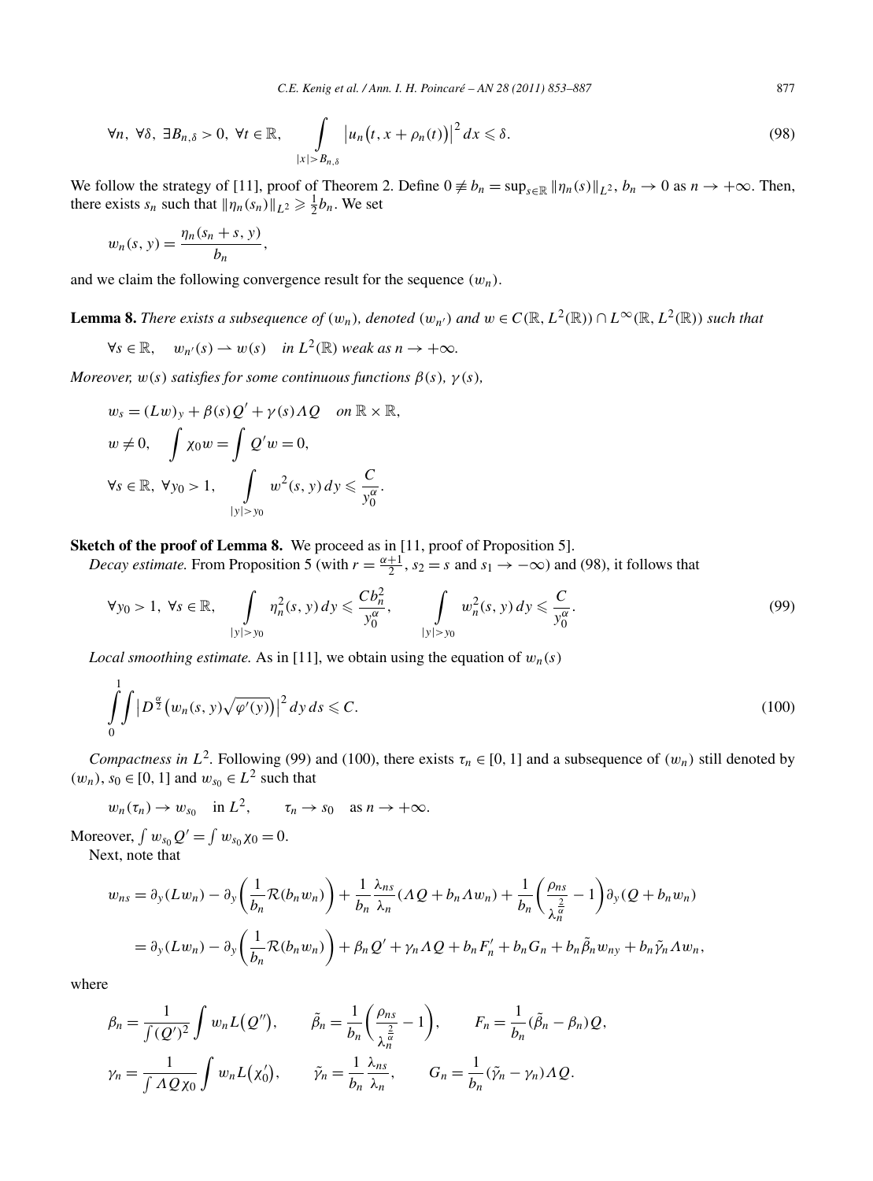$$\forall n,\ \forall \delta,\ \exists B_{n,\delta} > 0,\ \forall t \in \mathbb{R}, \qquad \int_{|x|>B_{n,\delta}} \big|u_n\big(t, x+\rho_n(t)\big)\big|^2\,dx \leqslant \delta. \tag{98}$$

We follow the strategy of [11], proof of Theorem 2. Define $0 \not\equiv b_n = \sup_{s\in\mathbb{R}} \|\eta_n(s)\|_{L^2}$, $b_n \to 0$ as $n \to +\infty$. Then, there exists $s_n$ such that $\|\eta_n(s_n)\|_{L^2} \geqslant \frac{1}{2} b_n$. We set

$$w_n(s,y) = \frac{\eta_n(s_n+s, y)}{b_n},$$

and we claim the following convergence result for the sequence $(w_n)$.

**Lemma 8.** *There exists a subsequence of $(w_n)$, denoted $(w_{n'})$ and $w \in C(\mathbb{R}, L^2(\mathbb{R})) \cap L^\infty(\mathbb{R}, L^2(\mathbb{R}))$ such that*

$$\forall s \in \mathbb{R}, \quad w_{n'}(s) \rightharpoonup w(s) \quad \text{in } L^2(\mathbb{R}) \text{ weak as } n \to +\infty.$$

*Moreover, $w(s)$ satisfies for some continuous functions $\beta(s)$, $\gamma(s)$,*

$$w_s = (Lw)_y + \beta(s) Q' + \gamma(s) \Lambda Q \quad \text{on } \mathbb{R}\times\mathbb{R},$$

$$w \neq 0, \quad \int \chi_0 w = \int Q' w = 0,$$

$$\forall s \in \mathbb{R},\ \forall y_0 > 1, \quad \int_{|y|>y_0} w^2(s,y)\,dy \leqslant \frac{C}{y_0^\alpha}.$$

**Sketch of the proof of Lemma 8.** We proceed as in [11, proof of Proposition 5].

*Decay estimate.* From Proposition 5 (with $r = \frac{\alpha+1}{2}$, $s_2 = s$ and $s_1 \to -\infty$) and (98), it follows that

$$\forall y_0 > 1,\ \forall s \in \mathbb{R}, \quad \int_{|y|>y_0} \eta_n^2(s,y)\,dy \leqslant \frac{C b_n^2}{y_0^\alpha}, \quad \int_{|y|>y_0} w_n^2(s,y)\,dy \leqslant \frac{C}{y_0^\alpha}. \tag{99}$$

*Local smoothing estimate.* As in [11], we obtain using the equation of $w_n(s)$

$$\int_0^1 \int \big|D^{\frac{\alpha}{2}}\big(w_n(s,y)\sqrt{\varphi'(y)}\big)\big|^2\,dy\,ds \leqslant C. \tag{100}$$

*Compactness in $L^2$.* Following (99) and (100), there exists $\tau_n \in [0,1]$ and a subsequence of $(w_n)$ still denoted by $(w_n)$, $s_0 \in [0,1]$ and $w_{s_0} \in L^2$ such that

$$w_n(\tau_n) \to w_{s_0} \quad \text{in } L^2, \qquad \tau_n \to s_0 \quad \text{as } n \to +\infty.$$

Moreover, $\int w_{s_0} Q' = \int w_{s_0} \chi_0 = 0$.

Next, note that

$$\begin{aligned}
w_{ns} &= \partial_y(Lw_n) - \partial_y\left(\frac{1}{b_n}\mathcal{R}(b_n w_n)\right) + \frac{1}{b_n}\frac{\lambda_{ns}}{\lambda_n}(\Lambda Q + b_n \Lambda w_n) + \frac{1}{b_n}\left(\frac{\rho_{ns}}{\lambda_n^{\frac{2}{\alpha}}} - 1\right)\partial_y(Q + b_n w_n) \\
&= \partial_y(Lw_n) - \partial_y\left(\frac{1}{b_n}\mathcal{R}(b_n w_n)\right) + \beta_n Q' + \gamma_n \Lambda Q + b_n F_n' + b_n G_n + b_n \tilde{\beta}_n w_{ny} + b_n \tilde{\gamma}_n \Lambda w_n,
\end{aligned}$$

where

$$\beta_n = \frac{1}{\int (Q')^2}\int w_n L\big(Q''\big), \qquad \tilde{\beta}_n = \frac{1}{b_n}\left(\frac{\rho_{ns}}{\lambda_n^{\frac{2}{\alpha}}} - 1\right), \qquad F_n = \frac{1}{b_n}(\tilde{\beta}_n - \beta_n) Q,$$

$$\gamma_n = \frac{1}{\int \Lambda Q \chi_0}\int w_n L\big(\chi_0'\big), \qquad \tilde{\gamma}_n = \frac{1}{b_n}\frac{\lambda_{ns}}{\lambda_n}, \qquad G_n = \frac{1}{b_n}(\tilde{\gamma}_n - \gamma_n)\Lambda Q.$$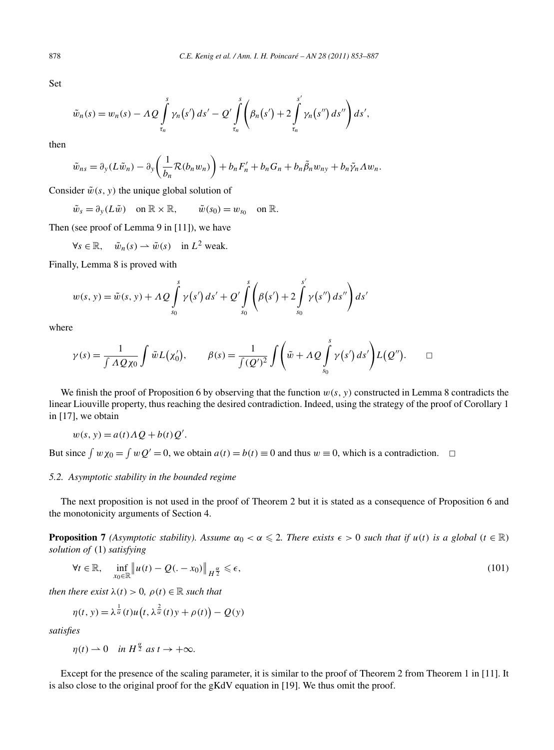Set

$$\tilde{w}_n(s) = w_n(s) - \Lambda Q \int_{\tau_n}^{s} \gamma_n(s')\,ds' - Q' \int_{\tau_n}^{s} \left( \beta_n(s') + 2 \int_{\tau_n}^{s'} \gamma_n(s'')\,ds'' \right) ds',$$

then

$$\tilde{w}_{ns} = \partial_y(L\tilde{w}_n) - \partial_y\left( \frac{1}{b_n} \mathcal{R}(b_n w_n) \right) + b_n F_n' + b_n G_n + b_n \tilde{\beta}_n w_{ny} + b_n \tilde{\gamma}_n \Lambda w_n.$$

Consider $\tilde{w}(s, y)$ the unique global solution of

$$\tilde{w}_s = \partial_y(L\tilde{w}) \quad \text{on } \mathbb{R} \times \mathbb{R}, \qquad \tilde{w}(s_0) = w_{s_0} \quad \text{on } \mathbb{R}.$$

Then (see proof of Lemma 9 in [11]), we have

$$\forall s \in \mathbb{R}, \quad \tilde{w}_n(s) \rightharpoonup \tilde{w}(s) \quad \text{in } L^2 \text{ weak.}$$

Finally, Lemma 8 is proved with

$$w(s, y) = \tilde{w}(s, y) + \Lambda Q \int_{s_0}^{s} \gamma(s')\,ds' + Q' \int_{s_0}^{s} \left( \beta(s') + 2 \int_{s_0}^{s'} \gamma(s'')\,ds'' \right) ds'$$

where

$$\gamma(s) = \frac{1}{\int \Lambda Q \chi_0} \int \tilde{w} L(\chi_0'), \qquad \beta(s) = \frac{1}{\int (Q')^2} \int \left( \tilde{w} + \Lambda Q \int_{s_0}^{s} \gamma(s')\,ds' \right) L(Q''). \qquad \square$$

We finish the proof of Proposition 6 by observing that the function $w(s, y)$ constructed in Lemma 8 contradicts the linear Liouville property, thus reaching the desired contradiction. Indeed, using the strategy of the proof of Corollary 1 in [17], we obtain

$$w(s, y) = a(t)\Lambda Q + b(t) Q'.$$

But since $\int w \chi_0 = \int w Q' = 0$, we obtain $a(t) = b(t) \equiv 0$ and thus $w \equiv 0$, which is a contradiction. $\square$

### 5.2. Asymptotic stability in the bounded regime

The next proposition is not used in the proof of Theorem 2 but it is stated as a consequence of Proposition 6 and the monotonicity arguments of Section 4.

**Proposition 7** *(Asymptotic stability). Assume $\alpha_0 < \alpha \leqslant 2$. There exists $\epsilon > 0$ such that if $u(t)$ is a global ($t \in \mathbb{R}$) solution of* (1) *satisfying*

$$\forall t \in \mathbb{R}, \quad \inf_{x_0 \in \mathbb{R}} \left\| u(t) - Q(. - x_0) \right\|_{H^{\frac{\alpha}{2}}} \leqslant \epsilon, \tag{101}$$

*then there exist $\lambda(t) > 0$, $\rho(t) \in \mathbb{R}$ such that*

$$\eta(t, y) = \lambda^{\frac{1}{\alpha}}(t) u\left(t, \lambda^{\frac{2}{\alpha}}(t) y + \rho(t)\right) - Q(y)$$

*satisfies*

$$\eta(t) \rightharpoonup 0 \quad \text{in } H^{\frac{\alpha}{2}} \text{ as } t \to +\infty.$$

Except for the presence of the scaling parameter, it is similar to the proof of Theorem 2 from Theorem 1 in [11]. It is also close to the original proof for the gKdV equation in [19]. We thus omit the proof.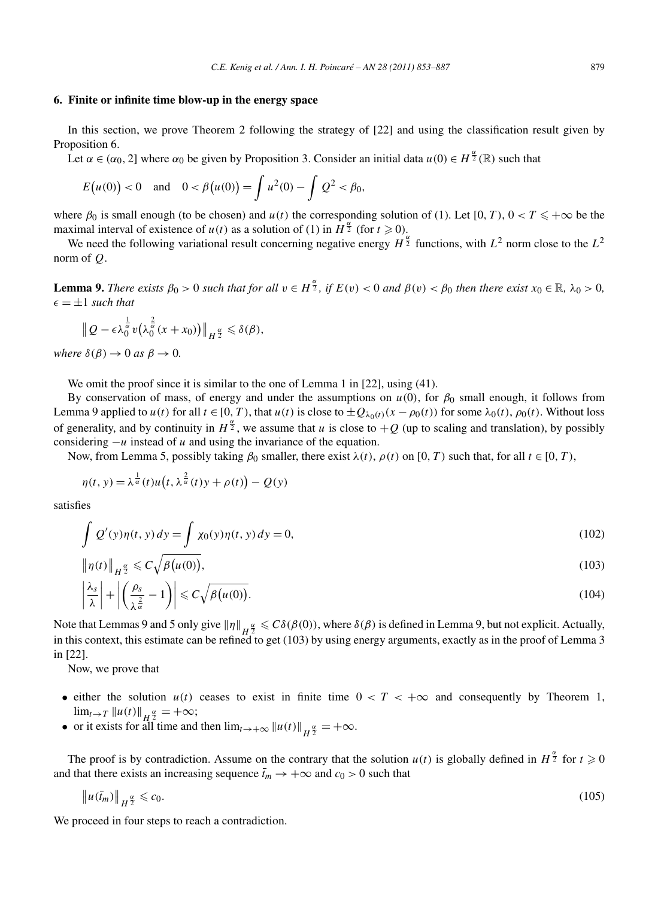## 6. Finite or infinite time blow-up in the energy space

In this section, we prove Theorem 2 following the strategy of [22] and using the classification result given by Proposition 6.

Let $\alpha \in (\alpha_0, 2]$ where $\alpha_0$ be given by Proposition 3. Consider an initial data $u(0) \in H^{\frac{\alpha}{2}}(\mathbb{R})$ such that

$$E\big(u(0)\big) < 0 \quad \text{and} \quad 0 < \beta\big(u(0)\big) = \int u^2(0) - \int Q^2 < \beta_0,$$

where $\beta_0$ is small enough (to be chosen) and $u(t)$ the corresponding solution of (1). Let $[0, T)$, $0 < T \leqslant +\infty$ be the maximal interval of existence of $u(t)$ as a solution of (1) in $H^{\frac{\alpha}{2}}$ (for $t \geqslant 0$).

We need the following variational result concerning negative energy $H^{\frac{\alpha}{2}}$ functions, with $L^2$ norm close to the $L^2$ norm of $Q$.

**Lemma 9.** *There exists $\beta_0 > 0$ such that for all $v \in H^{\frac{\alpha}{2}}$, if $E(v) < 0$ and $\beta(v) < \beta_0$ then there exist $x_0 \in \mathbb{R}$, $\lambda_0 > 0$, $\epsilon = \pm 1$ such that*

$$\big\| Q - \epsilon \lambda_0^{\frac{1}{\alpha}} v\big(\lambda_0^{\frac{2}{\alpha}}(x + x_0)\big)\big\|_{H^{\frac{\alpha}{2}}} \leqslant \delta(\beta),$$

*where $\delta(\beta) \to 0$ as $\beta \to 0$.*

We omit the proof since it is similar to the one of Lemma 1 in [22], using (41).

By conservation of mass, of energy and under the assumptions on $u(0)$, for $\beta_0$ small enough, it follows from Lemma 9 applied to $u(t)$ for all $t \in [0, T)$, that $u(t)$ is close to $\pm Q_{\lambda_0(t)}(x - \rho_0(t))$ for some $\lambda_0(t)$, $\rho_0(t)$. Without loss of generality, and by continuity in $H^{\frac{\alpha}{2}}$, we assume that $u$ is close to $+Q$ (up to scaling and translation), by possibly considering $-u$ instead of $u$ and using the invariance of the equation.

Now, from Lemma 5, possibly taking $\beta_0$ smaller, there exist $\lambda(t)$, $\rho(t)$ on $[0, T)$ such that, for all $t \in [0, T)$,

$$\eta(t, y) = \lambda^{\frac{1}{\alpha}}(t) u\big(t, \lambda^{\frac{2}{\alpha}}(t) y + \rho(t)\big) - Q(y)$$

satisfies

$$\int Q'(y)\eta(t, y)\, dy = \int \chi_0(y)\eta(t, y)\, dy = 0, \tag{102}$$

$$\big\|\eta(t)\big\|_{H^{\frac{\alpha}{2}}} \leqslant C\sqrt{\beta\big(u(0)\big)}, \tag{103}$$

$$\left|\frac{\lambda_s}{\lambda}\right| + \left|\left(\frac{\rho_s}{\lambda^{\frac{2}{\alpha}}} - 1\right)\right| \leqslant C\sqrt{\beta\big(u(0)\big)}. \tag{104}$$

Note that Lemmas 9 and 5 only give $\|\eta\|_{H^{\frac{\alpha}{2}}} \leqslant C\delta(\beta(0))$, where $\delta(\beta)$ is defined in Lemma 9, but not explicit. Actually, in this context, this estimate can be refined to get (103) by using energy arguments, exactly as in the proof of Lemma 3 in [22].

Now, we prove that

- either the solution $u(t)$ ceases to exist in finite time $0 < T < +\infty$ and consequently by Theorem 1, $\lim_{t\to T} \|u(t)\|_{H^{\frac{\alpha}{2}}} = +\infty$;
- or it exists for all time and then $\lim_{t\to+\infty} \|u(t)\|_{H^{\frac{\alpha}{2}}} = +\infty$.

The proof is by contradiction. Assume on the contrary that the solution $u(t)$ is globally defined in $H^{\frac{\alpha}{2}}$ for $t \geqslant 0$ and that there exists an increasing sequence $\bar{t}_m \to +\infty$ and $c_0 > 0$ such that

$$\big\|u(\bar{t}_m)\big\|_{H^{\frac{\alpha}{2}}} \leqslant c_0. \tag{105}$$

We proceed in four steps to reach a contradiction.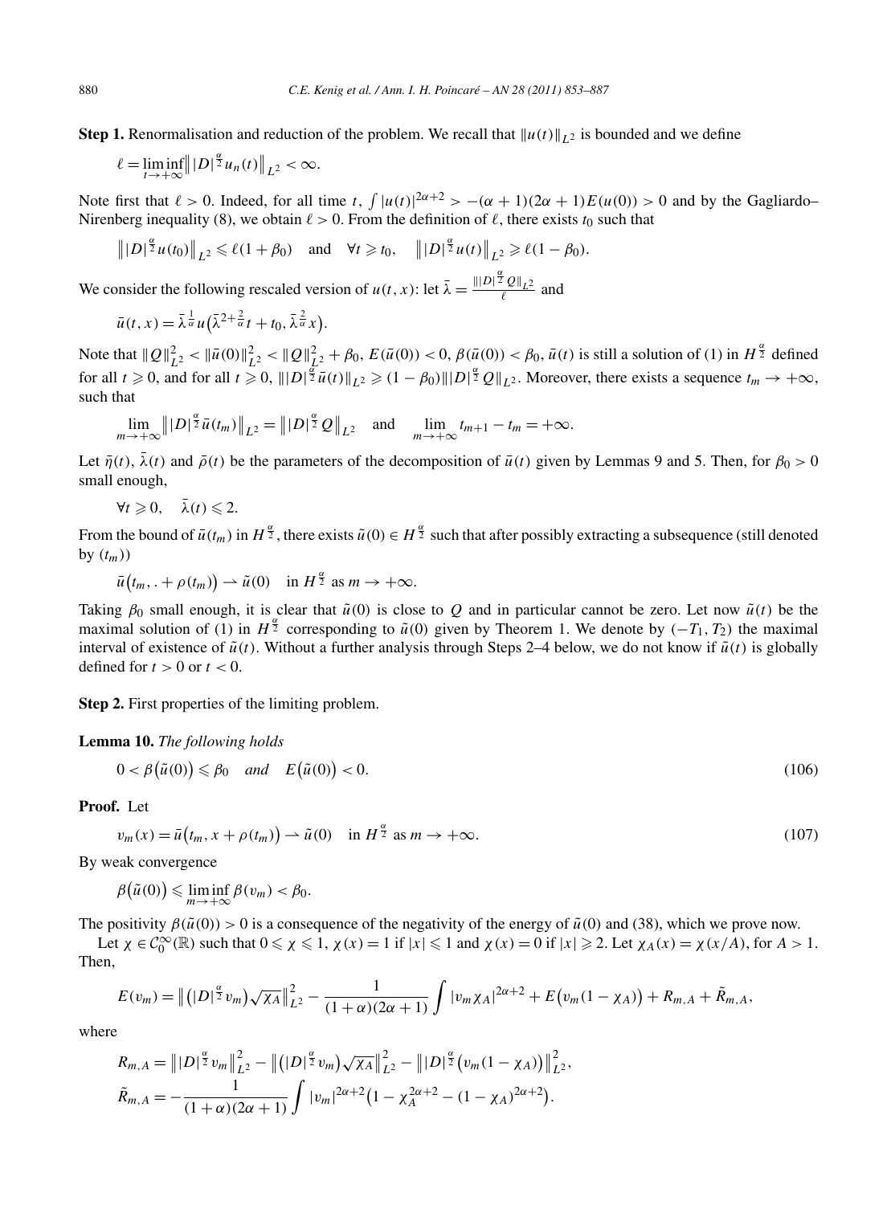**Step 1.** Renormalisation and reduction of the problem. We recall that $\|u(t)\|_{L^2}$ is bounded and we define

$$\ell = \liminf_{t\to+\infty} \left\| |D|^{\frac{\alpha}{2}} u_n(t)\right\|_{L^2} < \infty.$$

Note first that $\ell > 0$. Indeed, for all time $t$, $\int |u(t)|^{2\alpha+2} > -(\alpha+1)(2\alpha+1)E(u(0)) > 0$ and by the Gagliardo–Nirenberg inequality (8), we obtain $\ell > 0$. From the definition of $\ell$, there exists $t_0$ such that

$$\left\| |D|^{\frac{\alpha}{2}} u(t_0)\right\|_{L^2} \leqslant \ell(1+\beta_0) \quad \text{and} \quad \forall t \geqslant t_0, \quad \left\| |D|^{\frac{\alpha}{2}} u(t)\right\|_{L^2} \geqslant \ell(1-\beta_0).$$

We consider the following rescaled version of $u(t,x)$: let $\bar\lambda = \frac{\||D|^{\frac{\alpha}{2}} Q\|_{L^2}}{\ell}$ and

$$\bar u(t,x) = \bar\lambda^{\frac{1}{\alpha}} u\bigl(\bar\lambda^{2+\frac{2}{\alpha}} t + t_0, \bar\lambda^{\frac{2}{\alpha}} x\bigr).$$

Note that $\|Q\|_{L^2}^2 < \|\bar u(0)\|_{L^2}^2 < \|Q\|_{L^2}^2 + \beta_0$, $E(\bar u(0)) < 0$, $\beta(\bar u(0)) < \beta_0$, $\bar u(t)$ is still a solution of (1) in $H^{\frac{\alpha}{2}}$ defined for all $t \geqslant 0$, and for all $t \geqslant 0$, $\||D|^{\frac{\alpha}{2}} \bar u(t)\|_{L^2} \geqslant (1-\beta_0)\||D|^{\frac{\alpha}{2}} Q\|_{L^2}$. Moreover, there exists a sequence $t_m \to +\infty$, such that

$$\lim_{m\to+\infty} \left\| |D|^{\frac{\alpha}{2}} \bar u(t_m)\right\|_{L^2} = \left\| |D|^{\frac{\alpha}{2}} Q\right\|_{L^2} \quad \text{and} \quad \lim_{m\to+\infty} t_{m+1} - t_m = +\infty.$$

Let $\bar\eta(t)$, $\bar\lambda(t)$ and $\bar\rho(t)$ be the parameters of the decomposition of $\bar u(t)$ given by Lemmas 9 and 5. Then, for $\beta_0 > 0$ small enough,

$$\forall t \geqslant 0, \quad \bar\lambda(t) \leqslant 2.$$

From the bound of $\bar u(t_m)$ in $H^{\frac{\alpha}{2}}$, there exists $\tilde u(0) \in H^{\frac{\alpha}{2}}$ such that after possibly extracting a subsequence (still denoted by $(t_m)$)

$$\bar u\bigl(t_m, . + \rho(t_m)\bigr) \rightharpoonup \tilde u(0) \quad \text{in } H^{\frac{\alpha}{2}} \text{ as } m \to +\infty.$$

Taking $\beta_0$ small enough, it is clear that $\tilde u(0)$ is close to $Q$ and in particular cannot be zero. Let now $\tilde u(t)$ be the maximal solution of (1) in $H^{\frac{\alpha}{2}}$ corresponding to $\tilde u(0)$ given by Theorem 1. We denote by $(-T_1, T_2)$ the maximal interval of existence of $\tilde u(t)$. Without a further analysis through Steps 2–4 below, we do not know if $\tilde u(t)$ is globally defined for $t > 0$ or $t < 0$.

**Step 2.** First properties of the limiting problem.

**Lemma 10.** *The following holds*

$$0 < \beta\bigl(\tilde u(0)\bigr) \leqslant \beta_0 \quad \textit{and} \quad E\bigl(\tilde u(0)\bigr) < 0. \tag{106}$$

**Proof.** Let

$$v_m(x) = \bar u\bigl(t_m, x + \rho(t_m)\bigr) \rightharpoonup \tilde u(0) \quad \text{in } H^{\frac{\alpha}{2}} \text{ as } m \to +\infty. \tag{107}$$

By weak convergence

$$\beta\bigl(\tilde u(0)\bigr) \leqslant \liminf_{m\to+\infty} \beta(v_m) < \beta_0.$$

The positivity $\beta(\tilde u(0)) > 0$ is a consequence of the negativity of the energy of $\tilde u(0)$ and (38), which we prove now.

Let $\chi \in \mathcal{C}_0^\infty(\mathbb{R})$ such that $0 \leqslant \chi \leqslant 1$, $\chi(x) = 1$ if $|x| \leqslant 1$ and $\chi(x) = 0$ if $|x| \geqslant 2$. Let $\chi_A(x) = \chi(x/A)$, for $A > 1$. Then,

$$E(v_m) = \left\| \bigl(|D|^{\frac{\alpha}{2}} v_m\bigr)\sqrt{\chi_A}\right\|_{L^2}^2 - \frac{1}{(1+\alpha)(2\alpha+1)} \int |v_m \chi_A|^{2\alpha+2} + E\bigl(v_m(1-\chi_A)\bigr) + R_{m,A} + \tilde R_{m,A},$$

where

$$R_{m,A} = \left\| |D|^{\frac{\alpha}{2}} v_m\right\|_{L^2}^2 - \left\| \bigl(|D|^{\frac{\alpha}{2}} v_m\bigr)\sqrt{\chi_A}\right\|_{L^2}^2 - \left\| |D|^{\frac{\alpha}{2}}\bigl(v_m(1-\chi_A)\bigr)\right\|_{L^2}^2,$$

$$\tilde R_{m,A} = -\frac{1}{(1+\alpha)(2\alpha+1)} \int |v_m|^{2\alpha+2}\bigl(1 - \chi_A^{2\alpha+2} - (1-\chi_A)^{2\alpha+2}\bigr).$$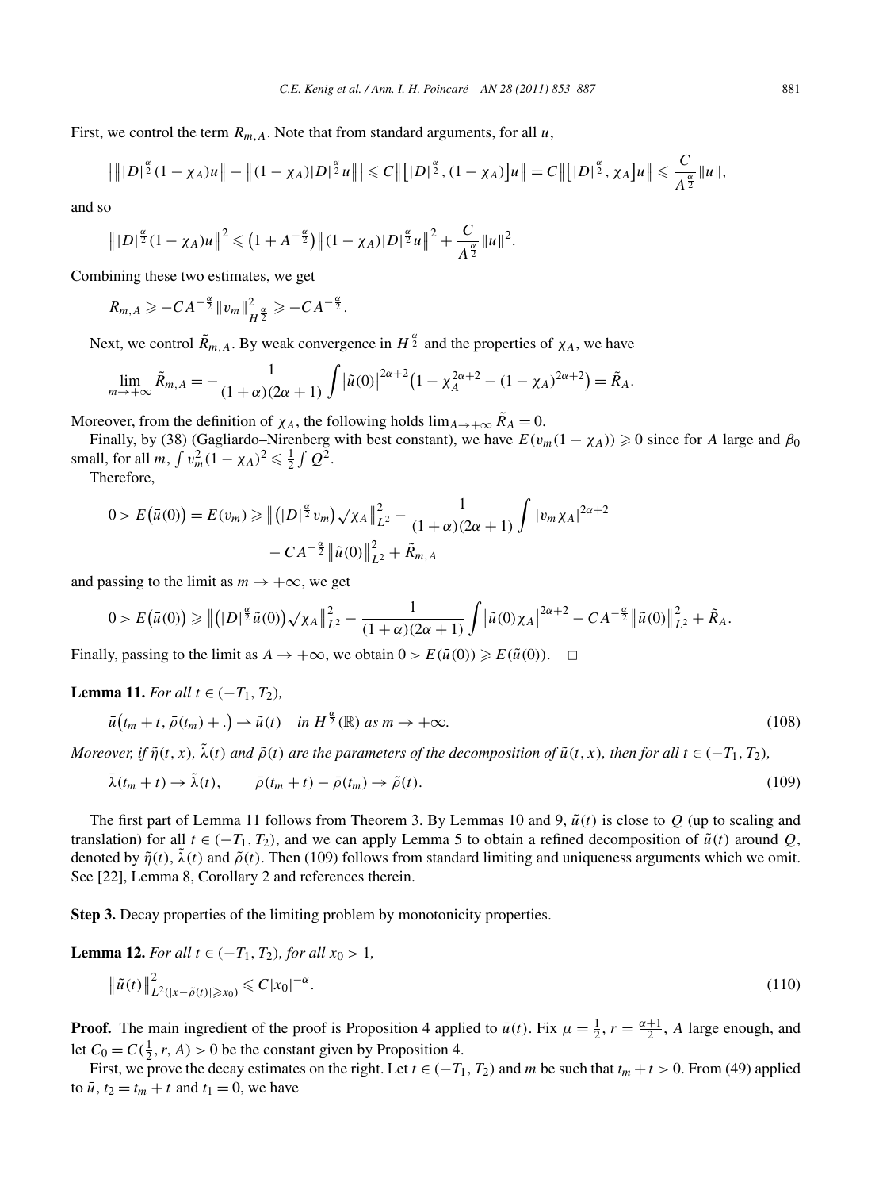First, we control the term $R_{m,A}$. Note that from standard arguments, for all $u$,

$$\left| \left\| |D|^{\frac{\alpha}{2}}(1-\chi_A)u \right\| - \left\| (1-\chi_A)|D|^{\frac{\alpha}{2}}u \right\| \right| \leqslant C\left\| \left[ |D|^{\frac{\alpha}{2}}, (1-\chi_A) \right] u \right\| = C\left\| \left[ |D|^{\frac{\alpha}{2}}, \chi_A \right] u \right\| \leqslant \frac{C}{A^{\frac{\alpha}{2}}}\|u\|,$$

and so

$$\left\| |D|^{\frac{\alpha}{2}}(1-\chi_A)u \right\|^2 \leqslant \left(1 + A^{-\frac{\alpha}{2}}\right)\left\| (1-\chi_A)|D|^{\frac{\alpha}{2}}u \right\|^2 + \frac{C}{A^{\frac{\alpha}{2}}}\|u\|^2.$$

Combining these two estimates, we get

$$R_{m,A} \geqslant -CA^{-\frac{\alpha}{2}}\|v_m\|^2_{H^{\frac{\alpha}{2}}} \geqslant -CA^{-\frac{\alpha}{2}}.$$

Next, we control $\tilde{R}_{m,A}$. By weak convergence in $H^{\frac{\alpha}{2}}$ and the properties of $\chi_A$, we have

$$\lim_{m\to+\infty} \tilde{R}_{m,A} = -\frac{1}{(1+\alpha)(2\alpha+1)} \int \left|\tilde{u}(0)\right|^{2\alpha+2}\left(1 - \chi_A^{2\alpha+2} - (1-\chi_A)^{2\alpha+2}\right) = \tilde{R}_A.$$

Moreover, from the definition of $\chi_A$, the following holds $\lim_{A\to+\infty} \tilde{R}_A = 0$.

Finally, by (38) (Gagliardo–Nirenberg with best constant), we have $E(v_m(1-\chi_A)) \geqslant 0$ since for $A$ large and $\beta_0$ small, for all $m$, $\int v_m^2(1-\chi_A)^2 \leqslant \frac{1}{2}\int Q^2$.

Therefore,

$$0 > E\left(\bar{u}(0)\right) = E(v_m) \geqslant \left\| \left(|D|^{\frac{\alpha}{2}}v_m\right)\sqrt{\chi_A} \right\|^2_{L^2} - \frac{1}{(1+\alpha)(2\alpha+1)} \int |v_m\chi_A|^{2\alpha+2} - CA^{-\frac{\alpha}{2}}\left\|\tilde{u}(0)\right\|^2_{L^2} + \tilde{R}_{m,A}$$

and passing to the limit as $m \to +\infty$, we get

$$0 > E\left(\bar{u}(0)\right) \geqslant \left\| \left(|D|^{\frac{\alpha}{2}}\tilde{u}(0)\right)\sqrt{\chi_A} \right\|^2_{L^2} - \frac{1}{(1+\alpha)(2\alpha+1)} \int \left|\tilde{u}(0)\chi_A\right|^{2\alpha+2} - CA^{-\frac{\alpha}{2}}\left\|\tilde{u}(0)\right\|^2_{L^2} + \tilde{R}_A.$$

Finally, passing to the limit as $A \to +\infty$, we obtain $0 > E(\bar{u}(0)) \geqslant E(\tilde{u}(0))$. $\square$

**Lemma 11.** *For all $t \in (-T_1, T_2)$,*

$$\bar{u}\left(t_m + t, \bar{\rho}(t_m) + .\right) \rightharpoonup \tilde{u}(t) \quad \text{in } H^{\frac{\alpha}{2}}(\mathbb{R}) \text{ as } m \to +\infty. \tag{108}$$

*Moreover, if $\tilde{\eta}(t,x)$, $\tilde{\lambda}(t)$ and $\tilde{\rho}(t)$ are the parameters of the decomposition of $\tilde{u}(t,x)$, then for all $t \in (-T_1, T_2)$,*

$$\bar{\lambda}(t_m + t) \to \tilde{\lambda}(t), \qquad \bar{\rho}(t_m + t) - \bar{\rho}(t_m) \to \tilde{\rho}(t). \tag{109}$$

The first part of Lemma 11 follows from Theorem 3. By Lemmas 10 and 9, $\tilde{u}(t)$ is close to $Q$ (up to scaling and translation) for all $t \in (-T_1, T_2)$, and we can apply Lemma 5 to obtain a refined decomposition of $\tilde{u}(t)$ around $Q$, denoted by $\tilde{\eta}(t)$, $\tilde{\lambda}(t)$ and $\tilde{\rho}(t)$. Then (109) follows from standard limiting and uniqueness arguments which we omit. See [22], Lemma 8, Corollary 2 and references therein.

**Step 3.** Decay properties of the limiting problem by monotonicity properties.

**Lemma 12.** *For all $t \in (-T_1, T_2)$, for all $x_0 > 1$,*

$$\left\|\tilde{u}(t)\right\|^2_{L^2(|x-\tilde{\rho}(t)| \geqslant x_0)} \leqslant C|x_0|^{-\alpha}. \tag{110}$$

**Proof.** The main ingredient of the proof is Proposition 4 applied to $\bar{u}(t)$. Fix $\mu = \frac{1}{2}$, $r = \frac{\alpha+1}{2}$, $A$ large enough, and let $C_0 = C(\frac{1}{2}, r, A) > 0$ be the constant given by Proposition 4.

First, we prove the decay estimates on the right. Let $t \in (-T_1, T_2)$ and $m$ be such that $t_m + t > 0$. From (49) applied to $\bar{u}$, $t_2 = t_m + t$ and $t_1 = 0$, we have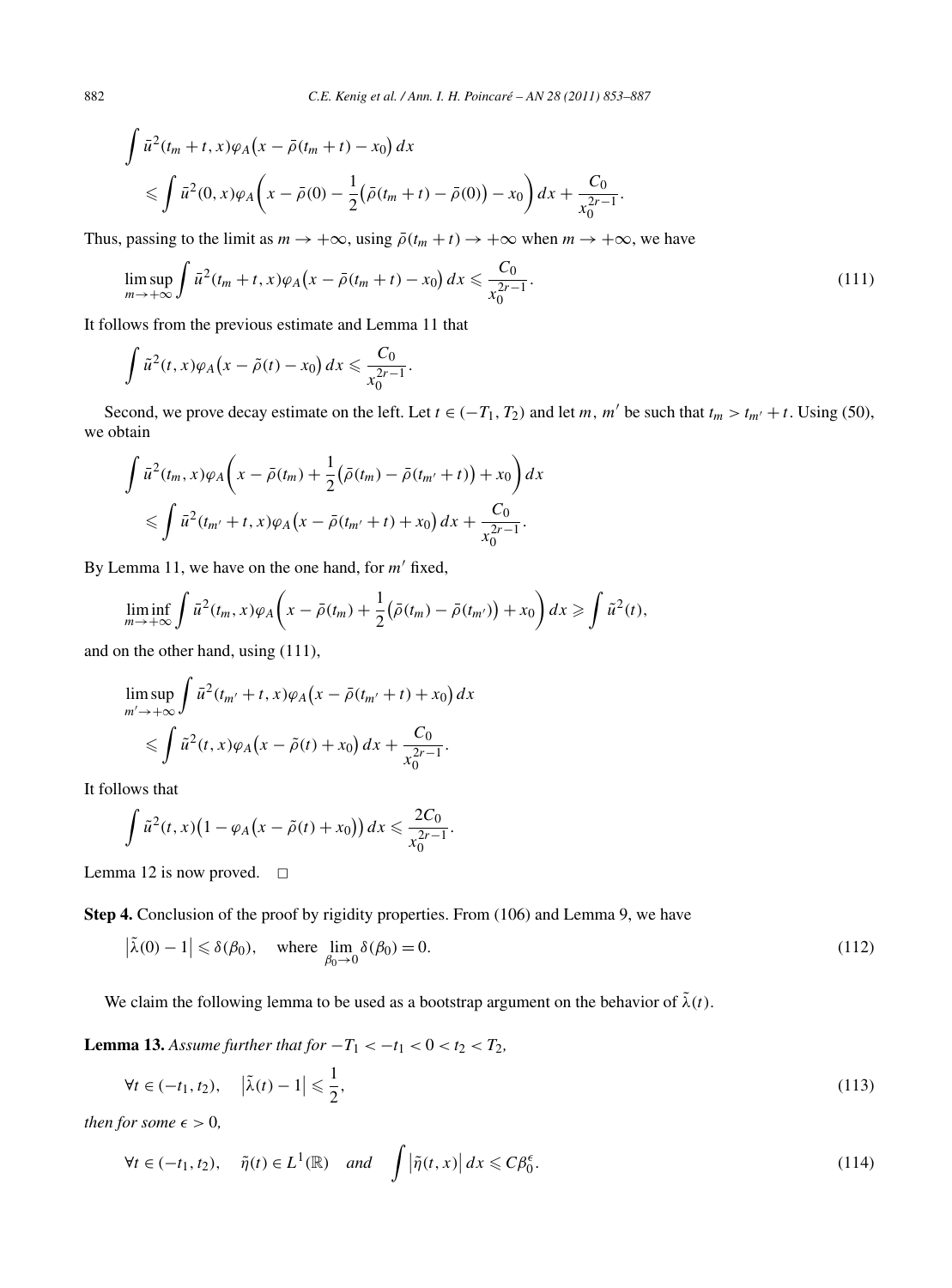$$\int \bar{u}^2(t_m+t,x)\varphi_A\big(x-\bar{\rho}(t_m+t)-x_0\big)\,dx$$
$$\leqslant \int \bar{u}^2(0,x)\varphi_A\bigg(x-\bar{\rho}(0)-\frac{1}{2}\big(\bar{\rho}(t_m+t)-\bar{\rho}(0)\big)-x_0\bigg)\,dx+\frac{C_0}{x_0^{2r-1}}.$$

Thus, passing to the limit as $m\to+\infty$, using $\bar{\rho}(t_m+t)\to+\infty$ when $m\to+\infty$, we have

$$\limsup_{m\to+\infty}\int \bar{u}^2(t_m+t,x)\varphi_A\big(x-\bar{\rho}(t_m+t)-x_0\big)\,dx\leqslant\frac{C_0}{x_0^{2r-1}}. \tag{111}$$

It follows from the previous estimate and Lemma 11 that

$$\int \tilde{u}^2(t,x)\varphi_A\big(x-\tilde{\rho}(t)-x_0\big)\,dx\leqslant\frac{C_0}{x_0^{2r-1}}.$$

Second, we prove decay estimate on the left. Let $t\in(-T_1,T_2)$ and let $m$, $m'$ be such that $t_m>t_{m'}+t$. Using (50), we obtain

$$\int \bar{u}^2(t_m,x)\varphi_A\bigg(x-\bar{\rho}(t_m)+\frac{1}{2}\big(\bar{\rho}(t_m)-\bar{\rho}(t_{m'}+t)\big)+x_0\bigg)\,dx$$
$$\leqslant\int \bar{u}^2(t_{m'}+t,x)\varphi_A\big(x-\bar{\rho}(t_{m'}+t)+x_0\big)\,dx+\frac{C_0}{x_0^{2r-1}}.$$

By Lemma 11, we have on the one hand, for $m'$ fixed,

$$\liminf_{m\to+\infty}\int \bar{u}^2(t_m,x)\varphi_A\bigg(x-\bar{\rho}(t_m)+\frac{1}{2}\big(\bar{\rho}(t_m)-\bar{\rho}(t_{m'})\big)+x_0\bigg)\,dx\geqslant\int\tilde{u}^2(t),$$

and on the other hand, using (111),

$$\limsup_{m'\to+\infty}\int \bar{u}^2(t_{m'}+t,x)\varphi_A\big(x-\bar{\rho}(t_{m'}+t)+x_0\big)\,dx$$
$$\leqslant\int\tilde{u}^2(t,x)\varphi_A\big(x-\tilde{\rho}(t)+x_0\big)\,dx+\frac{C_0}{x_0^{2r-1}}.$$

It follows that

$$\int\tilde{u}^2(t,x)\big(1-\varphi_A\big(x-\tilde{\rho}(t)+x_0\big)\big)\,dx\leqslant\frac{2C_0}{x_0^{2r-1}}.$$

Lemma 12 is now proved. $\square$

**Step 4.** Conclusion of the proof by rigidity properties. From (106) and Lemma 9, we have

$$\big|\tilde{\lambda}(0)-1\big|\leqslant\delta(\beta_0),\quad\text{where }\lim_{\beta_0\to0}\delta(\beta_0)=0. \tag{112}$$

We claim the following lemma to be used as a bootstrap argument on the behavior of $\tilde{\lambda}(t)$.

**Lemma 13.** *Assume further that for $-T_1<-t_1<0<t_2<T_2$,*

$$\forall t\in(-t_1,t_2),\quad\big|\tilde{\lambda}(t)-1\big|\leqslant\frac{1}{2}, \tag{113}$$

*then for some $\epsilon>0$,*

$$\forall t\in(-t_1,t_2),\quad\tilde{\eta}(t)\in L^1(\mathbb{R})\quad\text{and}\quad\int\big|\tilde{\eta}(t,x)\big|\,dx\leqslant C\beta_0^{\epsilon}. \tag{114}$$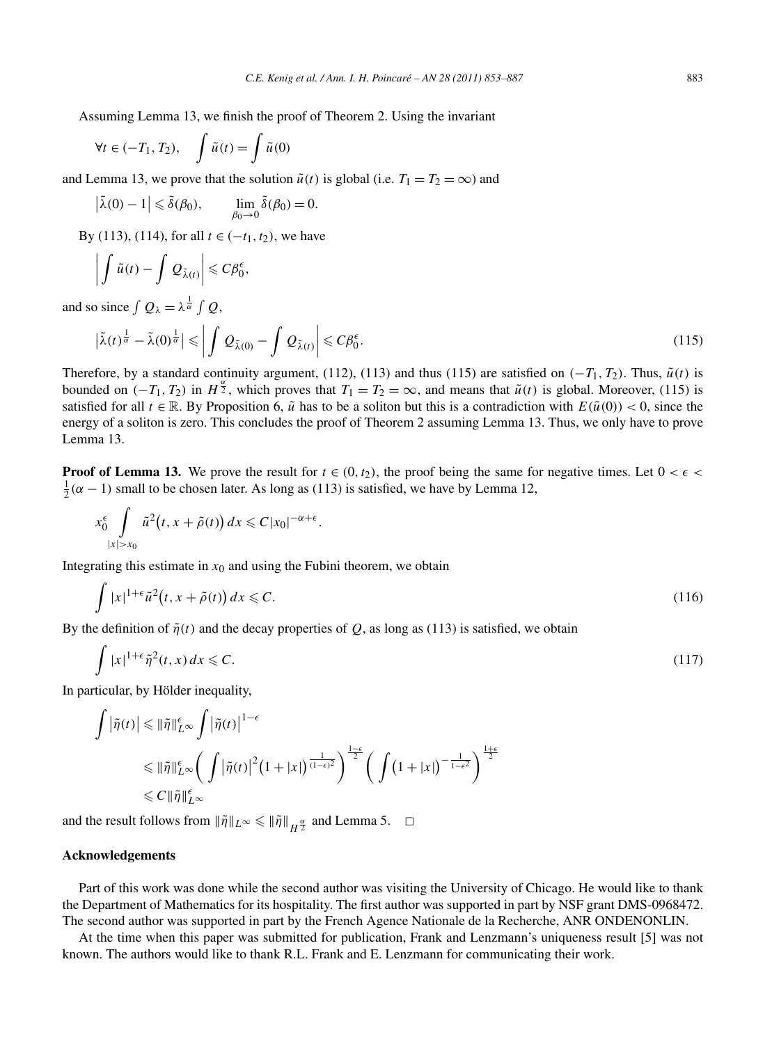Assuming Lemma 13, we finish the proof of Theorem 2. Using the invariant

$$\forall t \in (-T_1, T_2), \quad \int \tilde{u}(t) = \int \tilde{u}(0)$$

and Lemma 13, we prove that the solution $\tilde{u}(t)$ is global (i.e. $T_1 = T_2 = \infty$) and

$$\left|\tilde{\lambda}(0) - 1\right| \leqslant \tilde{\delta}(\beta_0), \qquad \lim_{\beta_0 \to 0} \tilde{\delta}(\beta_0) = 0.$$

By (113), (114), for all $t \in (-t_1, t_2)$, we have

$$\left| \int \tilde{u}(t) - \int Q_{\tilde{\lambda}(t)} \right| \leqslant C\beta_0^{\epsilon},$$

and so since $\int Q_\lambda = \lambda^{\frac{1}{\alpha}} \int Q$,

$$\left|\tilde{\lambda}(t)^{\frac{1}{\alpha}} - \tilde{\lambda}(0)^{\frac{1}{\alpha}}\right| \leqslant \left| \int Q_{\tilde{\lambda}(0)} - \int Q_{\tilde{\lambda}(t)} \right| \leqslant C\beta_0^{\epsilon}. \tag{115}$$

Therefore, by a standard continuity argument, (112), (113) and thus (115) are satisfied on $(-T_1, T_2)$. Thus, $\tilde{u}(t)$ is bounded on $(-T_1, T_2)$ in $H^{\frac{\alpha}{2}}$, which proves that $T_1 = T_2 = \infty$, and means that $\tilde{u}(t)$ is global. Moreover, (115) is satisfied for all $t \in \mathbb{R}$. By Proposition 6, $\tilde{u}$ has to be a soliton but this is a contradiction with $E(\tilde{u}(0)) < 0$, since the energy of a soliton is zero. This concludes the proof of Theorem 2 assuming Lemma 13. Thus, we only have to prove Lemma 13.

**Proof of Lemma 13.** We prove the result for $t \in (0, t_2)$, the proof being the same for negative times. Let $0 < \epsilon < \frac{1}{2}(\alpha - 1)$ small to be chosen later. As long as (113) is satisfied, we have by Lemma 12,

$$x_0^{\epsilon} \int\limits_{|x| > x_0} \tilde{u}^2\big(t, x + \tilde{\rho}(t)\big)\, dx \leqslant C|x_0|^{-\alpha + \epsilon}.$$

Integrating this estimate in $x_0$ and using the Fubini theorem, we obtain

$$\int |x|^{1+\epsilon} \tilde{u}^2\big(t, x + \tilde{\rho}(t)\big)\, dx \leqslant C. \tag{116}$$

By the definition of $\tilde{\eta}(t)$ and the decay properties of $Q$, as long as (113) is satisfied, we obtain

$$\int |x|^{1+\epsilon} \tilde{\eta}^2(t, x)\, dx \leqslant C. \tag{117}$$

In particular, by Hölder inequality,

$$\begin{aligned}
\int \left|\tilde{\eta}(t)\right| &\leqslant \|\tilde{\eta}\|_{L^\infty}^{\epsilon} \int \left|\tilde{\eta}(t)\right|^{1-\epsilon} \\
&\leqslant \|\tilde{\eta}\|_{L^\infty}^{\epsilon} \left( \int \left|\tilde{\eta}(t)\right|^2 \big(1 + |x|\big)^{\frac{1}{(1-\epsilon)^2}} \right)^{\frac{1-\epsilon}{2}} \left( \int \big(1 + |x|\big)^{-\frac{1}{1-\epsilon^2}} \right)^{\frac{1+\epsilon}{2}} \\
&\leqslant C\|\tilde{\eta}\|_{L^\infty}^{\epsilon}
\end{aligned}$$

and the result follows from $\|\tilde{\eta}\|_{L^\infty} \leqslant \|\tilde{\eta}\|_{H^{\frac{\alpha}{2}}}$ and Lemma 5. $\square$

## Acknowledgements

Part of this work was done while the second author was visiting the University of Chicago. He would like to thank the Department of Mathematics for its hospitality. The first author was supported in part by NSF grant DMS-0968472. The second author was supported in part by the French Agence Nationale de la Recherche, ANR ONDENONLIN.

At the time when this paper was submitted for publication, Frank and Lenzmann's uniqueness result [5] was not known. The authors would like to thank R.L. Frank and E. Lenzmann for communicating their work.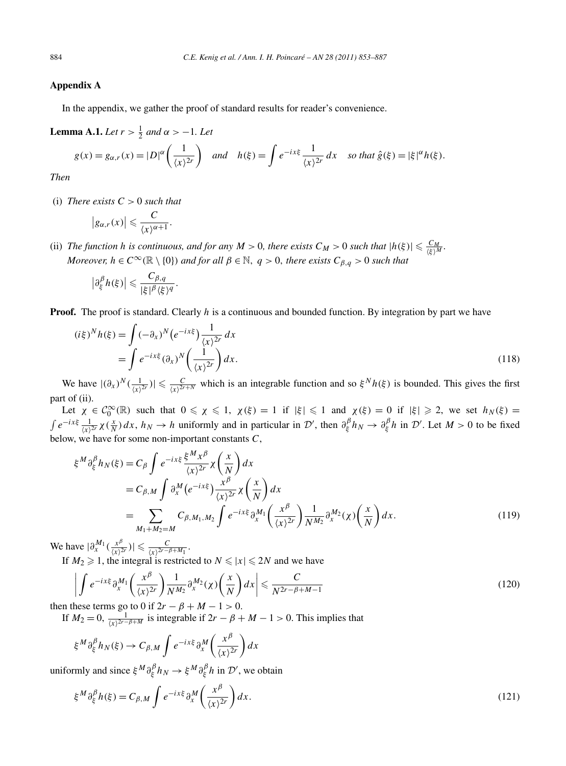## Appendix A

In the appendix, we gather the proof of standard results for reader's convenience.

**Lemma A.1.** *Let $r > \frac{1}{2}$ and $\alpha > -1$. Let*

$$g(x) = g_{\alpha,r}(x) = |D|^{\alpha}\left(\frac{1}{\langle x\rangle^{2r}}\right) \quad \text{and} \quad h(\xi) = \int e^{-ix\xi}\frac{1}{\langle x\rangle^{2r}}\,dx \quad \text{so that } \hat{g}(\xi) = |\xi|^{\alpha}h(\xi).$$

*Then*

(i) *There exists $C > 0$ such that*

$$\left|g_{\alpha,r}(x)\right| \leqslant \frac{C}{\langle x\rangle^{\alpha+1}}.$$

(ii) *The function $h$ is continuous, and for any $M > 0$, there exists $C_M > 0$ such that $|h(\xi)| \leqslant \frac{C_M}{\langle \xi\rangle^M}$. Moreover, $h \in C^{\infty}(\mathbb{R}\setminus\{0\})$ and for all $\beta \in \mathbb{N}$, $q > 0$, there exists $C_{\beta,q} > 0$ such that*

$$\left|\partial_\xi^\beta h(\xi)\right| \leqslant \frac{C_{\beta,q}}{|\xi|^\beta \langle \xi\rangle^q}.$$

**Proof.** The proof is standard. Clearly $h$ is a continuous and bounded function. By integration by part we have

$$\begin{aligned}(i\xi)^N h(\xi) &= \int (-\partial_x)^N\left(e^{-ix\xi}\right)\frac{1}{\langle x\rangle^{2r}}\,dx \\ &= \int e^{-ix\xi}(\partial_x)^N\left(\frac{1}{\langle x\rangle^{2r}}\right)dx. \end{aligned} \tag{118}$$

We have $|(\partial_x)^N(\frac{1}{\langle x\rangle^{2r}})| \leqslant \frac{C}{\langle x\rangle^{2r+N}}$ which is an integrable function and so $\xi^N h(\xi)$ is bounded. This gives the first part of (ii).

Let $\chi \in \mathcal{C}_0^\infty(\mathbb{R})$ such that $0 \leqslant \chi \leqslant 1$, $\chi(\xi) = 1$ if $|\xi| \leqslant 1$ and $\chi(\xi) = 0$ if $|\xi| \geqslant 2$, we set $h_N(\xi) = \int e^{-ix\xi}\frac{1}{\langle x\rangle^{2r}}\chi(\frac{x}{N})\,dx$, $h_N \to h$ uniformly and in particular in $\mathcal{D}'$, then $\partial_\xi^\beta h_N \to \partial_\xi^\beta h$ in $\mathcal{D}'$. Let $M > 0$ to be fixed below, we have for some non-important constants $C$,

$$\begin{aligned}\xi^M\partial_\xi^\beta h_N(\xi) &= C_\beta \int e^{-ix\xi}\frac{\xi^M x^\beta}{\langle x\rangle^{2r}}\chi\left(\frac{x}{N}\right)dx \\ &= C_{\beta,M}\int \partial_x^M\left(e^{-ix\xi}\right)\frac{x^\beta}{\langle x\rangle^{2r}}\chi\left(\frac{x}{N}\right)dx \\ &= \sum_{M_1+M_2=M} C_{\beta,M_1,M_2}\int e^{-ix\xi}\partial_x^{M_1}\left(\frac{x^\beta}{\langle x\rangle^{2r}}\right)\frac{1}{N^{M_2}}\partial_x^{M_2}(\chi)\left(\frac{x}{N}\right)dx. \end{aligned} \tag{119}$$

We have $|\partial_x^{M_1}(\frac{x^\beta}{\langle x\rangle^{2r}})| \leqslant \frac{C}{\langle x\rangle^{2r-\beta+M_1}}$.

If $M_2 \geqslant 1$, the integral is restricted to $N \leqslant |x| \leqslant 2N$ and we have

$$\left|\int e^{-ix\xi}\partial_x^{M_1}\left(\frac{x^\beta}{\langle x\rangle^{2r}}\right)\frac{1}{N^{M_2}}\partial_x^{M_2}(\chi)\left(\frac{x}{N}\right)dx\right| \leqslant \frac{C}{N^{2r-\beta+M-1}} \tag{120}$$

then these terms go to 0 if $2r - \beta + M - 1 > 0$.

If $M_2 = 0$, $\frac{1}{\langle x\rangle^{2r-\beta+M}}$ is integrable if $2r - \beta + M - 1 > 0$. This implies that

$$\xi^M\partial_\xi^\beta h_N(\xi) \to C_{\beta,M}\int e^{-ix\xi}\partial_x^M\left(\frac{x^\beta}{\langle x\rangle^{2r}}\right)dx$$

uniformly and since $\xi^M\partial_\xi^\beta h_N \to \xi^M\partial_\xi^\beta h$ in $\mathcal{D}'$, we obtain

$$\xi^M\partial_\xi^\beta h(\xi) = C_{\beta,M}\int e^{-ix\xi}\partial_x^M\left(\frac{x^\beta}{\langle x\rangle^{2r}}\right)dx. \tag{121}$$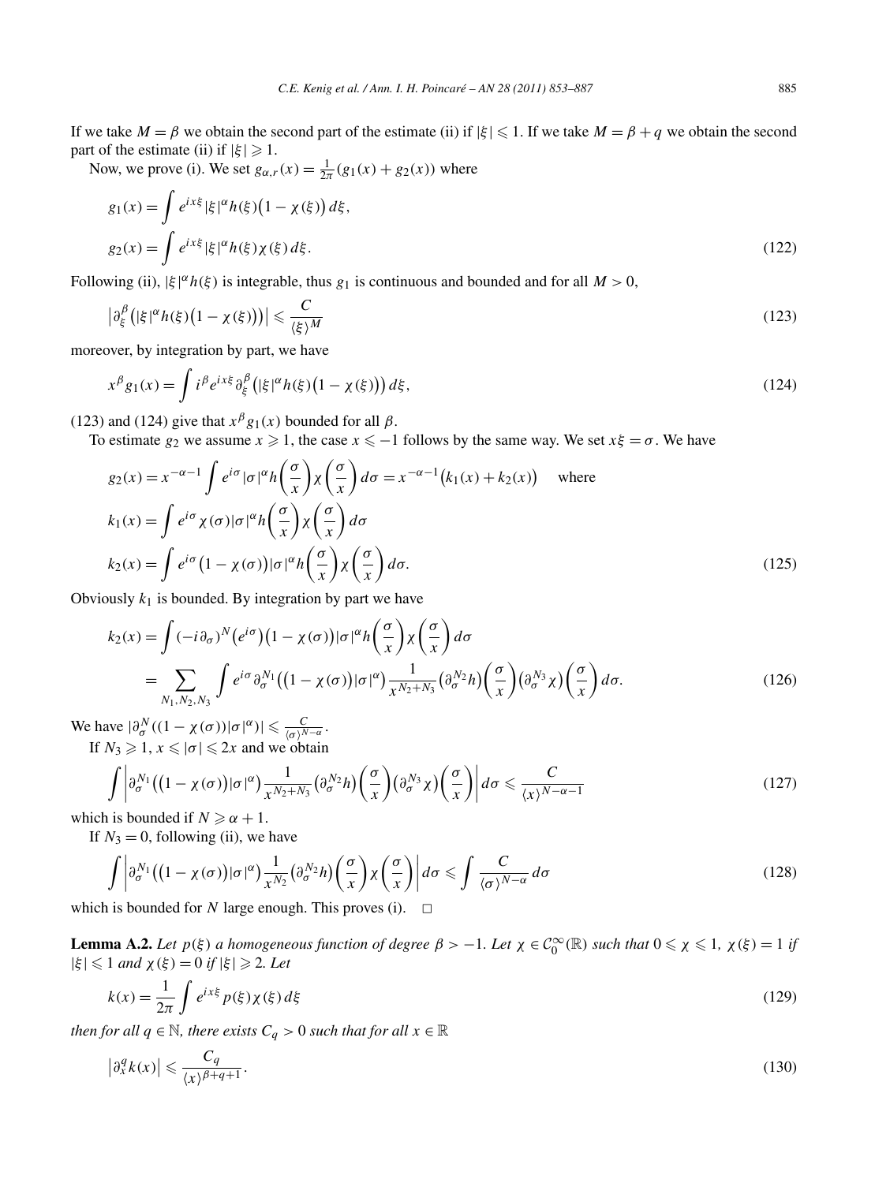If we take $M = \beta$ we obtain the second part of the estimate (ii) if $|\xi| \leqslant 1$. If we take $M = \beta + q$ we obtain the second part of the estimate (ii) if $|\xi| \geqslant 1$.

Now, we prove (i). We set $g_{\alpha,r}(x) = \frac{1}{2\pi}(g_1(x) + g_2(x))$ where

$$
\begin{aligned}
g_1(x) &= \int e^{ix\xi} |\xi|^\alpha h(\xi)\big(1 - \chi(\xi)\big)\, d\xi, \\
g_2(x) &= \int e^{ix\xi} |\xi|^\alpha h(\xi)\chi(\xi)\, d\xi.
\end{aligned}
\tag{122}
$$

Following (ii), $|\xi|^\alpha h(\xi)$ is integrable, thus $g_1$ is continuous and bounded and for all $M > 0$,

$$
\left|\partial_\xi^\beta\big(|\xi|^\alpha h(\xi)\big(1 - \chi(\xi)\big)\big)\right| \leqslant \frac{C}{\langle \xi \rangle^M}
\tag{123}
$$

moreover, by integration by part, we have

$$
x^\beta g_1(x) = \int i^\beta e^{ix\xi} \partial_\xi^\beta\big(|\xi|^\alpha h(\xi)\big(1 - \chi(\xi)\big)\big)\, d\xi,
\tag{124}
$$

(123) and (124) give that $x^\beta g_1(x)$ bounded for all $\beta$.

To estimate $g_2$ we assume $x \geqslant 1$, the case $x \leqslant -1$ follows by the same way. We set $x\xi = \sigma$. We have

$$
\begin{aligned}
g_2(x) &= x^{-\alpha-1} \int e^{i\sigma} |\sigma|^\alpha h\left(\frac{\sigma}{x}\right)\chi\left(\frac{\sigma}{x}\right) d\sigma = x^{-\alpha-1}\big(k_1(x) + k_2(x)\big) \quad \text{where} \\
k_1(x) &= \int e^{i\sigma} \chi(\sigma)|\sigma|^\alpha h\left(\frac{\sigma}{x}\right)\chi\left(\frac{\sigma}{x}\right) d\sigma \\
k_2(x) &= \int e^{i\sigma} \big(1 - \chi(\sigma)\big)|\sigma|^\alpha h\left(\frac{\sigma}{x}\right)\chi\left(\frac{\sigma}{x}\right) d\sigma.
\end{aligned}
\tag{125}
$$

Obviously $k_1$ is bounded. By integration by part we have

$$
\begin{aligned}
k_2(x) &= \int (-i\partial_\sigma)^N\big(e^{i\sigma}\big)\big(1 - \chi(\sigma)\big)|\sigma|^\alpha h\left(\frac{\sigma}{x}\right)\chi\left(\frac{\sigma}{x}\right) d\sigma \\
&= \sum_{N_1,N_2,N_3} \int e^{i\sigma} \partial_\sigma^{N_1}\big(\big(1 - \chi(\sigma)\big)|\sigma|^\alpha\big) \frac{1}{x^{N_2+N_3}} \big(\partial_\sigma^{N_2} h\big)\left(\frac{\sigma}{x}\right)\big(\partial_\sigma^{N_3}\chi\big)\left(\frac{\sigma}{x}\right) d\sigma.
\end{aligned}
\tag{126}
$$

We have $|\partial_\sigma^N((1-\chi(\sigma))|\sigma|^\alpha)| \leqslant \frac{C}{\langle \sigma \rangle^{N-\alpha}}$.

If $N_3 \geqslant 1$, $x \leqslant |\sigma| \leqslant 2x$ and we obtain

$$
\int \left| \partial_\sigma^{N_1}\big(\big(1 - \chi(\sigma)\big)|\sigma|^\alpha\big) \frac{1}{x^{N_2+N_3}} \big(\partial_\sigma^{N_2} h\big)\left(\frac{\sigma}{x}\right)\big(\partial_\sigma^{N_3}\chi\big)\left(\frac{\sigma}{x}\right) \right| d\sigma \leqslant \frac{C}{\langle x \rangle^{N-\alpha-1}}
\tag{127}
$$

which is bounded if $N \geqslant \alpha + 1$.

If $N_3 = 0$, following (ii), we have

$$
\int \left| \partial_\sigma^{N_1}\big(\big(1 - \chi(\sigma)\big)|\sigma|^\alpha\big) \frac{1}{x^{N_2}} \big(\partial_\sigma^{N_2} h\big)\left(\frac{\sigma}{x}\right)\chi\left(\frac{\sigma}{x}\right) \right| d\sigma \leqslant \int \frac{C}{\langle \sigma \rangle^{N-\alpha}} d\sigma
\tag{128}
$$

which is bounded for $N$ large enough. This proves (i). $\square$

**Lemma A.2.** *Let $p(\xi)$ a homogeneous function of degree $\beta > -1$. Let $\chi \in \mathcal{C}_0^\infty(\mathbb{R})$ such that $0 \leqslant \chi \leqslant 1$, $\chi(\xi) = 1$ if $|\xi| \leqslant 1$ and $\chi(\xi) = 0$ if $|\xi| \geqslant 2$. Let*

$$
k(x) = \frac{1}{2\pi} \int e^{ix\xi} p(\xi)\chi(\xi)\, d\xi
\tag{129}
$$

*then for all $q \in \mathbb{N}$, there exists $C_q > 0$ such that for all $x \in \mathbb{R}$*

$$
\left|\partial_x^q k(x)\right| \leqslant \frac{C_q}{\langle x \rangle^{\beta+q+1}}.
\tag{130}
$$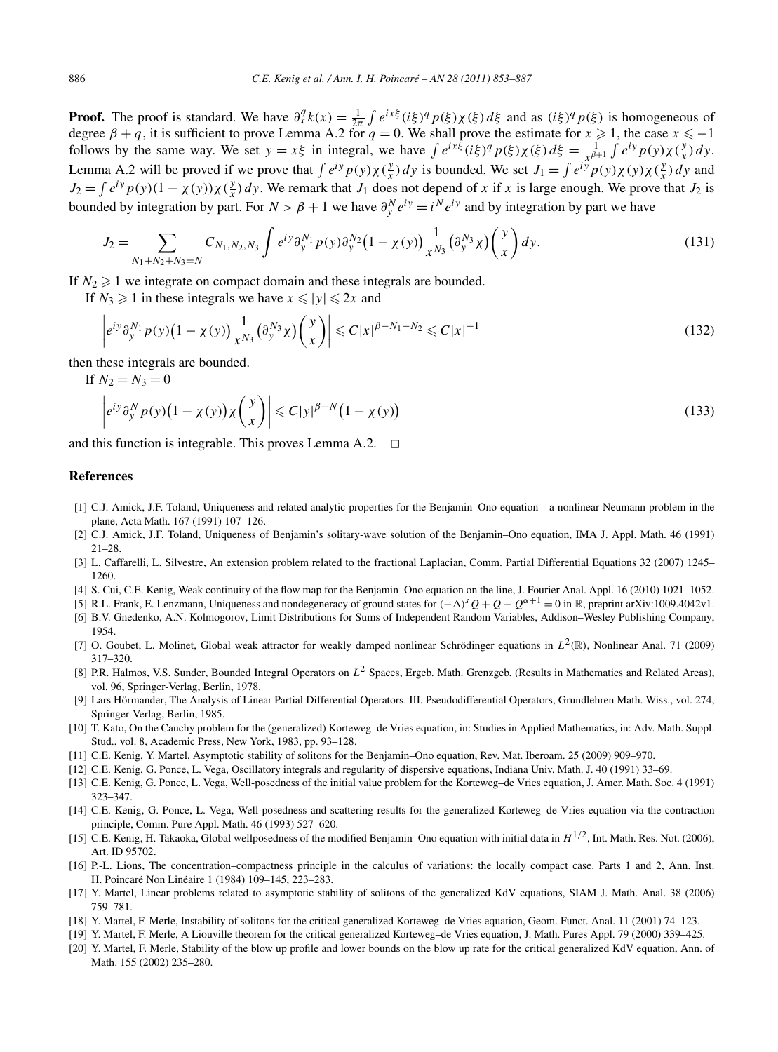**Proof.** The proof is standard. We have $\partial_x^q k(x) = \frac{1}{2\pi}\int e^{ix\xi}(i\xi)^q p(\xi)\chi(\xi)\,d\xi$ and as $(i\xi)^q p(\xi)$ is homogeneous of degree $\beta+q$, it is sufficient to prove Lemma A.2 for $q=0$. We shall prove the estimate for $x \geqslant 1$, the case $x \leqslant -1$ follows by the same way. We set $y = x\xi$ in integral, we have $\int e^{ix\xi}(i\xi)^q p(\xi)\chi(\xi)\,d\xi = \frac{1}{x^{\beta+1}}\int e^{iy}p(y)\chi(\frac{y}{x})\,dy$. Lemma A.2 will be proved if we prove that $\int e^{iy}p(y)\chi(\frac{y}{x})\,dy$ is bounded. We set $J_1 = \int e^{iy}p(y)\chi(y)\chi(\frac{y}{x})\,dy$ and $J_2 = \int e^{iy}p(y)(1-\chi(y))\chi(\frac{y}{x})\,dy$. We remark that $J_1$ does not depend of $x$ if $x$ is large enough. We prove that $J_2$ is bounded by integration by part. For $N > \beta+1$ we have $\partial_y^N e^{iy} = i^N e^{iy}$ and by integration by part we have

$$J_2 = \sum_{N_1+N_2+N_3=N} C_{N_1,N_2,N_3}\int e^{iy}\partial_y^{N_1}p(y)\partial_y^{N_2}\big(1-\chi(y)\big)\frac{1}{x^{N_3}}\big(\partial_y^{N_3}\chi\big)\left(\frac{y}{x}\right)dy. \tag{131}$$

If $N_2 \geqslant 1$ we integrate on compact domain and these integrals are bounded.

If $N_3 \geqslant 1$ in these integrals we have $x \leqslant |y| \leqslant 2x$ and

$$\left|e^{iy}\partial_y^{N_1}p(y)\big(1-\chi(y)\big)\frac{1}{x^{N_3}}\big(\partial_y^{N_3}\chi\big)\left(\frac{y}{x}\right)\right| \leqslant C|x|^{\beta-N_1-N_2} \leqslant C|x|^{-1} \tag{132}$$

then these integrals are bounded.

If $N_2 = N_3 = 0$

$$\left|e^{iy}\partial_y^{N}p(y)\big(1-\chi(y)\big)\chi\left(\frac{y}{x}\right)\right| \leqslant C|y|^{\beta-N}\big(1-\chi(y)\big) \tag{133}$$

and this function is integrable. This proves Lemma A.2. $\square$

## References

[1] C.J. Amick, J.F. Toland, Uniqueness and related analytic properties for the Benjamin–Ono equation—a nonlinear Neumann problem in the plane, Acta Math. 167 (1991) 107–126.

[2] C.J. Amick, J.F. Toland, Uniqueness of Benjamin's solitary-wave solution of the Benjamin–Ono equation, IMA J. Appl. Math. 46 (1991) 21–28.

[3] L. Caffarelli, L. Silvestre, An extension problem related to the fractional Laplacian, Comm. Partial Differential Equations 32 (2007) 1245–1260.

[4] S. Cui, C.E. Kenig, Weak continuity of the flow map for the Benjamin–Ono equation on the line, J. Fourier Anal. Appl. 16 (2010) 1021–1052.

[5] R.L. Frank, E. Lenzmann, Uniqueness and nondegeneracy of ground states for $(-\Delta)^s Q + Q - Q^{\alpha+1} = 0$ in $\mathbb{R}$, preprint arXiv:1009.4042v1.

[6] B.V. Gnedenko, A.N. Kolmogorov, Limit Distributions for Sums of Independent Random Variables, Addison–Wesley Publishing Company, 1954.

[7] O. Goubet, L. Molinet, Global weak attractor for weakly damped nonlinear Schrödinger equations in $L^2(\mathbb{R})$, Nonlinear Anal. 71 (2009) 317–320.

[8] P.R. Halmos, V.S. Sunder, Bounded Integral Operators on $L^2$ Spaces, Ergeb. Math. Grenzgeb. (Results in Mathematics and Related Areas), vol. 96, Springer-Verlag, Berlin, 1978.

[9] Lars Hörmander, The Analysis of Linear Partial Differential Operators. III. Pseudodifferential Operators, Grundlehren Math. Wiss., vol. 274, Springer-Verlag, Berlin, 1985.

[10] T. Kato, On the Cauchy problem for the (generalized) Korteweg–de Vries equation, in: Studies in Applied Mathematics, in: Adv. Math. Suppl. Stud., vol. 8, Academic Press, New York, 1983, pp. 93–128.

[11] C.E. Kenig, Y. Martel, Asymptotic stability of solitons for the Benjamin–Ono equation, Rev. Mat. Iberoam. 25 (2009) 909–970.

[12] C.E. Kenig, G. Ponce, L. Vega, Oscillatory integrals and regularity of dispersive equations, Indiana Univ. Math. J. 40 (1991) 33–69.

[13] C.E. Kenig, G. Ponce, L. Vega, Well-posedness of the initial value problem for the Korteweg–de Vries equation, J. Amer. Math. Soc. 4 (1991) 323–347.

[14] C.E. Kenig, G. Ponce, L. Vega, Well-posedness and scattering results for the generalized Korteweg–de Vries equation via the contraction principle, Comm. Pure Appl. Math. 46 (1993) 527–620.

[15] C.E. Kenig, H. Takaoka, Global wellposedness of the modified Benjamin–Ono equation with initial data in $H^{1/2}$, Int. Math. Res. Not. (2006), Art. ID 95702.

[16] P.-L. Lions, The concentration–compactness principle in the calculus of variations: the locally compact case. Parts 1 and 2, Ann. Inst. H. Poincaré Non Linéaire 1 (1984) 109–145, 223–283.

[17] Y. Martel, Linear problems related to asymptotic stability of solitons of the generalized KdV equations, SIAM J. Math. Anal. 38 (2006) 759–781.

[18] Y. Martel, F. Merle, Instability of solitons for the critical generalized Korteweg–de Vries equation, Geom. Funct. Anal. 11 (2001) 74–123.

[19] Y. Martel, F. Merle, A Liouville theorem for the critical generalized Korteweg–de Vries equation, J. Math. Pures Appl. 79 (2000) 339–425.

[20] Y. Martel, F. Merle, Stability of the blow up profile and lower bounds on the blow up rate for the critical generalized KdV equation, Ann. of Math. 155 (2002) 235–280.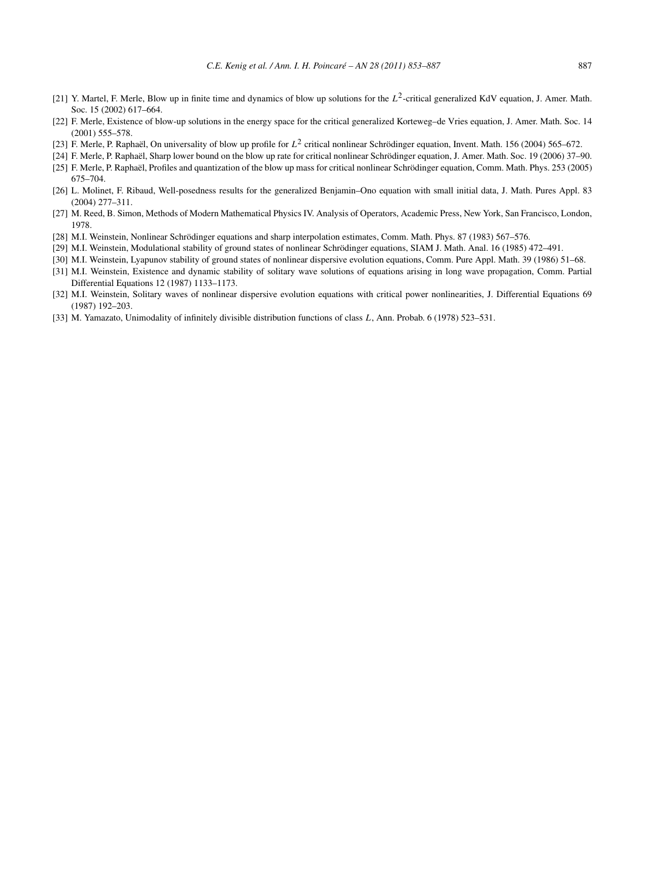[21] Y. Martel, F. Merle, Blow up in finite time and dynamics of blow up solutions for the $L^2$-critical generalized KdV equation, J. Amer. Math. Soc. 15 (2002) 617–664.

[22] F. Merle, Existence of blow-up solutions in the energy space for the critical generalized Korteweg–de Vries equation, J. Amer. Math. Soc. 14 (2001) 555–578.

[23] F. Merle, P. Raphaël, On universality of blow up profile for $L^2$ critical nonlinear Schrödinger equation, Invent. Math. 156 (2004) 565–672.

[24] F. Merle, P. Raphaël, Sharp lower bound on the blow up rate for critical nonlinear Schrödinger equation, J. Amer. Math. Soc. 19 (2006) 37–90.

[25] F. Merle, P. Raphaël, Profiles and quantization of the blow up mass for critical nonlinear Schrödinger equation, Comm. Math. Phys. 253 (2005) 675–704.

[26] L. Molinet, F. Ribaud, Well-posedness results for the generalized Benjamin–Ono equation with small initial data, J. Math. Pures Appl. 83 (2004) 277–311.

[27] M. Reed, B. Simon, Methods of Modern Mathematical Physics IV. Analysis of Operators, Academic Press, New York, San Francisco, London, 1978.

[28] M.I. Weinstein, Nonlinear Schrödinger equations and sharp interpolation estimates, Comm. Math. Phys. 87 (1983) 567–576.

[29] M.I. Weinstein, Modulational stability of ground states of nonlinear Schrödinger equations, SIAM J. Math. Anal. 16 (1985) 472–491.

[30] M.I. Weinstein, Lyapunov stability of ground states of nonlinear dispersive evolution equations, Comm. Pure Appl. Math. 39 (1986) 51–68.

[31] M.I. Weinstein, Existence and dynamic stability of solitary wave solutions of equations arising in long wave propagation, Comm. Partial Differential Equations 12 (1987) 1133–1173.

[32] M.I. Weinstein, Solitary waves of nonlinear dispersive evolution equations with critical power nonlinearities, J. Differential Equations 69 (1987) 192–203.

[33] M. Yamazato, Unimodality of infinitely divisible distribution functions of class $L$, Ann. Probab. 6 (1978) 523–531.